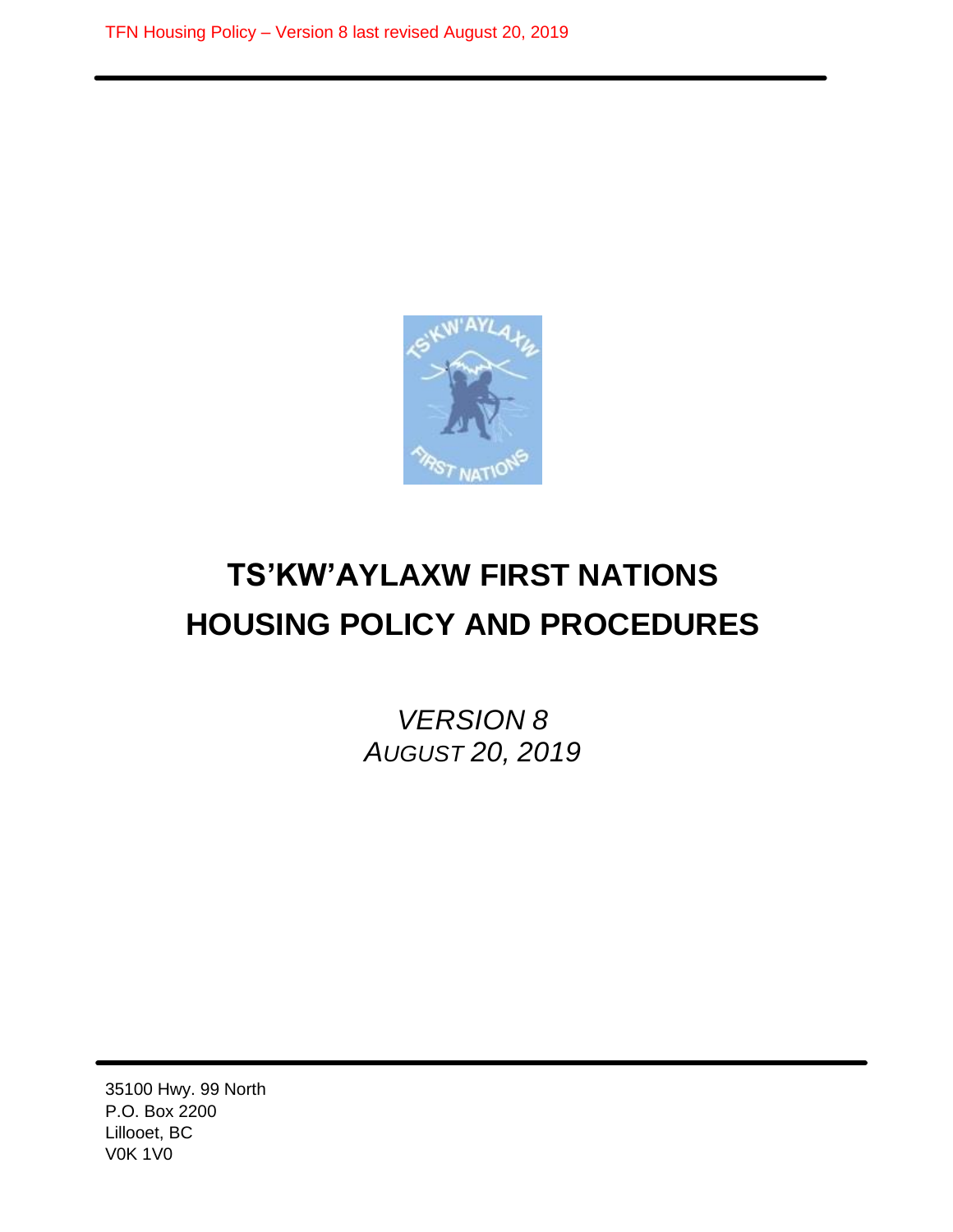# TS'KW'AYLAXW FIRST NATIONS
# HOUSING POLICY AND PROCEDURES

*VERSION 8*
*AUGUST 20, 2019*

35100 Hwy. 99 North
P.O. Box 2200
Lillooet, BC
V0K 1V0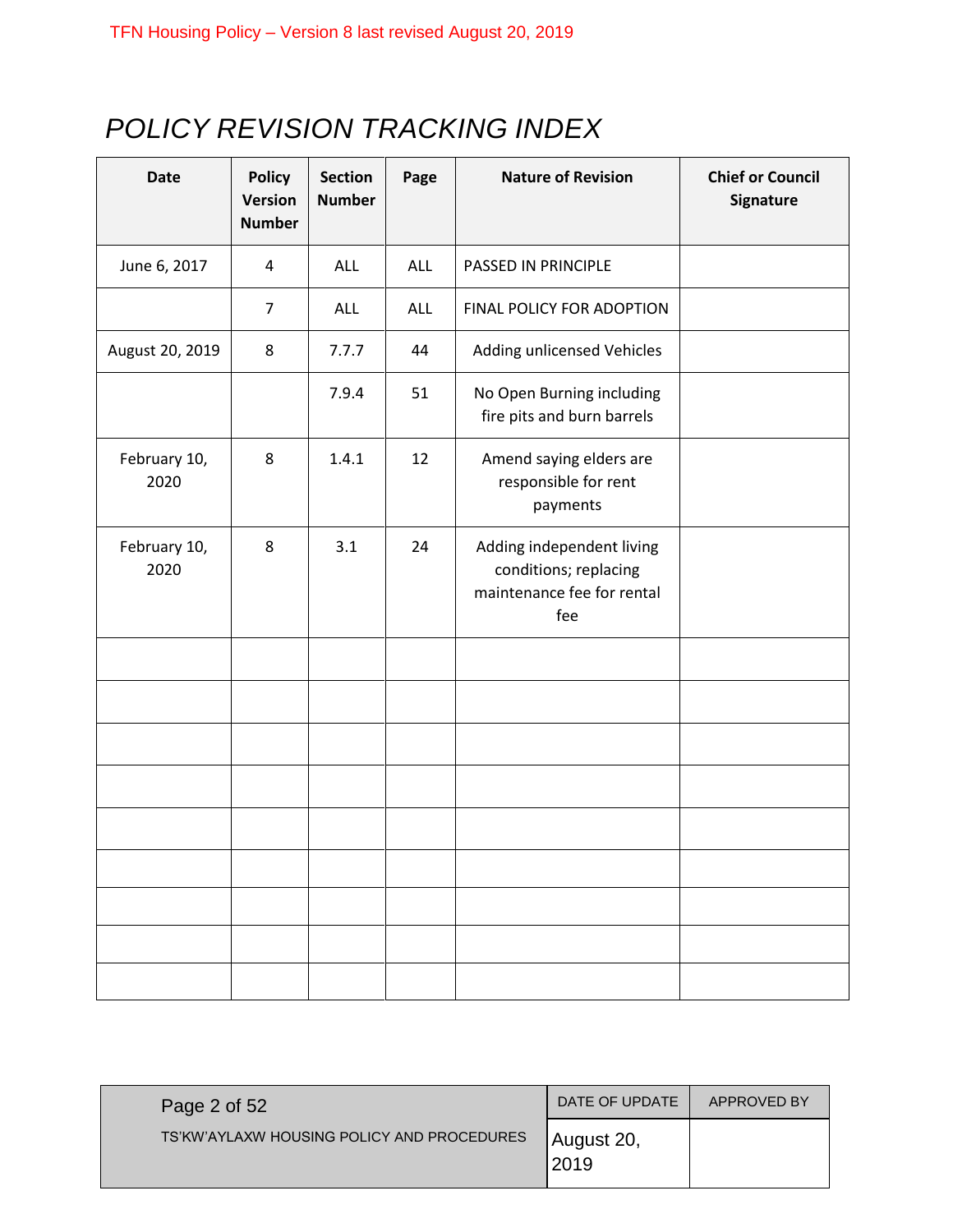# POLICY REVISION TRACKING INDEX

| Date | Policy Version Number | Section Number | Page | Nature of Revision | Chief or Council Signature |
|---|---|---|---|---|---|
| June 6, 2017 | 4 | ALL | ALL | PASSED IN PRINCIPLE | |
| | 7 | ALL | ALL | FINAL POLICY FOR ADOPTION | |
| August 20, 2019 | 8 | 7.7.7 | 44 | Adding unlicensed Vehicles | |
| | | 7.9.4 | 51 | No Open Burning including fire pits and burn barrels | |
| February 10, 2020 | 8 | 1.4.1 | 12 | Amend saying elders are responsible for rent payments | |
| February 10, 2020 | 8 | 3.1 | 24 | Adding independent living conditions; replacing maintenance fee for rental fee | |
| | | | | | |
| | | | | | |
| | | | | | |
| | | | | | |
| | | | | | |
| | | | | | |
| | | | | | |
| | | | | | |
| | | | | | |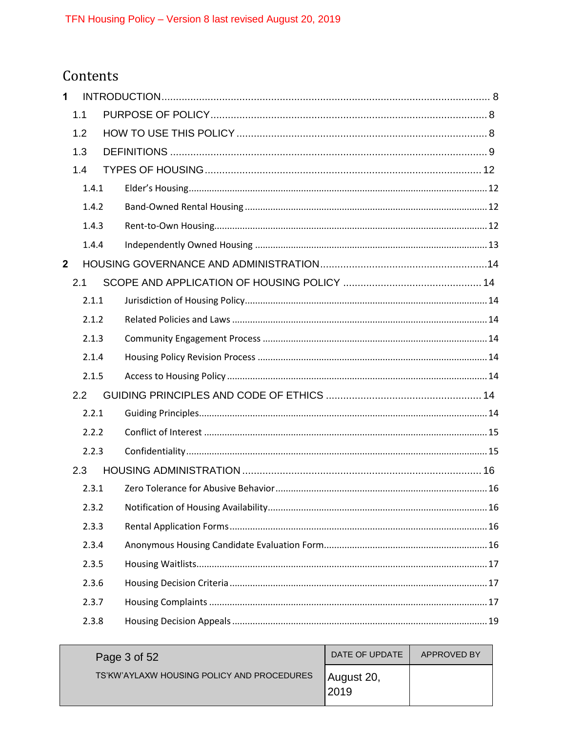# Contents

1 INTRODUCTION ........................................................................................................ 8

- 1.1 PURPOSE OF POLICY ........................................................................................ 8
- 1.2 HOW TO USE THIS POLICY ............................................................................... 8
- 1.3 DEFINITIONS ..................................................................................................... 9
- 1.4 TYPES OF HOUSING ......................................................................................... 12
  - 1.4.1 Elder's Housing ............................................................................................ 12
  - 1.4.2 Band-Owned Rental Housing ...................................................................... 12
  - 1.4.3 Rent-to-Own Housing .................................................................................. 12
  - 1.4.4 Independently Owned Housing .................................................................. 13

2 HOUSING GOVERNANCE AND ADMINISTRATION ................................................ 14

- 2.1 SCOPE AND APPLICATION OF HOUSING POLICY ........................................ 14
  - 2.1.1 Jurisdiction of Housing Policy ..................................................................... 14
  - 2.1.2 Related Policies and Laws .......................................................................... 14
  - 2.1.3 Community Engagement Process ............................................................... 14
  - 2.1.4 Housing Policy Revision Process ................................................................ 14
  - 2.1.5 Access to Housing Policy ............................................................................ 14
- 2.2 GUIDING PRINCIPLES AND CODE OF ETHICS .............................................. 14
  - 2.2.1 Guiding Principles ........................................................................................ 14
  - 2.2.2 Conflict of Interest ........................................................................................ 15
  - 2.2.3 Confidentiality .............................................................................................. 15
- 2.3 HOUSING ADMINISTRATION ........................................................................... 16
  - 2.3.1 Zero Tolerance for Abusive Behavior .......................................................... 16
  - 2.3.2 Notification of Housing Availability ............................................................. 16
  - 2.3.3 Rental Application Forms ............................................................................ 16
  - 2.3.4 Anonymous Housing Candidate Evaluation Form ...................................... 16
  - 2.3.5 Housing Waitlists ......................................................................................... 17
  - 2.3.6 Housing Decision Criteria ............................................................................ 17
  - 2.3.7 Housing Complaints .................................................................................... 17
  - 2.3.8 Housing Decision Appeals ........................................................................... 19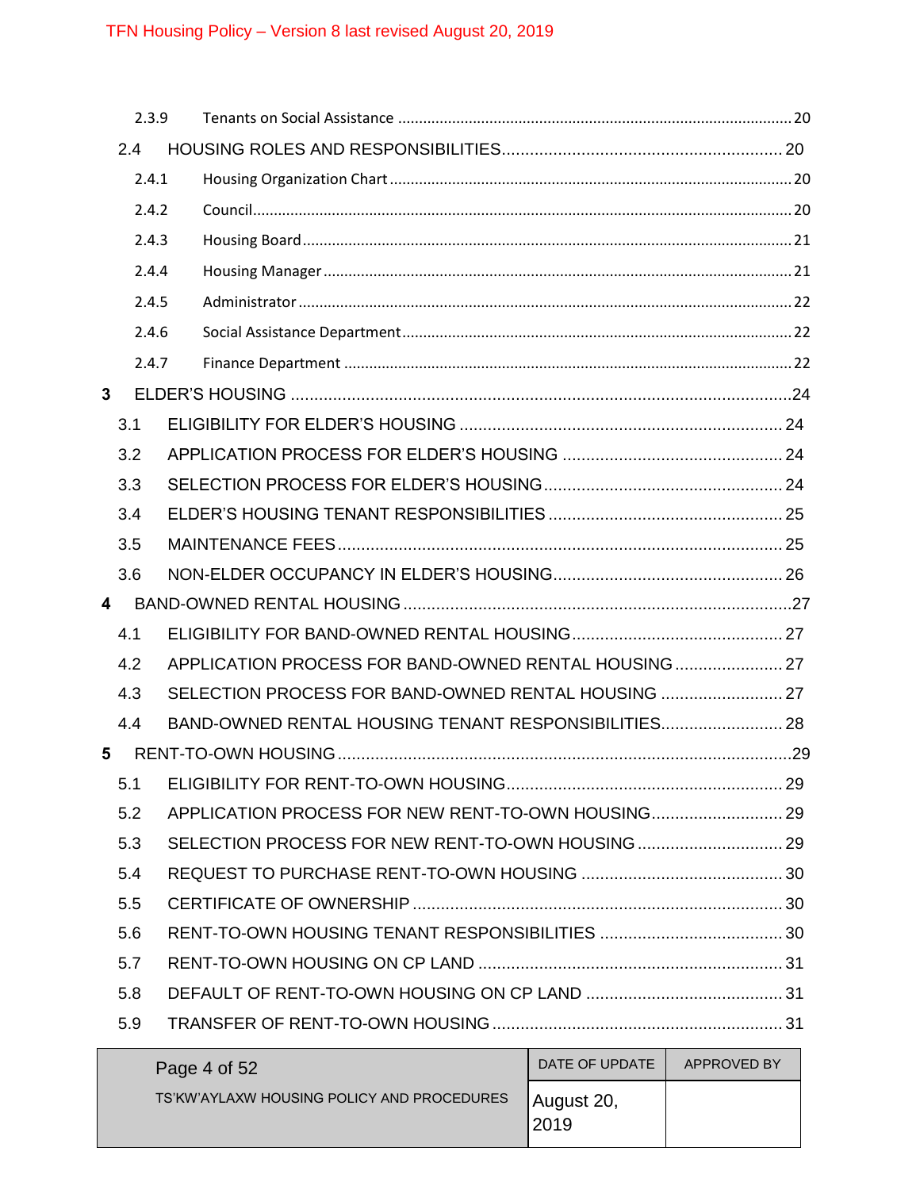2.3.9 Tenants on Social Assistance ..... 20

2.4 HOUSING ROLES AND RESPONSIBILITIES ..... 20

2.4.1 Housing Organization Chart ..... 20

2.4.2 Council ..... 20

2.4.3 Housing Board ..... 21

2.4.4 Housing Manager ..... 21

2.4.5 Administrator ..... 22

2.4.6 Social Assistance Department ..... 22

2.4.7 Finance Department ..... 22

**3** ELDER'S HOUSING ..... 24

3.1 ELIGIBILITY FOR ELDER'S HOUSING ..... 24

3.2 APPLICATION PROCESS FOR ELDER'S HOUSING ..... 24

3.3 SELECTION PROCESS FOR ELDER'S HOUSING ..... 24

3.4 ELDER'S HOUSING TENANT RESPONSIBILITIES ..... 25

3.5 MAINTENANCE FEES ..... 25

3.6 NON-ELDER OCCUPANCY IN ELDER'S HOUSING ..... 26

**4** BAND-OWNED RENTAL HOUSING ..... 27

4.1 ELIGIBILITY FOR BAND-OWNED RENTAL HOUSING ..... 27

4.2 APPLICATION PROCESS FOR BAND-OWNED RENTAL HOUSING ..... 27

4.3 SELECTION PROCESS FOR BAND-OWNED RENTAL HOUSING ..... 27

4.4 BAND-OWNED RENTAL HOUSING TENANT RESPONSIBILITIES ..... 28

**5** RENT-TO-OWN HOUSING ..... 29

5.1 ELIGIBILITY FOR RENT-TO-OWN HOUSING ..... 29

5.2 APPLICATION PROCESS FOR NEW RENT-TO-OWN HOUSING ..... 29

5.3 SELECTION PROCESS FOR NEW RENT-TO-OWN HOUSING ..... 29

5.4 REQUEST TO PURCHASE RENT-TO-OWN HOUSING ..... 30

5.5 CERTIFICATE OF OWNERSHIP ..... 30

5.6 RENT-TO-OWN HOUSING TENANT RESPONSIBILITIES ..... 30

5.7 RENT-TO-OWN HOUSING ON CP LAND ..... 31

5.8 DEFAULT OF RENT-TO-OWN HOUSING ON CP LAND ..... 31

5.9 TRANSFER OF RENT-TO-OWN HOUSING ..... 31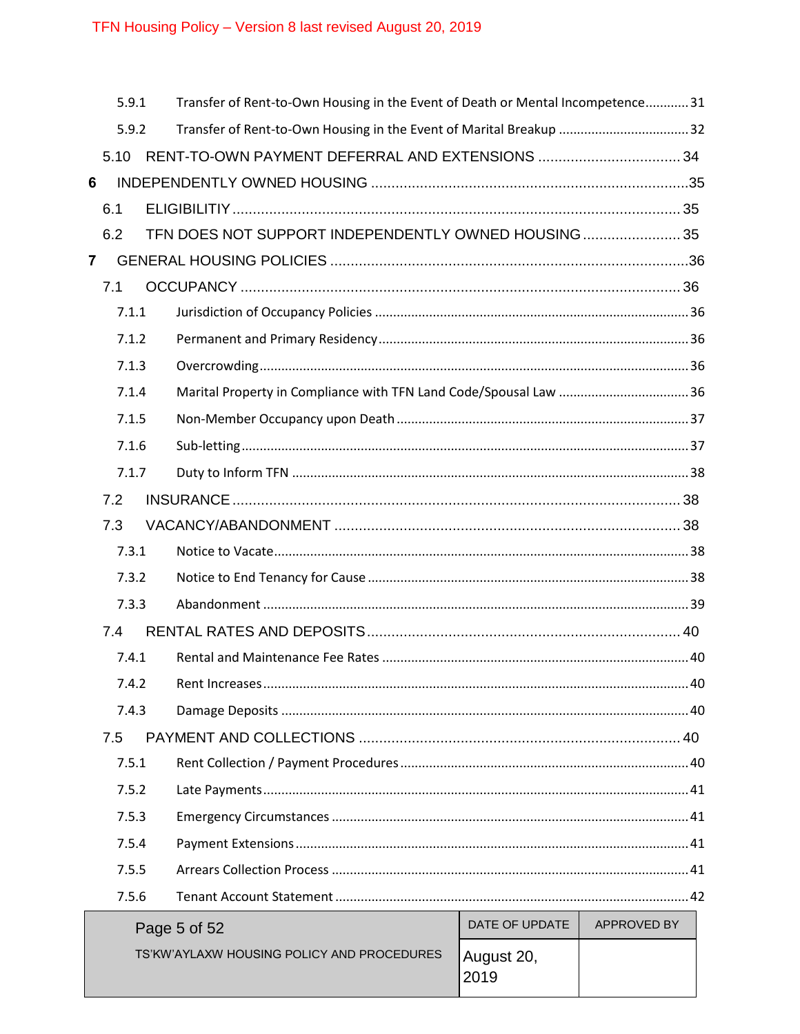5.9.1 Transfer of Rent-to-Own Housing in the Event of Death or Mental Incompetence............31

5.9.2 Transfer of Rent-to-Own Housing in the Event of Marital Breakup ....................................32

5.10 RENT-TO-OWN PAYMENT DEFERRAL AND EXTENSIONS ................................... 34

6 INDEPENDENTLY OWNED HOUSING .............................................................................35

6.1 ELIGIBILITIY ............................................................................................................. 35

6.2 TFN DOES NOT SUPPORT INDEPENDENTLY OWNED HOUSING ........................ 35

7 GENERAL HOUSING POLICIES .......................................................................................36

7.1 OCCUPANCY ............................................................................................................ 36

7.1.1 Jurisdiction of Occupancy Policies .....................................................................................36

7.1.2 Permanent and Primary Residency....................................................................................36

7.1.3 Overcrowding....................................................................................................................36

7.1.4 Marital Property in Compliance with TFN Land Code/Spousal Law ....................................36

7.1.5 Non-Member Occupancy upon Death ................................................................................37

7.1.6 Sub-letting..........................................................................................................................37

7.1.7 Duty to Inform TFN ............................................................................................................38

7.2 INSURANCE .............................................................................................................. 38

7.3 VACANCY/ABANDONMENT ..................................................................................... 38

7.3.1 Notice to Vacate.................................................................................................................38

7.3.2 Notice to End Tenancy for Cause .......................................................................................38

7.3.3 Abandonment ....................................................................................................................39

7.4 RENTAL RATES AND DEPOSITS............................................................................. 40

7.4.1 Rental and Maintenance Fee Rates ...................................................................................40

7.4.2 Rent Increases....................................................................................................................40

7.4.3 Damage Deposits ...............................................................................................................40

7.5 PAYMENT AND COLLECTIONS ............................................................................... 40

7.5.1 Rent Collection / Payment Procedures...............................................................................40

7.5.2 Late Payments....................................................................................................................41

7.5.3 Emergency Circumstances .................................................................................................41

7.5.4 Payment Extensions...........................................................................................................41

7.5.5 Arrears Collection Process .................................................................................................41

7.5.6 Tenant Account Statement ................................................................................................42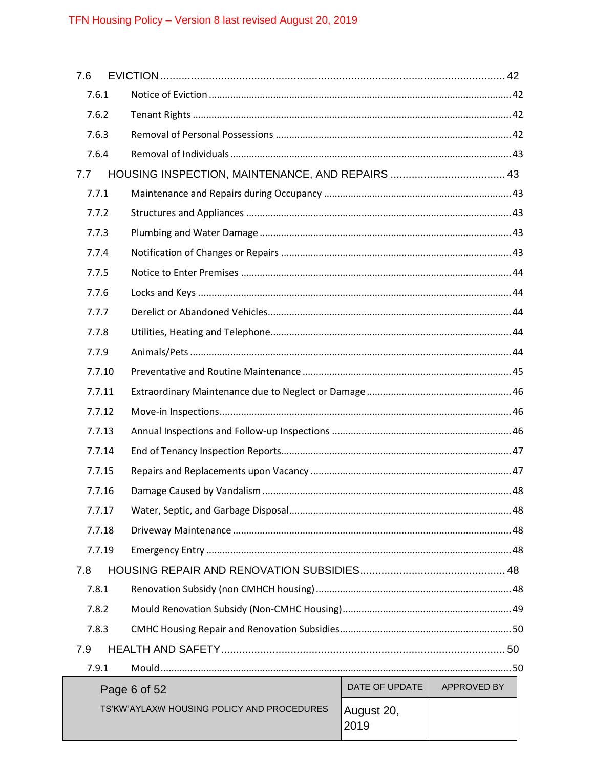7.6 EVICTION ........................................................................................................................ 42

7.6.1 Notice of Eviction ........................................................................................................ 42

7.6.2 Tenant Rights ............................................................................................................... 42

7.6.3 Removal of Personal Possessions ................................................................................ 42

7.6.4 Removal of Individuals ................................................................................................. 43

7.7 HOUSING INSPECTION, MAINTENANCE, AND REPAIRS ...................................... 43

7.7.1 Maintenance and Repairs during Occupancy .............................................................. 43

7.7.2 Structures and Appliances ........................................................................................... 43

7.7.3 Plumbing and Water Damage ...................................................................................... 43

7.7.4 Notification of Changes or Repairs .............................................................................. 43

7.7.5 Notice to Enter Premises ............................................................................................. 44

7.7.6 Locks and Keys ............................................................................................................. 44

7.7.7 Derelict or Abandoned Vehicles................................................................................... 44

7.7.8 Utilities, Heating and Telephone.................................................................................. 44

7.7.9 Animals/Pets ................................................................................................................ 44

7.7.10 Preventative and Routine Maintenance ...................................................................... 45

7.7.11 Extraordinary Maintenance due to Neglect or Damage .............................................. 46

7.7.12 Move-in Inspections..................................................................................................... 46

7.7.13 Annual Inspections and Follow-up Inspections ........................................................... 46

7.7.14 End of Tenancy Inspection Reports.............................................................................. 47

7.7.15 Repairs and Replacements upon Vacancy ................................................................... 47

7.7.16 Damage Caused by Vandalism ..................................................................................... 48

7.7.17 Water, Septic, and Garbage Disposal........................................................................... 48

7.7.18 Driveway Maintenance ................................................................................................ 48

7.7.19 Emergency Entry .......................................................................................................... 48

7.8 HOUSING REPAIR AND RENOVATION SUBSIDIES................................................. 48

7.8.1 Renovation Subsidy (non CMHCH housing) ................................................................. 48

7.8.2 Mould Renovation Subsidy (Non-CMHC Housing)....................................................... 49

7.8.3 CMHC Housing Repair and Renovation Subsidies........................................................ 50

7.9 HEALTH AND SAFETY................................................................................................. 50

7.9.1 Mould ........................................................................................................................... 50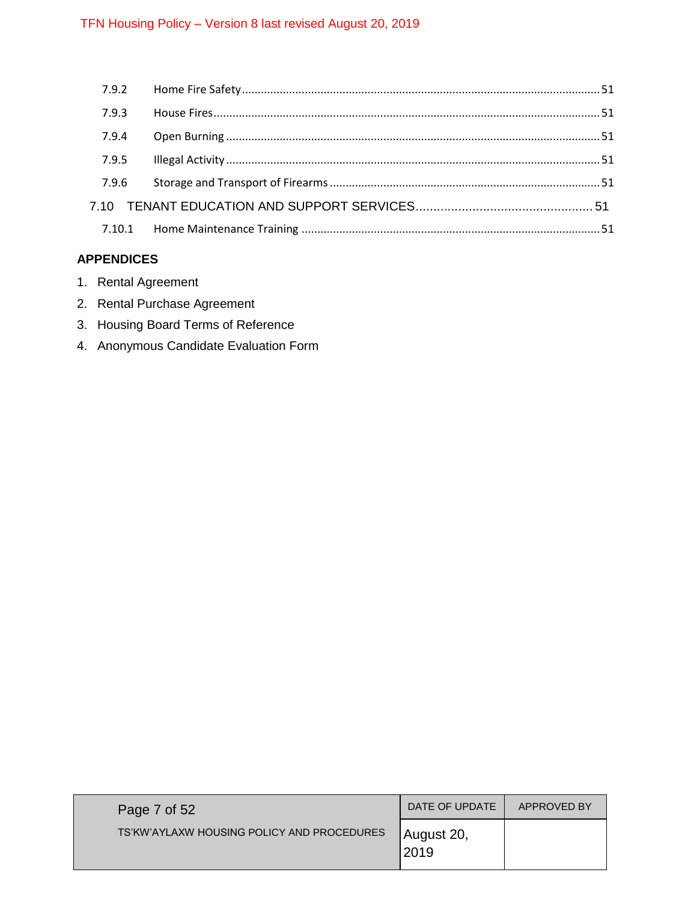| | | |
|---|---|---|
| 7.9.2 | Home Fire Safety | 51 |
| 7.9.3 | House Fires | 51 |
| 7.9.4 | Open Burning | 51 |
| 7.9.5 | Illegal Activity | 51 |
| 7.9.6 | Storage and Transport of Firearms | 51 |
| 7.10 | TENANT EDUCATION AND SUPPORT SERVICES | 51 |
| 7.10.1 | Home Maintenance Training | 51 |

**APPENDICES**

1. Rental Agreement
2. Rental Purchase Agreement
3. Housing Board Terms of Reference
4. Anonymous Candidate Evaluation Form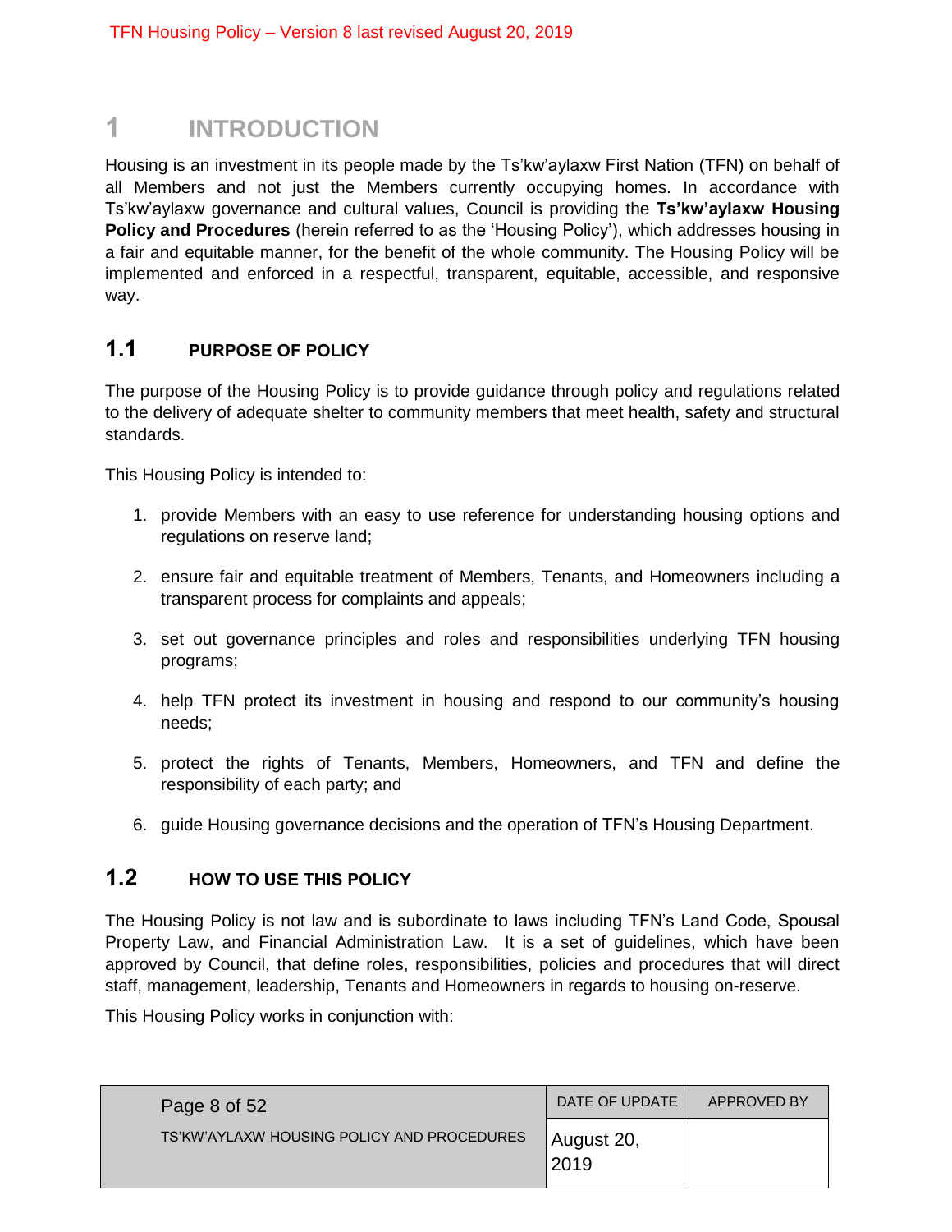# 1 INTRODUCTION

Housing is an investment in its people made by the Ts'kw'aylaxw First Nation (TFN) on behalf of all Members and not just the Members currently occupying homes. In accordance with Ts'kw'aylaxw governance and cultural values, Council is providing the **Ts'kw'aylaxw Housing Policy and Procedures** (herein referred to as the 'Housing Policy'), which addresses housing in a fair and equitable manner, for the benefit of the whole community. The Housing Policy will be implemented and enforced in a respectful, transparent, equitable, accessible, and responsive way.

## 1.1 PURPOSE OF POLICY

The purpose of the Housing Policy is to provide guidance through policy and regulations related to the delivery of adequate shelter to community members that meet health, safety and structural standards.

This Housing Policy is intended to:

1. provide Members with an easy to use reference for understanding housing options and regulations on reserve land;
2. ensure fair and equitable treatment of Members, Tenants, and Homeowners including a transparent process for complaints and appeals;
3. set out governance principles and roles and responsibilities underlying TFN housing programs;
4. help TFN protect its investment in housing and respond to our community's housing needs;
5. protect the rights of Tenants, Members, Homeowners, and TFN and define the responsibility of each party; and
6. guide Housing governance decisions and the operation of TFN's Housing Department.

## 1.2 HOW TO USE THIS POLICY

The Housing Policy is not law and is subordinate to laws including TFN's Land Code, Spousal Property Law, and Financial Administration Law. It is a set of guidelines, which have been approved by Council, that define roles, responsibilities, policies and procedures that will direct staff, management, leadership, Tenants and Homeowners in regards to housing on-reserve.

This Housing Policy works in conjunction with: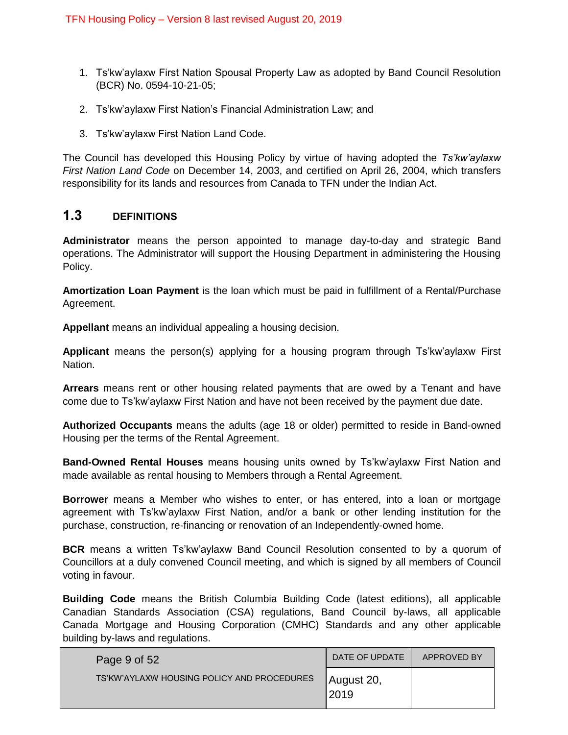1. Ts'kw'aylaxw First Nation Spousal Property Law as adopted by Band Council Resolution (BCR) No. 0594-10-21-05;

2. Ts'kw'aylaxw First Nation's Financial Administration Law; and

3. Ts'kw'aylaxw First Nation Land Code.

The Council has developed this Housing Policy by virtue of having adopted the *Ts'kw'aylaxw First Nation Land Code* on December 14, 2003, and certified on April 26, 2004, which transfers responsibility for its lands and resources from Canada to TFN under the Indian Act.

## 1.3 DEFINITIONS

**Administrator** means the person appointed to manage day-to-day and strategic Band operations. The Administrator will support the Housing Department in administering the Housing Policy.

**Amortization Loan Payment** is the loan which must be paid in fulfillment of a Rental/Purchase Agreement.

**Appellant** means an individual appealing a housing decision.

**Applicant** means the person(s) applying for a housing program through Ts'kw'aylaxw First Nation.

**Arrears** means rent or other housing related payments that are owed by a Tenant and have come due to Ts'kw'aylaxw First Nation and have not been received by the payment due date.

**Authorized Occupants** means the adults (age 18 or older) permitted to reside in Band-owned Housing per the terms of the Rental Agreement.

**Band-Owned Rental Houses** means housing units owned by Ts'kw'aylaxw First Nation and made available as rental housing to Members through a Rental Agreement.

**Borrower** means a Member who wishes to enter, or has entered, into a loan or mortgage agreement with Ts'kw'aylaxw First Nation, and/or a bank or other lending institution for the purchase, construction, re-financing or renovation of an Independently-owned home.

**BCR** means a written Ts'kw'aylaxw Band Council Resolution consented to by a quorum of Councillors at a duly convened Council meeting, and which is signed by all members of Council voting in favour.

**Building Code** means the British Columbia Building Code (latest editions), all applicable Canadian Standards Association (CSA) regulations, Band Council by-laws, all applicable Canada Mortgage and Housing Corporation (CMHC) Standards and any other applicable building by-laws and regulations.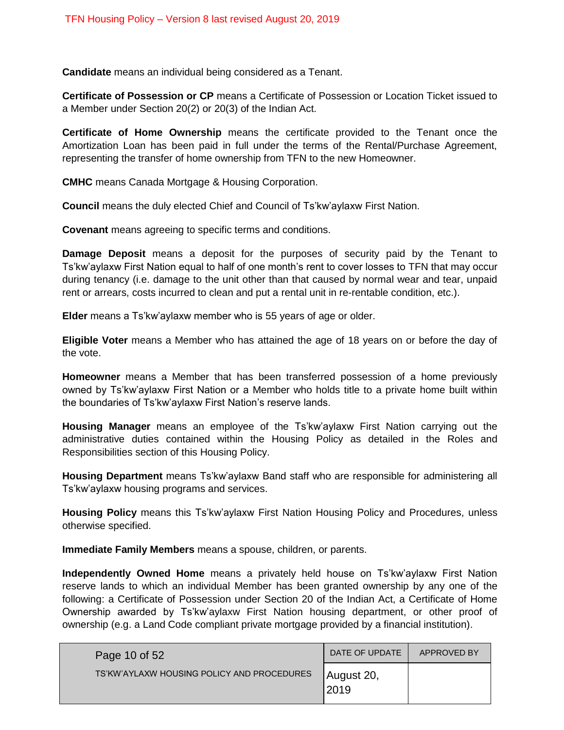**Candidate** means an individual being considered as a Tenant.

**Certificate of Possession or CP** means a Certificate of Possession or Location Ticket issued to a Member under Section 20(2) or 20(3) of the Indian Act.

**Certificate of Home Ownership** means the certificate provided to the Tenant once the Amortization Loan has been paid in full under the terms of the Rental/Purchase Agreement, representing the transfer of home ownership from TFN to the new Homeowner.

**CMHC** means Canada Mortgage & Housing Corporation.

**Council** means the duly elected Chief and Council of Ts'kw'aylaxw First Nation.

**Covenant** means agreeing to specific terms and conditions.

**Damage Deposit** means a deposit for the purposes of security paid by the Tenant to Ts'kw'aylaxw First Nation equal to half of one month's rent to cover losses to TFN that may occur during tenancy (i.e. damage to the unit other than that caused by normal wear and tear, unpaid rent or arrears, costs incurred to clean and put a rental unit in re-rentable condition, etc.).

**Elder** means a Ts'kw'aylaxw member who is 55 years of age or older.

**Eligible Voter** means a Member who has attained the age of 18 years on or before the day of the vote.

**Homeowner** means a Member that has been transferred possession of a home previously owned by Ts'kw'aylaxw First Nation or a Member who holds title to a private home built within the boundaries of Ts'kw'aylaxw First Nation's reserve lands.

**Housing Manager** means an employee of the Ts'kw'aylaxw First Nation carrying out the administrative duties contained within the Housing Policy as detailed in the Roles and Responsibilities section of this Housing Policy.

**Housing Department** means Ts'kw'aylaxw Band staff who are responsible for administering all Ts'kw'aylaxw housing programs and services.

**Housing Policy** means this Ts'kw'aylaxw First Nation Housing Policy and Procedures, unless otherwise specified.

**Immediate Family Members** means a spouse, children, or parents.

**Independently Owned Home** means a privately held house on Ts'kw'aylaxw First Nation reserve lands to which an individual Member has been granted ownership by any one of the following: a Certificate of Possession under Section 20 of the Indian Act, a Certificate of Home Ownership awarded by Ts'kw'aylaxw First Nation housing department, or other proof of ownership (e.g. a Land Code compliant private mortgage provided by a financial institution).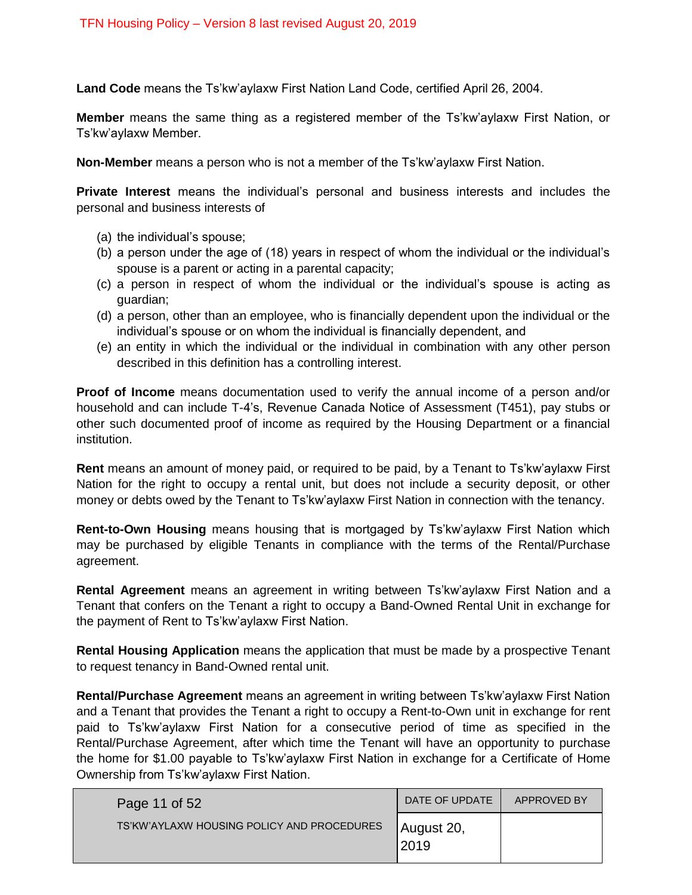**Land Code** means the Ts'kw'aylaxw First Nation Land Code, certified April 26, 2004.

**Member** means the same thing as a registered member of the Ts'kw'aylaxw First Nation, or Ts'kw'aylaxw Member.

**Non-Member** means a person who is not a member of the Ts'kw'aylaxw First Nation.

**Private Interest** means the individual's personal and business interests and includes the personal and business interests of

(a) the individual's spouse;
(b) a person under the age of (18) years in respect of whom the individual or the individual's spouse is a parent or acting in a parental capacity;
(c) a person in respect of whom the individual or the individual's spouse is acting as guardian;
(d) a person, other than an employee, who is financially dependent upon the individual or the individual's spouse or on whom the individual is financially dependent, and
(e) an entity in which the individual or the individual in combination with any other person described in this definition has a controlling interest.

**Proof of Income** means documentation used to verify the annual income of a person and/or household and can include T-4's, Revenue Canada Notice of Assessment (T451), pay stubs or other such documented proof of income as required by the Housing Department or a financial institution.

**Rent** means an amount of money paid, or required to be paid, by a Tenant to Ts'kw'aylaxw First Nation for the right to occupy a rental unit, but does not include a security deposit, or other money or debts owed by the Tenant to Ts'kw'aylaxw First Nation in connection with the tenancy.

**Rent-to-Own Housing** means housing that is mortgaged by Ts'kw'aylaxw First Nation which may be purchased by eligible Tenants in compliance with the terms of the Rental/Purchase agreement.

**Rental Agreement** means an agreement in writing between Ts'kw'aylaxw First Nation and a Tenant that confers on the Tenant a right to occupy a Band-Owned Rental Unit in exchange for the payment of Rent to Ts'kw'aylaxw First Nation.

**Rental Housing Application** means the application that must be made by a prospective Tenant to request tenancy in Band-Owned rental unit.

**Rental/Purchase Agreement** means an agreement in writing between Ts'kw'aylaxw First Nation and a Tenant that provides the Tenant a right to occupy a Rent-to-Own unit in exchange for rent paid to Ts'kw'aylaxw First Nation for a consecutive period of time as specified in the Rental/Purchase Agreement, after which time the Tenant will have an opportunity to purchase the home for $1.00 payable to Ts'kw'aylaxw First Nation in exchange for a Certificate of Home Ownership from Ts'kw'aylaxw First Nation.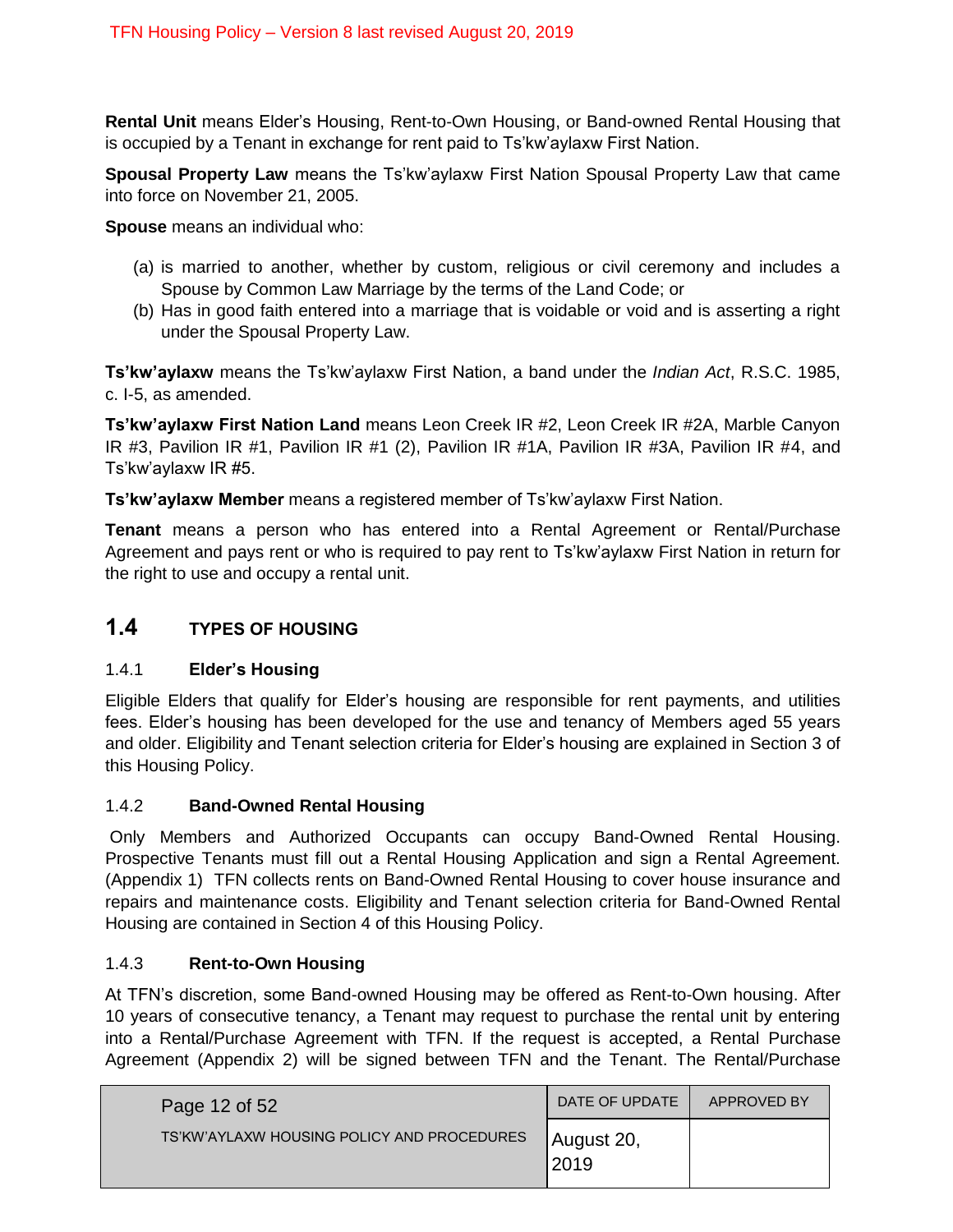**Rental Unit** means Elder's Housing, Rent-to-Own Housing, or Band-owned Rental Housing that is occupied by a Tenant in exchange for rent paid to Ts'kw'aylaxw First Nation.

**Spousal Property Law** means the Ts'kw'aylaxw First Nation Spousal Property Law that came into force on November 21, 2005.

**Spouse** means an individual who:

(a) is married to another, whether by custom, religious or civil ceremony and includes a Spouse by Common Law Marriage by the terms of the Land Code; or
(b) Has in good faith entered into a marriage that is voidable or void and is asserting a right under the Spousal Property Law.

**Ts'kw'aylaxw** means the Ts'kw'aylaxw First Nation, a band under the *Indian Act*, R.S.C. 1985, c. I-5, as amended.

**Ts'kw'aylaxw First Nation Land** means Leon Creek IR #2, Leon Creek IR #2A, Marble Canyon IR #3, Pavilion IR #1, Pavilion IR #1 (2), Pavilion IR #1A, Pavilion IR #3A, Pavilion IR #4, and Ts'kw'aylaxw IR #5.

**Ts'kw'aylaxw Member** means a registered member of Ts'kw'aylaxw First Nation.

**Tenant** means a person who has entered into a Rental Agreement or Rental/Purchase Agreement and pays rent or who is required to pay rent to Ts'kw'aylaxw First Nation in return for the right to use and occupy a rental unit.

## 1.4 TYPES OF HOUSING

### 1.4.1 Elder's Housing

Eligible Elders that qualify for Elder's housing are responsible for rent payments, and utilities fees. Elder's housing has been developed for the use and tenancy of Members aged 55 years and older. Eligibility and Tenant selection criteria for Elder's housing are explained in Section 3 of this Housing Policy.

### 1.4.2 Band-Owned Rental Housing

Only Members and Authorized Occupants can occupy Band-Owned Rental Housing. Prospective Tenants must fill out a Rental Housing Application and sign a Rental Agreement. (Appendix 1) TFN collects rents on Band-Owned Rental Housing to cover house insurance and repairs and maintenance costs. Eligibility and Tenant selection criteria for Band-Owned Rental Housing are contained in Section 4 of this Housing Policy.

### 1.4.3 Rent-to-Own Housing

At TFN's discretion, some Band-owned Housing may be offered as Rent-to-Own housing. After 10 years of consecutive tenancy, a Tenant may request to purchase the rental unit by entering into a Rental/Purchase Agreement with TFN. If the request is accepted, a Rental Purchase Agreement (Appendix 2) will be signed between TFN and the Tenant. The Rental/Purchase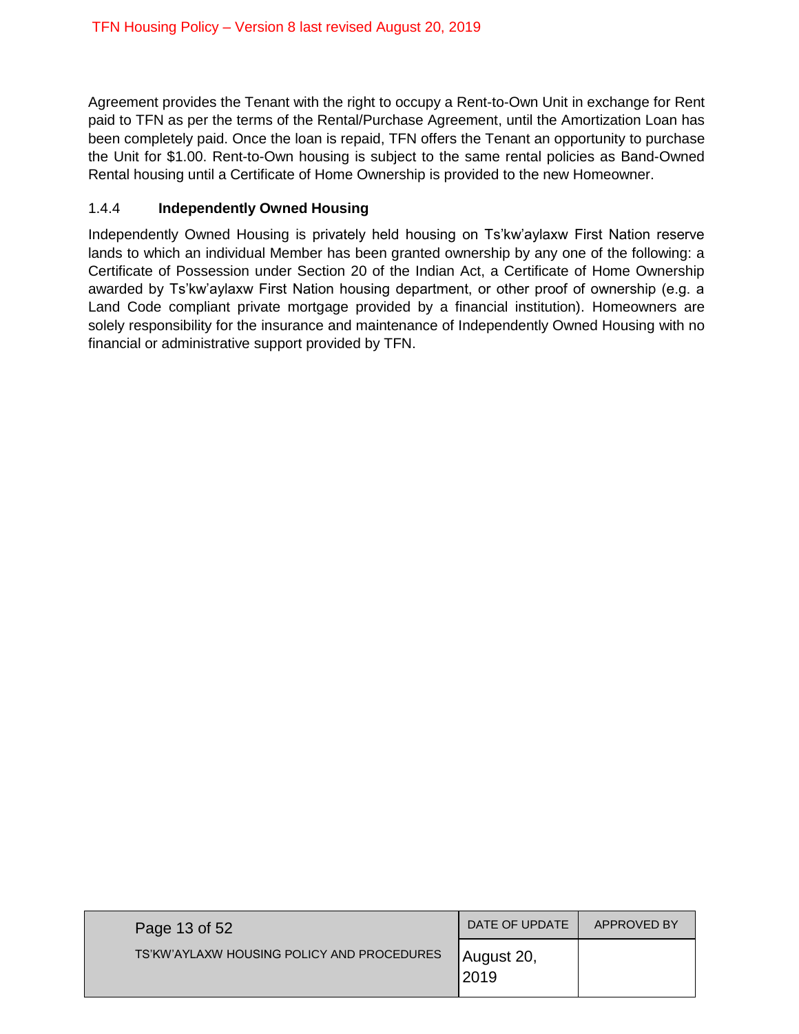Agreement provides the Tenant with the right to occupy a Rent-to-Own Unit in exchange for Rent paid to TFN as per the terms of the Rental/Purchase Agreement, until the Amortization Loan has been completely paid. Once the loan is repaid, TFN offers the Tenant an opportunity to purchase the Unit for $1.00. Rent-to-Own housing is subject to the same rental policies as Band-Owned Rental housing until a Certificate of Home Ownership is provided to the new Homeowner.

### 1.4.4 **Independently Owned Housing**

Independently Owned Housing is privately held housing on Ts'kw'aylaxw First Nation reserve lands to which an individual Member has been granted ownership by any one of the following: a Certificate of Possession under Section 20 of the Indian Act, a Certificate of Home Ownership awarded by Ts'kw'aylaxw First Nation housing department, or other proof of ownership (e.g. a Land Code compliant private mortgage provided by a financial institution). Homeowners are solely responsibility for the insurance and maintenance of Independently Owned Housing with no financial or administrative support provided by TFN.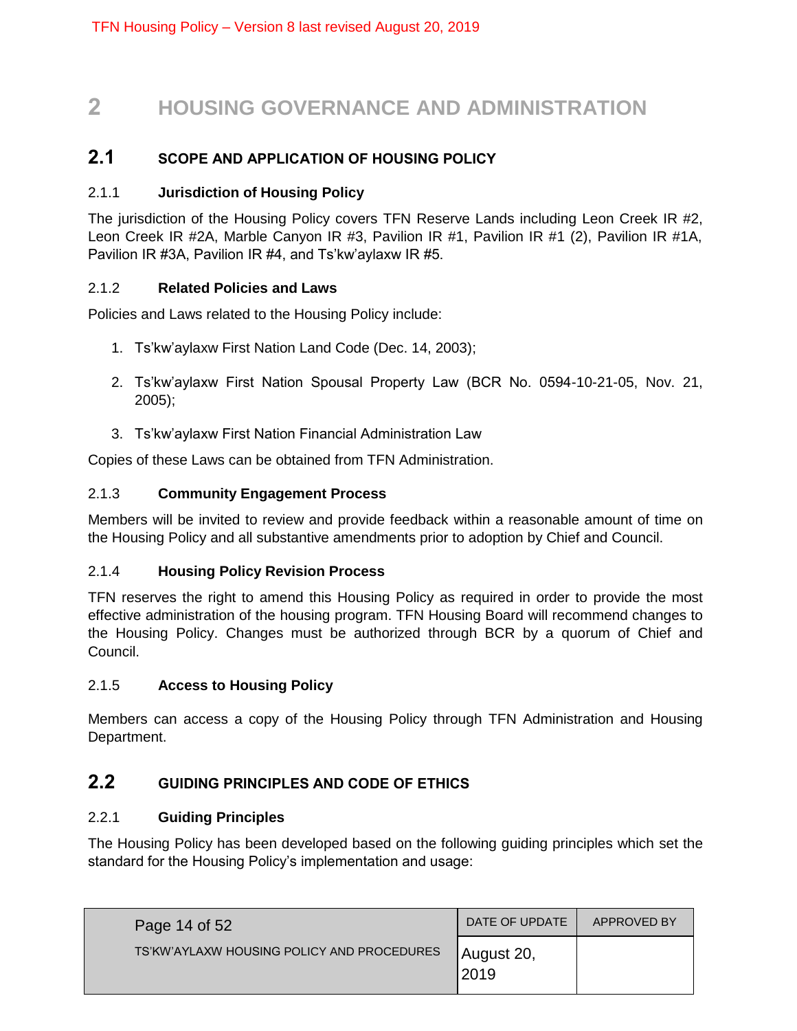# 2 HOUSING GOVERNANCE AND ADMINISTRATION

## 2.1 SCOPE AND APPLICATION OF HOUSING POLICY

### 2.1.1 Jurisdiction of Housing Policy

The jurisdiction of the Housing Policy covers TFN Reserve Lands including Leon Creek IR #2, Leon Creek IR #2A, Marble Canyon IR #3, Pavilion IR #1, Pavilion IR #1 (2), Pavilion IR #1A, Pavilion IR #3A, Pavilion IR #4, and Ts'kw'aylaxw IR #5.

### 2.1.2 Related Policies and Laws

Policies and Laws related to the Housing Policy include:

1. Ts'kw'aylaxw First Nation Land Code (Dec. 14, 2003);
2. Ts'kw'aylaxw First Nation Spousal Property Law (BCR No. 0594-10-21-05, Nov. 21, 2005);
3. Ts'kw'aylaxw First Nation Financial Administration Law

Copies of these Laws can be obtained from TFN Administration.

### 2.1.3 Community Engagement Process

Members will be invited to review and provide feedback within a reasonable amount of time on the Housing Policy and all substantive amendments prior to adoption by Chief and Council.

### 2.1.4 Housing Policy Revision Process

TFN reserves the right to amend this Housing Policy as required in order to provide the most effective administration of the housing program. TFN Housing Board will recommend changes to the Housing Policy. Changes must be authorized through BCR by a quorum of Chief and Council.

### 2.1.5 Access to Housing Policy

Members can access a copy of the Housing Policy through TFN Administration and Housing Department.

## 2.2 GUIDING PRINCIPLES AND CODE OF ETHICS

### 2.2.1 Guiding Principles

The Housing Policy has been developed based on the following guiding principles which set the standard for the Housing Policy's implementation and usage: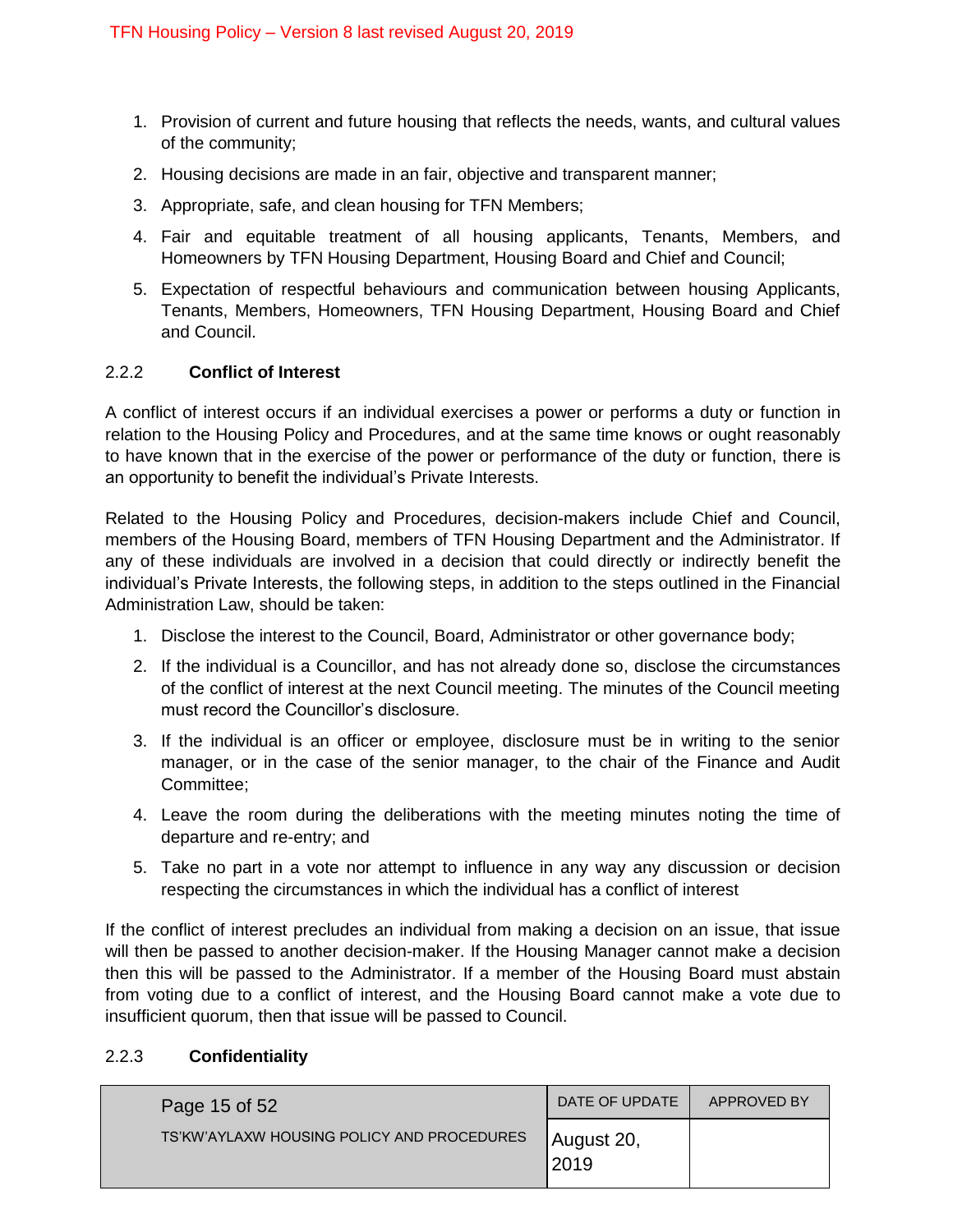1. Provision of current and future housing that reflects the needs, wants, and cultural values of the community;
2. Housing decisions are made in an fair, objective and transparent manner;
3. Appropriate, safe, and clean housing for TFN Members;
4. Fair and equitable treatment of all housing applicants, Tenants, Members, and Homeowners by TFN Housing Department, Housing Board and Chief and Council;
5. Expectation of respectful behaviours and communication between housing Applicants, Tenants, Members, Homeowners, TFN Housing Department, Housing Board and Chief and Council.

### 2.2.2 **Conflict of Interest**

A conflict of interest occurs if an individual exercises a power or performs a duty or function in relation to the Housing Policy and Procedures, and at the same time knows or ought reasonably to have known that in the exercise of the power or performance of the duty or function, there is an opportunity to benefit the individual's Private Interests.

Related to the Housing Policy and Procedures, decision-makers include Chief and Council, members of the Housing Board, members of TFN Housing Department and the Administrator. If any of these individuals are involved in a decision that could directly or indirectly benefit the individual's Private Interests, the following steps, in addition to the steps outlined in the Financial Administration Law, should be taken:

1. Disclose the interest to the Council, Board, Administrator or other governance body;
2. If the individual is a Councillor, and has not already done so, disclose the circumstances of the conflict of interest at the next Council meeting. The minutes of the Council meeting must record the Councillor's disclosure.
3. If the individual is an officer or employee, disclosure must be in writing to the senior manager, or in the case of the senior manager, to the chair of the Finance and Audit Committee;
4. Leave the room during the deliberations with the meeting minutes noting the time of departure and re-entry; and
5. Take no part in a vote nor attempt to influence in any way any discussion or decision respecting the circumstances in which the individual has a conflict of interest

If the conflict of interest precludes an individual from making a decision on an issue, that issue will then be passed to another decision-maker. If the Housing Manager cannot make a decision then this will be passed to the Administrator. If a member of the Housing Board must abstain from voting due to a conflict of interest, and the Housing Board cannot make a vote due to insufficient quorum, then that issue will be passed to Council.

### 2.2.3 **Confidentiality**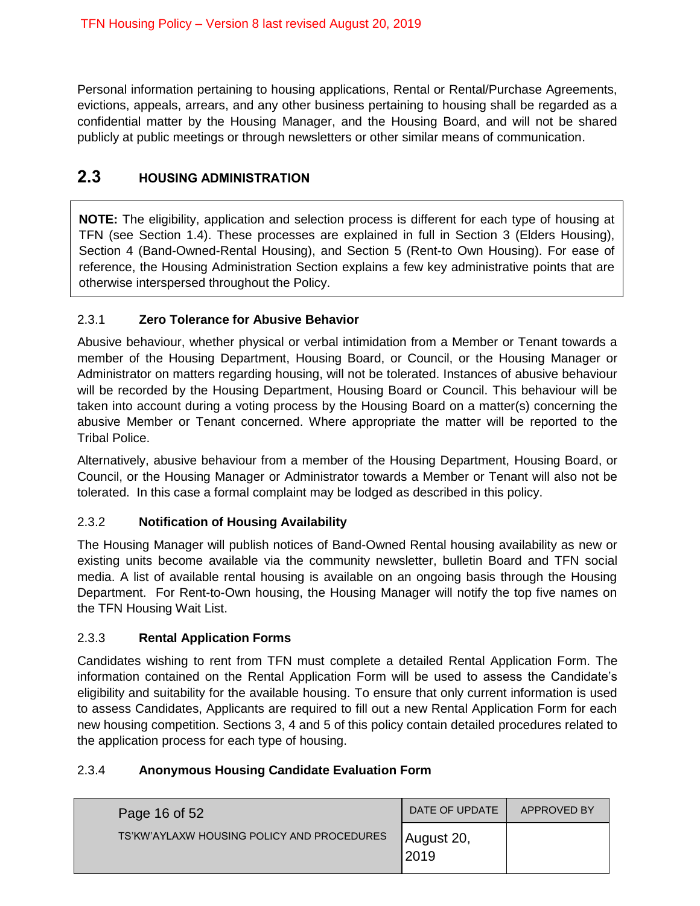Personal information pertaining to housing applications, Rental or Rental/Purchase Agreements, evictions, appeals, arrears, and any other business pertaining to housing shall be regarded as a confidential matter by the Housing Manager, and the Housing Board, and will not be shared publicly at public meetings or through newsletters or other similar means of communication.

## 2.3 HOUSING ADMINISTRATION

> **NOTE:** The eligibility, application and selection process is different for each type of housing at TFN (see Section 1.4). These processes are explained in full in Section 3 (Elders Housing), Section 4 (Band-Owned-Rental Housing), and Section 5 (Rent-to Own Housing). For ease of reference, the Housing Administration Section explains a few key administrative points that are otherwise interspersed throughout the Policy.

### 2.3.1 Zero Tolerance for Abusive Behavior

Abusive behaviour, whether physical or verbal intimidation from a Member or Tenant towards a member of the Housing Department, Housing Board, or Council, or the Housing Manager or Administrator on matters regarding housing, will not be tolerated. Instances of abusive behaviour will be recorded by the Housing Department, Housing Board or Council. This behaviour will be taken into account during a voting process by the Housing Board on a matter(s) concerning the abusive Member or Tenant concerned. Where appropriate the matter will be reported to the Tribal Police.

Alternatively, abusive behaviour from a member of the Housing Department, Housing Board, or Council, or the Housing Manager or Administrator towards a Member or Tenant will also not be tolerated. In this case a formal complaint may be lodged as described in this policy.

### 2.3.2 Notification of Housing Availability

The Housing Manager will publish notices of Band-Owned Rental housing availability as new or existing units become available via the community newsletter, bulletin Board and TFN social media. A list of available rental housing is available on an ongoing basis through the Housing Department. For Rent-to-Own housing, the Housing Manager will notify the top five names on the TFN Housing Wait List.

### 2.3.3 Rental Application Forms

Candidates wishing to rent from TFN must complete a detailed Rental Application Form. The information contained on the Rental Application Form will be used to assess the Candidate's eligibility and suitability for the available housing. To ensure that only current information is used to assess Candidates, Applicants are required to fill out a new Rental Application Form for each new housing competition. Sections 3, 4 and 5 of this policy contain detailed procedures related to the application process for each type of housing.

### 2.3.4 Anonymous Housing Candidate Evaluation Form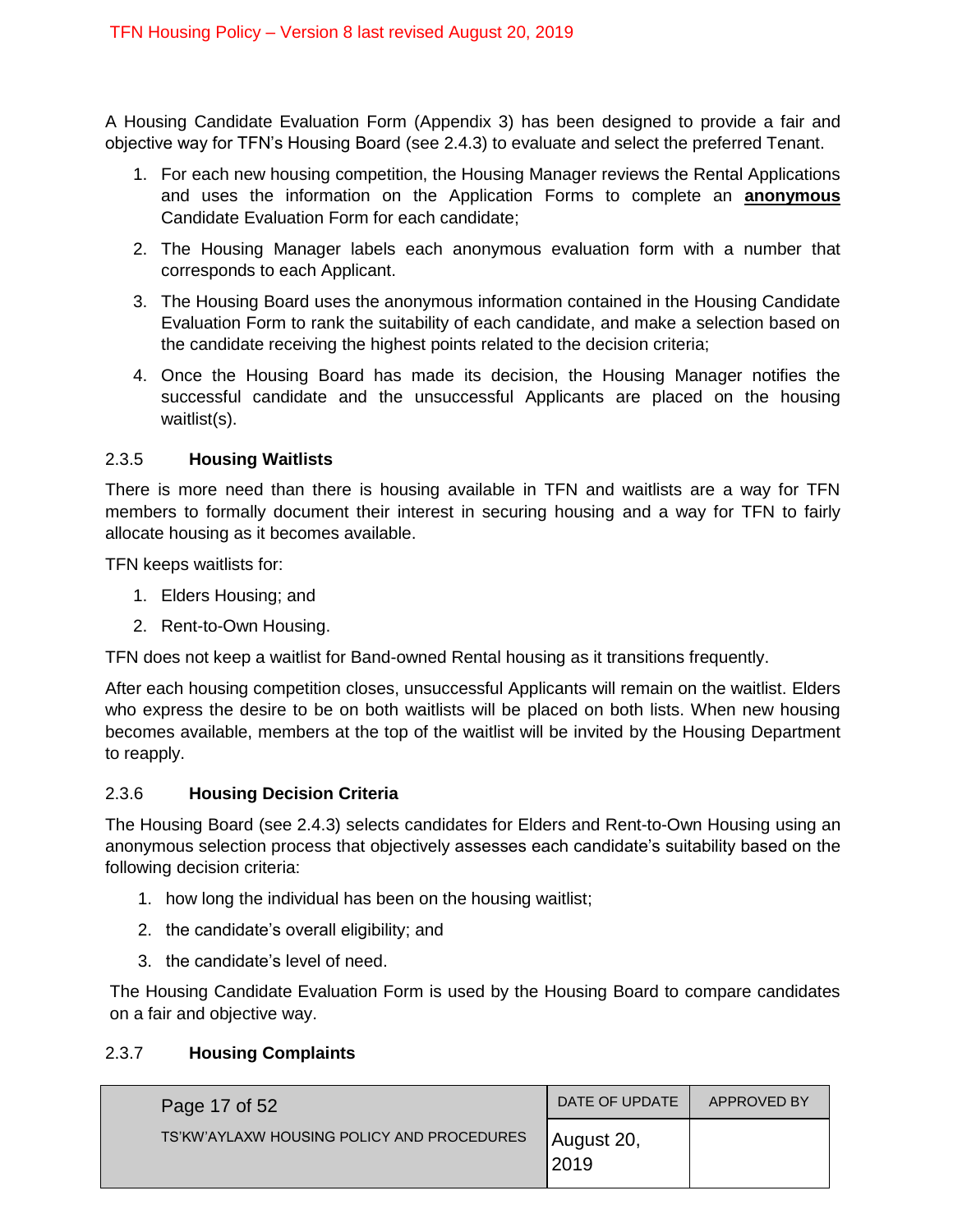A Housing Candidate Evaluation Form (Appendix 3) has been designed to provide a fair and objective way for TFN's Housing Board (see 2.4.3) to evaluate and select the preferred Tenant.

1. For each new housing competition, the Housing Manager reviews the Rental Applications and uses the information on the Application Forms to complete an **anonymous** Candidate Evaluation Form for each candidate;
2. The Housing Manager labels each anonymous evaluation form with a number that corresponds to each Applicant.
3. The Housing Board uses the anonymous information contained in the Housing Candidate Evaluation Form to rank the suitability of each candidate, and make a selection based on the candidate receiving the highest points related to the decision criteria;
4. Once the Housing Board has made its decision, the Housing Manager notifies the successful candidate and the unsuccessful Applicants are placed on the housing waitlist(s).

### 2.3.5 Housing Waitlists

There is more need than there is housing available in TFN and waitlists are a way for TFN members to formally document their interest in securing housing and a way for TFN to fairly allocate housing as it becomes available.

TFN keeps waitlists for:

1. Elders Housing; and
2. Rent-to-Own Housing.

TFN does not keep a waitlist for Band-owned Rental housing as it transitions frequently.

After each housing competition closes, unsuccessful Applicants will remain on the waitlist. Elders who express the desire to be on both waitlists will be placed on both lists. When new housing becomes available, members at the top of the waitlist will be invited by the Housing Department to reapply.

### 2.3.6 Housing Decision Criteria

The Housing Board (see 2.4.3) selects candidates for Elders and Rent-to-Own Housing using an anonymous selection process that objectively assesses each candidate's suitability based on the following decision criteria:

1. how long the individual has been on the housing waitlist;
2. the candidate's overall eligibility; and
3. the candidate's level of need.

The Housing Candidate Evaluation Form is used by the Housing Board to compare candidates on a fair and objective way.

### 2.3.7 Housing Complaints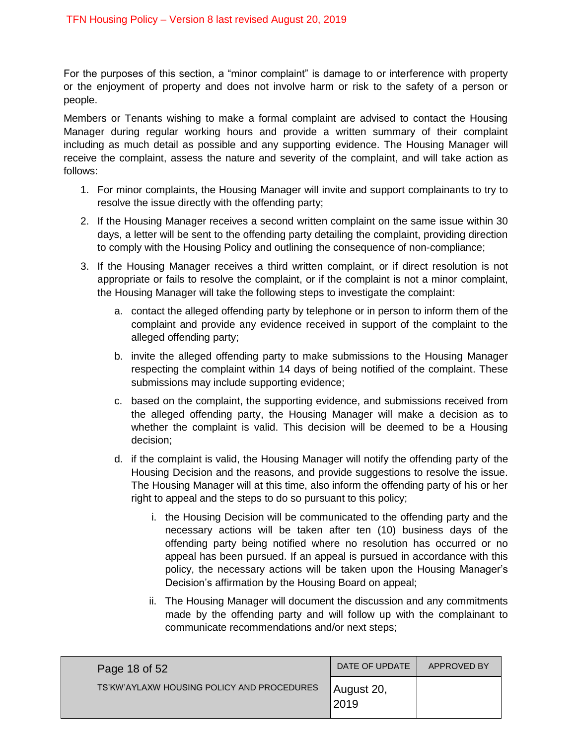For the purposes of this section, a "minor complaint" is damage to or interference with property or the enjoyment of property and does not involve harm or risk to the safety of a person or people.

Members or Tenants wishing to make a formal complaint are advised to contact the Housing Manager during regular working hours and provide a written summary of their complaint including as much detail as possible and any supporting evidence. The Housing Manager will receive the complaint, assess the nature and severity of the complaint, and will take action as follows:

1. For minor complaints, the Housing Manager will invite and support complainants to try to resolve the issue directly with the offending party;
2. If the Housing Manager receives a second written complaint on the same issue within 30 days, a letter will be sent to the offending party detailing the complaint, providing direction to comply with the Housing Policy and outlining the consequence of non-compliance;
3. If the Housing Manager receives a third written complaint, or if direct resolution is not appropriate or fails to resolve the complaint, or if the complaint is not a minor complaint, the Housing Manager will take the following steps to investigate the complaint:
   a. contact the alleged offending party by telephone or in person to inform them of the complaint and provide any evidence received in support of the complaint to the alleged offending party;
   b. invite the alleged offending party to make submissions to the Housing Manager respecting the complaint within 14 days of being notified of the complaint. These submissions may include supporting evidence;
   c. based on the complaint, the supporting evidence, and submissions received from the alleged offending party, the Housing Manager will make a decision as to whether the complaint is valid. This decision will be deemed to be a Housing decision;
   d. if the complaint is valid, the Housing Manager will notify the offending party of the Housing Decision and the reasons, and provide suggestions to resolve the issue. The Housing Manager will at this time, also inform the offending party of his or her right to appeal and the steps to do so pursuant to this policy;
      i. the Housing Decision will be communicated to the offending party and the necessary actions will be taken after ten (10) business days of the offending party being notified where no resolution has occurred or no appeal has been pursued. If an appeal is pursued in accordance with this policy, the necessary actions will be taken upon the Housing Manager's Decision's affirmation by the Housing Board on appeal;
      ii. The Housing Manager will document the discussion and any commitments made by the offending party and will follow up with the complainant to communicate recommendations and/or next steps;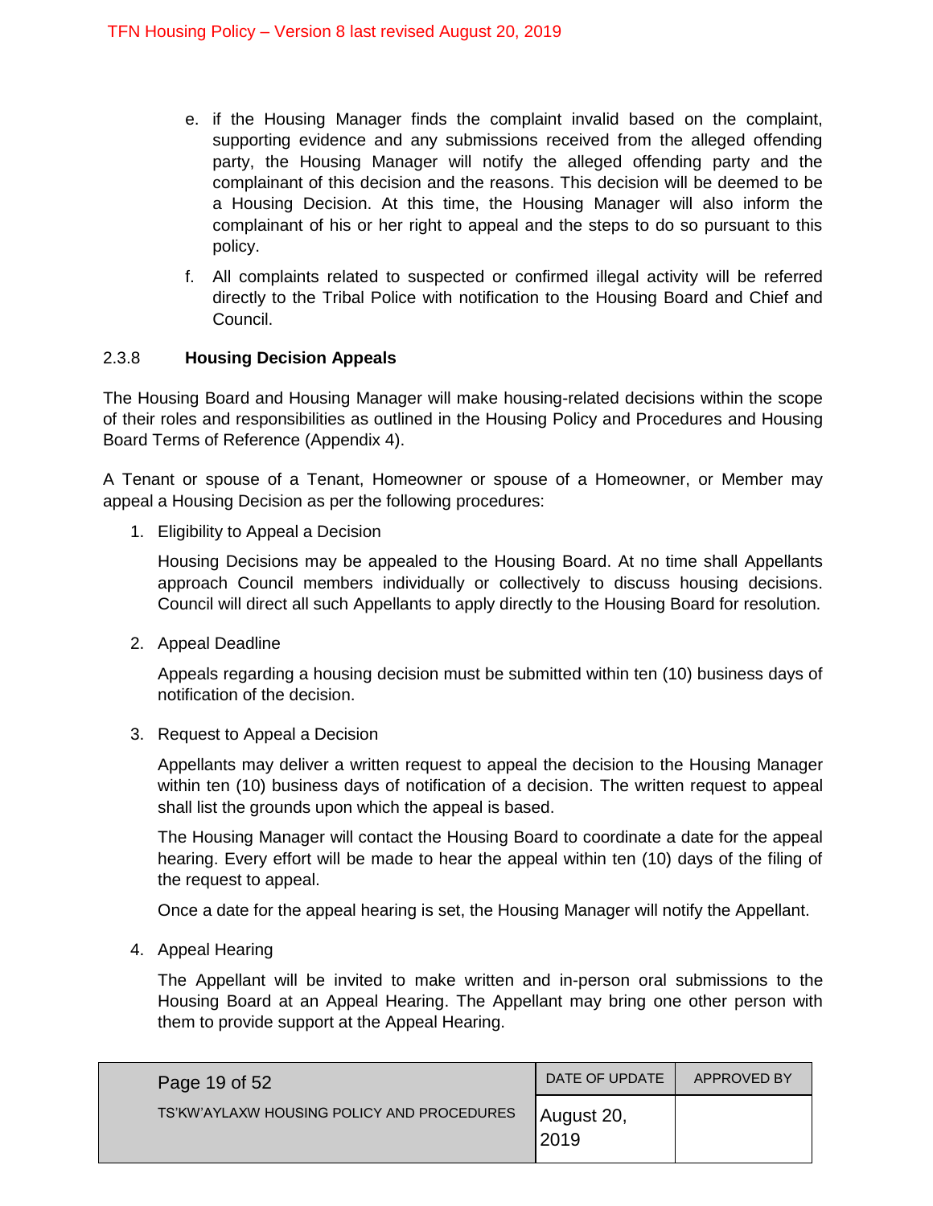e. if the Housing Manager finds the complaint invalid based on the complaint, supporting evidence and any submissions received from the alleged offending party, the Housing Manager will notify the alleged offending party and the complainant of this decision and the reasons. This decision will be deemed to be a Housing Decision. At this time, the Housing Manager will also inform the complainant of his or her right to appeal and the steps to do so pursuant to this policy.

f. All complaints related to suspected or confirmed illegal activity will be referred directly to the Tribal Police with notification to the Housing Board and Chief and Council.

### 2.3.8 **Housing Decision Appeals**

The Housing Board and Housing Manager will make housing-related decisions within the scope of their roles and responsibilities as outlined in the Housing Policy and Procedures and Housing Board Terms of Reference (Appendix 4).

A Tenant or spouse of a Tenant, Homeowner or spouse of a Homeowner, or Member may appeal a Housing Decision as per the following procedures:

1. Eligibility to Appeal a Decision

   Housing Decisions may be appealed to the Housing Board. At no time shall Appellants approach Council members individually or collectively to discuss housing decisions. Council will direct all such Appellants to apply directly to the Housing Board for resolution.

2. Appeal Deadline

   Appeals regarding a housing decision must be submitted within ten (10) business days of notification of the decision.

3. Request to Appeal a Decision

   Appellants may deliver a written request to appeal the decision to the Housing Manager within ten (10) business days of notification of a decision. The written request to appeal shall list the grounds upon which the appeal is based.

   The Housing Manager will contact the Housing Board to coordinate a date for the appeal hearing. Every effort will be made to hear the appeal within ten (10) days of the filing of the request to appeal.

   Once a date for the appeal hearing is set, the Housing Manager will notify the Appellant.

4. Appeal Hearing

   The Appellant will be invited to make written and in-person oral submissions to the Housing Board at an Appeal Hearing. The Appellant may bring one other person with them to provide support at the Appeal Hearing.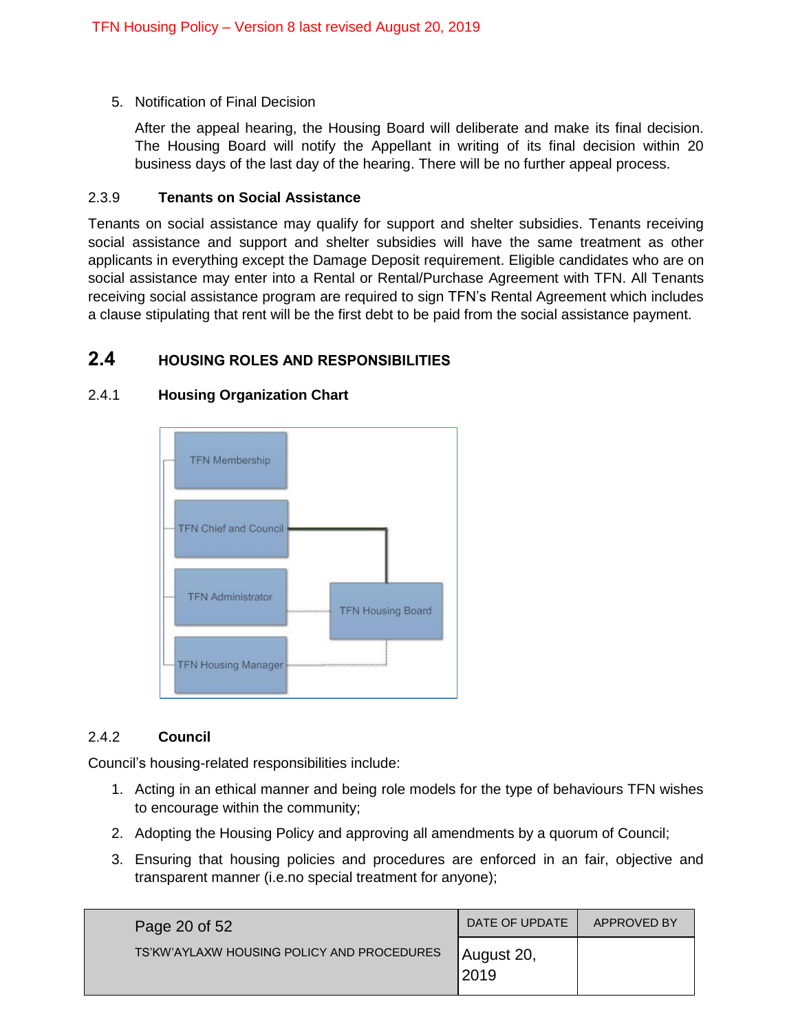5. Notification of Final Decision

   After the appeal hearing, the Housing Board will deliberate and make its final decision. The Housing Board will notify the Appellant in writing of its final decision within 20 business days of the last day of the hearing. There will be no further appeal process.

### 2.3.9 Tenants on Social Assistance

Tenants on social assistance may qualify for support and shelter subsidies. Tenants receiving social assistance and support and shelter subsidies will have the same treatment as other applicants in everything except the Damage Deposit requirement. Eligible candidates who are on social assistance may enter into a Rental or Rental/Purchase Agreement with TFN. All Tenants receiving social assistance program are required to sign TFN's Rental Agreement which includes a clause stipulating that rent will be the first debt to be paid from the social assistance payment.

## 2.4 HOUSING ROLES AND RESPONSIBILITIES

### 2.4.1 Housing Organization Chart

TFN Membership

TFN Chief and Council

TFN Administrator

TFN Housing Board

TFN Housing Manager

### 2.4.2 Council

Council's housing-related responsibilities include:

1. Acting in an ethical manner and being role models for the type of behaviours TFN wishes to encourage within the community;
2. Adopting the Housing Policy and approving all amendments by a quorum of Council;
3. Ensuring that housing policies and procedures are enforced in an fair, objective and transparent manner (i.e.no special treatment for anyone);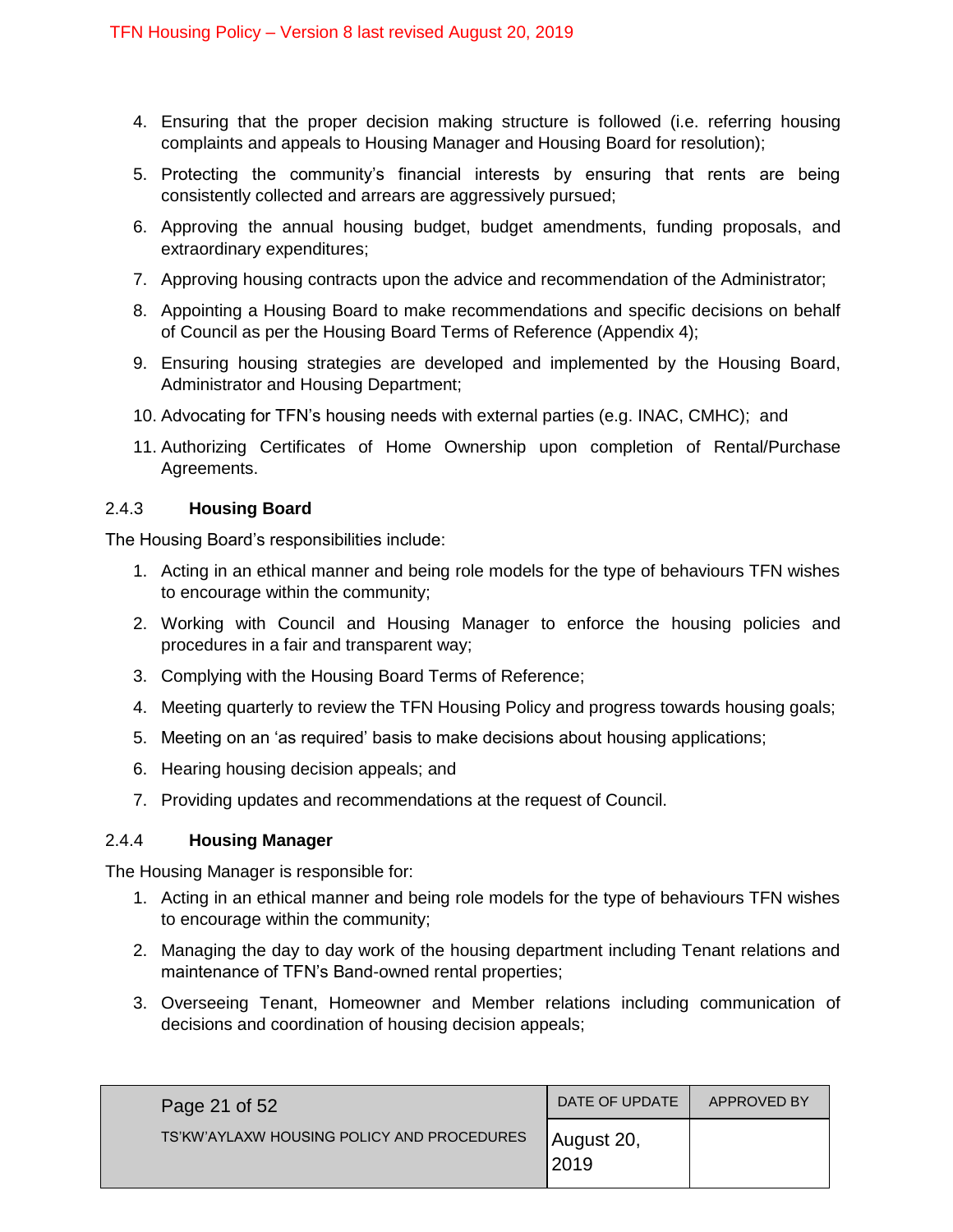4. Ensuring that the proper decision making structure is followed (i.e. referring housing complaints and appeals to Housing Manager and Housing Board for resolution);
5. Protecting the community's financial interests by ensuring that rents are being consistently collected and arrears are aggressively pursued;
6. Approving the annual housing budget, budget amendments, funding proposals, and extraordinary expenditures;
7. Approving housing contracts upon the advice and recommendation of the Administrator;
8. Appointing a Housing Board to make recommendations and specific decisions on behalf of Council as per the Housing Board Terms of Reference (Appendix 4);
9. Ensuring housing strategies are developed and implemented by the Housing Board, Administrator and Housing Department;
10. Advocating for TFN's housing needs with external parties (e.g. INAC, CMHC); and
11. Authorizing Certificates of Home Ownership upon completion of Rental/Purchase Agreements.

#### 2.4.3 **Housing Board**

The Housing Board's responsibilities include:

1. Acting in an ethical manner and being role models for the type of behaviours TFN wishes to encourage within the community;
2. Working with Council and Housing Manager to enforce the housing policies and procedures in a fair and transparent way;
3. Complying with the Housing Board Terms of Reference;
4. Meeting quarterly to review the TFN Housing Policy and progress towards housing goals;
5. Meeting on an 'as required' basis to make decisions about housing applications;
6. Hearing housing decision appeals; and
7. Providing updates and recommendations at the request of Council.

#### 2.4.4 **Housing Manager**

The Housing Manager is responsible for:

1. Acting in an ethical manner and being role models for the type of behaviours TFN wishes to encourage within the community;
2. Managing the day to day work of the housing department including Tenant relations and maintenance of TFN's Band-owned rental properties;
3. Overseeing Tenant, Homeowner and Member relations including communication of decisions and coordination of housing decision appeals;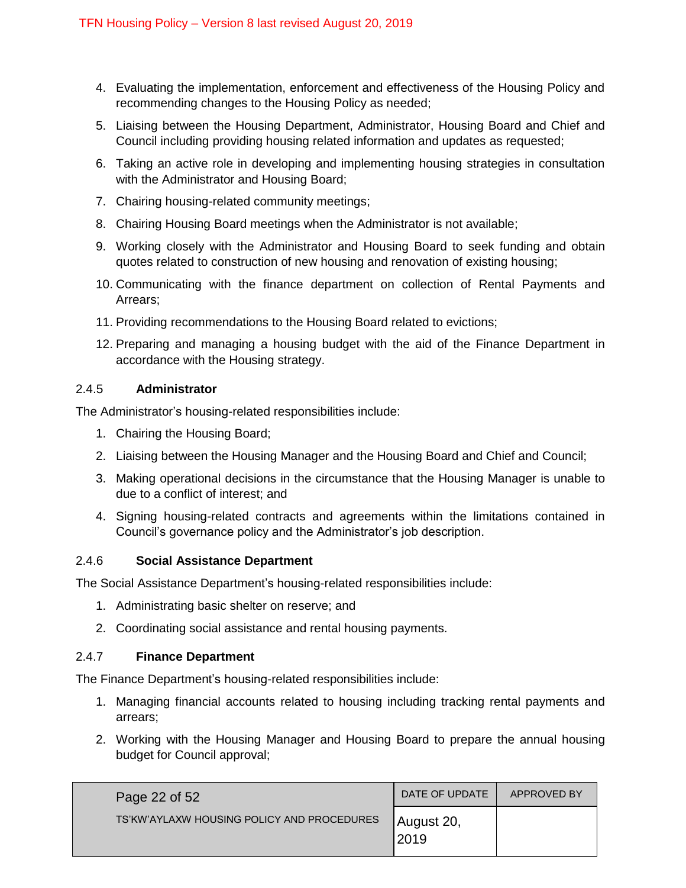4. Evaluating the implementation, enforcement and effectiveness of the Housing Policy and recommending changes to the Housing Policy as needed;
5. Liaising between the Housing Department, Administrator, Housing Board and Chief and Council including providing housing related information and updates as requested;
6. Taking an active role in developing and implementing housing strategies in consultation with the Administrator and Housing Board;
7. Chairing housing-related community meetings;
8. Chairing Housing Board meetings when the Administrator is not available;
9. Working closely with the Administrator and Housing Board to seek funding and obtain quotes related to construction of new housing and renovation of existing housing;
10. Communicating with the finance department on collection of Rental Payments and Arrears;
11. Providing recommendations to the Housing Board related to evictions;
12. Preparing and managing a housing budget with the aid of the Finance Department in accordance with the Housing strategy.

### 2.4.5 Administrator

The Administrator's housing-related responsibilities include:

1. Chairing the Housing Board;
2. Liaising between the Housing Manager and the Housing Board and Chief and Council;
3. Making operational decisions in the circumstance that the Housing Manager is unable to due to a conflict of interest; and
4. Signing housing-related contracts and agreements within the limitations contained in Council's governance policy and the Administrator's job description.

### 2.4.6 Social Assistance Department

The Social Assistance Department's housing-related responsibilities include:

1. Administrating basic shelter on reserve; and
2. Coordinating social assistance and rental housing payments.

### 2.4.7 Finance Department

The Finance Department's housing-related responsibilities include:

1. Managing financial accounts related to housing including tracking rental payments and arrears;
2. Working with the Housing Manager and Housing Board to prepare the annual housing budget for Council approval;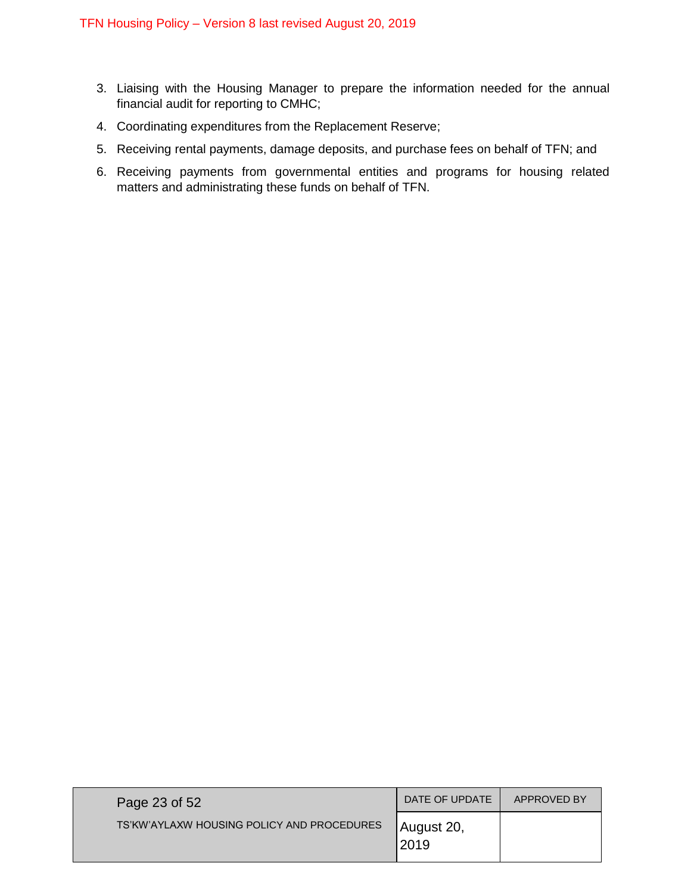3. Liaising with the Housing Manager to prepare the information needed for the annual financial audit for reporting to CMHC;
4. Coordinating expenditures from the Replacement Reserve;
5. Receiving rental payments, damage deposits, and purchase fees on behalf of TFN; and
6. Receiving payments from governmental entities and programs for housing related matters and administrating these funds on behalf of TFN.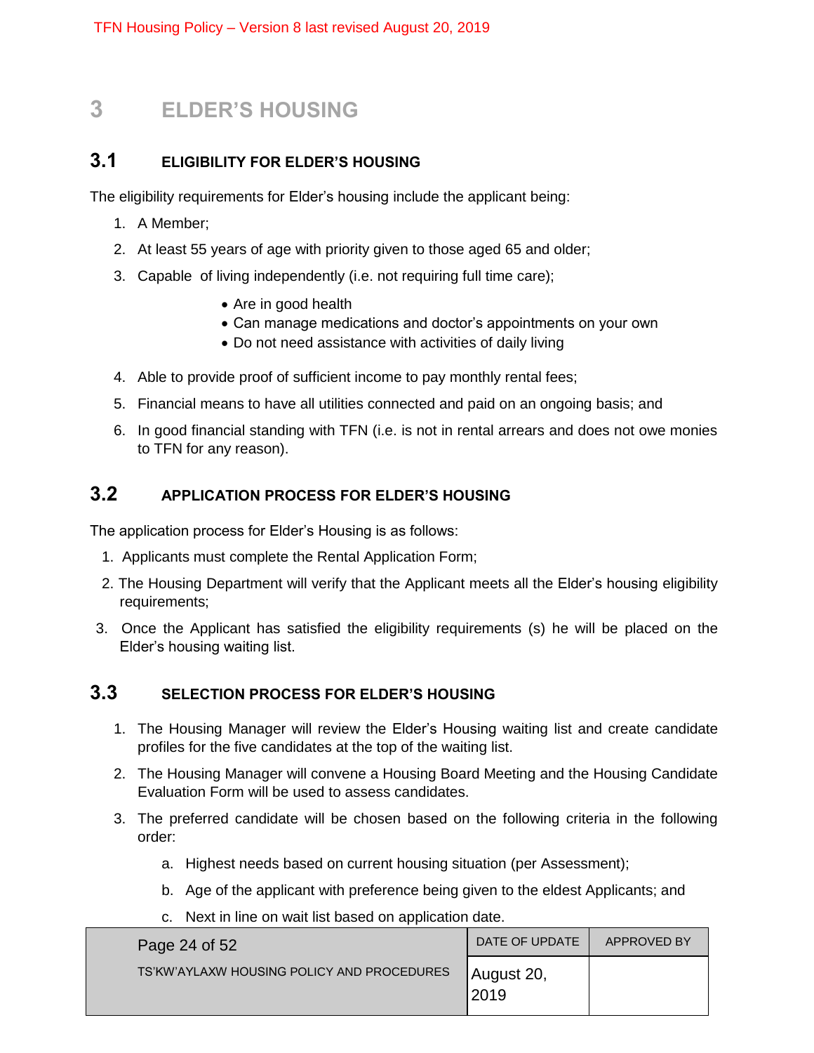# 3 ELDER'S HOUSING

## 3.1 ELIGIBILITY FOR ELDER'S HOUSING

The eligibility requirements for Elder's housing include the applicant being:

1. A Member;
2. At least 55 years of age with priority given to those aged 65 and older;
3. Capable of living independently (i.e. not requiring full time care);
   - Are in good health
   - Can manage medications and doctor's appointments on your own
   - Do not need assistance with activities of daily living
4. Able to provide proof of sufficient income to pay monthly rental fees;
5. Financial means to have all utilities connected and paid on an ongoing basis; and
6. In good financial standing with TFN (i.e. is not in rental arrears and does not owe monies to TFN for any reason).

## 3.2 APPLICATION PROCESS FOR ELDER'S HOUSING

The application process for Elder's Housing is as follows:

1. Applicants must complete the Rental Application Form;
2. The Housing Department will verify that the Applicant meets all the Elder's housing eligibility requirements;
3. Once the Applicant has satisfied the eligibility requirements (s) he will be placed on the Elder's housing waiting list.

## 3.3 SELECTION PROCESS FOR ELDER'S HOUSING

1. The Housing Manager will review the Elder's Housing waiting list and create candidate profiles for the five candidates at the top of the waiting list.
2. The Housing Manager will convene a Housing Board Meeting and the Housing Candidate Evaluation Form will be used to assess candidates.
3. The preferred candidate will be chosen based on the following criteria in the following order:
   a. Highest needs based on current housing situation (per Assessment);
   b. Age of the applicant with preference being given to the eldest Applicants; and
   c. Next in line on wait list based on application date.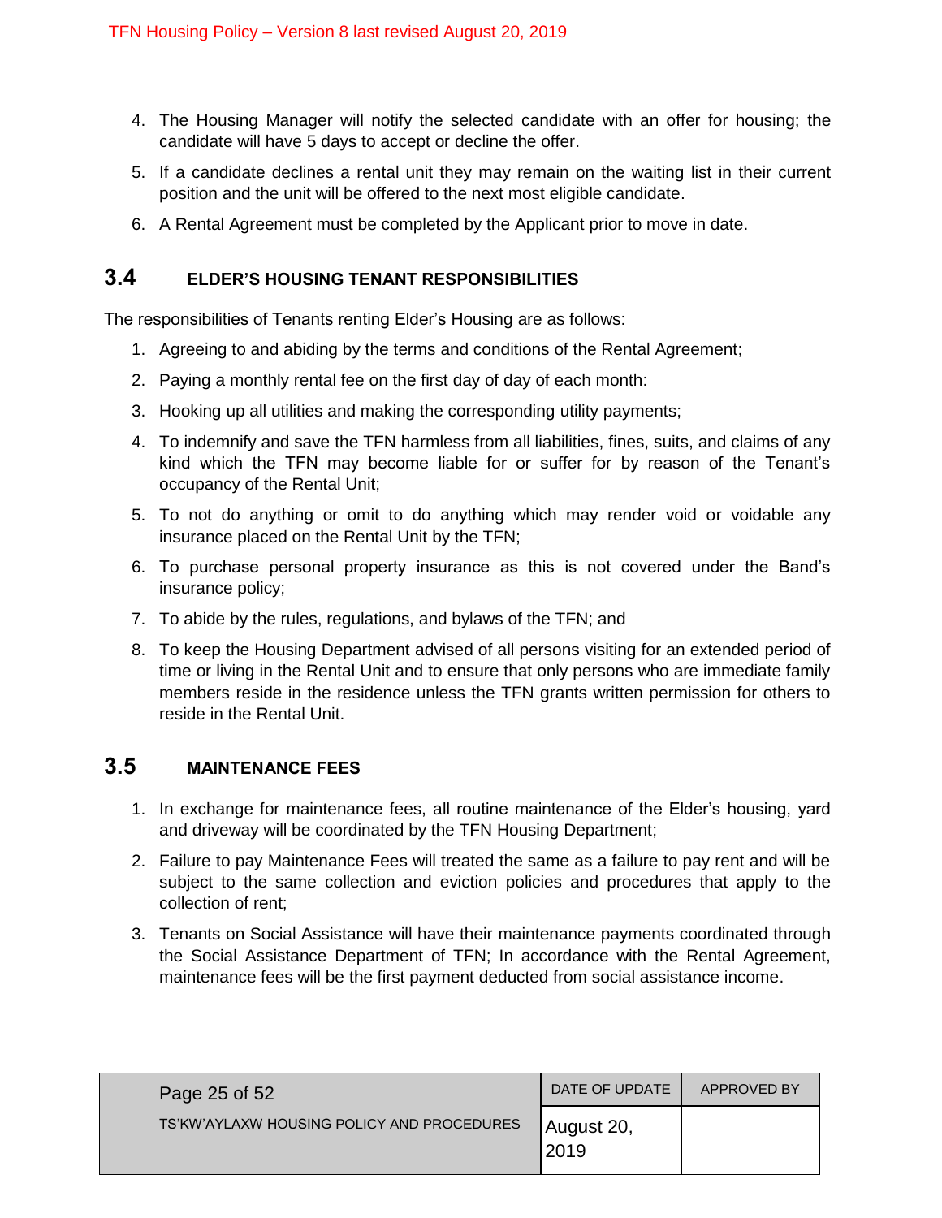4. The Housing Manager will notify the selected candidate with an offer for housing; the candidate will have 5 days to accept or decline the offer.
5. If a candidate declines a rental unit they may remain on the waiting list in their current position and the unit will be offered to the next most eligible candidate.
6. A Rental Agreement must be completed by the Applicant prior to move in date.

## 3.4 ELDER'S HOUSING TENANT RESPONSIBILITIES

The responsibilities of Tenants renting Elder's Housing are as follows:

1. Agreeing to and abiding by the terms and conditions of the Rental Agreement;
2. Paying a monthly rental fee on the first day of day of each month:
3. Hooking up all utilities and making the corresponding utility payments;
4. To indemnify and save the TFN harmless from all liabilities, fines, suits, and claims of any kind which the TFN may become liable for or suffer for by reason of the Tenant's occupancy of the Rental Unit;
5. To not do anything or omit to do anything which may render void or voidable any insurance placed on the Rental Unit by the TFN;
6. To purchase personal property insurance as this is not covered under the Band's insurance policy;
7. To abide by the rules, regulations, and bylaws of the TFN; and
8. To keep the Housing Department advised of all persons visiting for an extended period of time or living in the Rental Unit and to ensure that only persons who are immediate family members reside in the residence unless the TFN grants written permission for others to reside in the Rental Unit.

## 3.5 MAINTENANCE FEES

1. In exchange for maintenance fees, all routine maintenance of the Elder's housing, yard and driveway will be coordinated by the TFN Housing Department;
2. Failure to pay Maintenance Fees will treated the same as a failure to pay rent and will be subject to the same collection and eviction policies and procedures that apply to the collection of rent;
3. Tenants on Social Assistance will have their maintenance payments coordinated through the Social Assistance Department of TFN; In accordance with the Rental Agreement, maintenance fees will be the first payment deducted from social assistance income.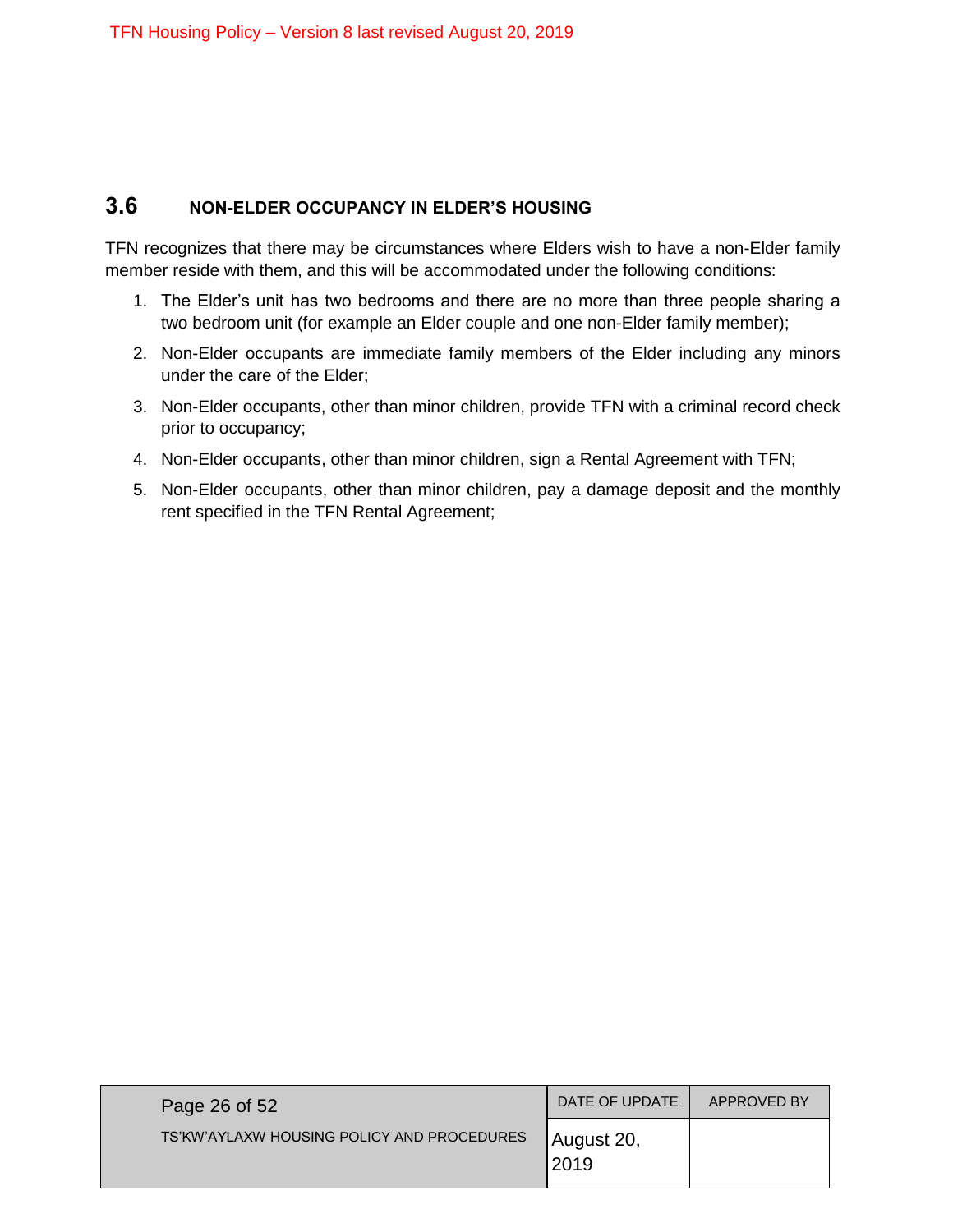## 3.6 NON-ELDER OCCUPANCY IN ELDER'S HOUSING

TFN recognizes that there may be circumstances where Elders wish to have a non-Elder family member reside with them, and this will be accommodated under the following conditions:

1. The Elder's unit has two bedrooms and there are no more than three people sharing a two bedroom unit (for example an Elder couple and one non-Elder family member);
2. Non-Elder occupants are immediate family members of the Elder including any minors under the care of the Elder;
3. Non-Elder occupants, other than minor children, provide TFN with a criminal record check prior to occupancy;
4. Non-Elder occupants, other than minor children, sign a Rental Agreement with TFN;
5. Non-Elder occupants, other than minor children, pay a damage deposit and the monthly rent specified in the TFN Rental Agreement;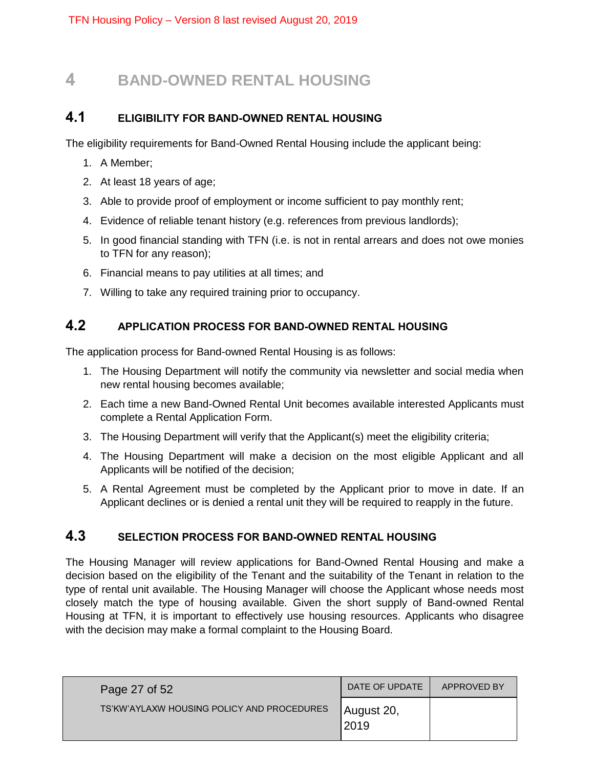# 4 BAND-OWNED RENTAL HOUSING

## 4.1 ELIGIBILITY FOR BAND-OWNED RENTAL HOUSING

The eligibility requirements for Band-Owned Rental Housing include the applicant being:

1. A Member;
2. At least 18 years of age;
3. Able to provide proof of employment or income sufficient to pay monthly rent;
4. Evidence of reliable tenant history (e.g. references from previous landlords);
5. In good financial standing with TFN (i.e. is not in rental arrears and does not owe monies to TFN for any reason);
6. Financial means to pay utilities at all times; and
7. Willing to take any required training prior to occupancy.

## 4.2 APPLICATION PROCESS FOR BAND-OWNED RENTAL HOUSING

The application process for Band-owned Rental Housing is as follows:

1. The Housing Department will notify the community via newsletter and social media when new rental housing becomes available;
2. Each time a new Band-Owned Rental Unit becomes available interested Applicants must complete a Rental Application Form.
3. The Housing Department will verify that the Applicant(s) meet the eligibility criteria;
4. The Housing Department will make a decision on the most eligible Applicant and all Applicants will be notified of the decision;
5. A Rental Agreement must be completed by the Applicant prior to move in date. If an Applicant declines or is denied a rental unit they will be required to reapply in the future.

## 4.3 SELECTION PROCESS FOR BAND-OWNED RENTAL HOUSING

The Housing Manager will review applications for Band-Owned Rental Housing and make a decision based on the eligibility of the Tenant and the suitability of the Tenant in relation to the type of rental unit available. The Housing Manager will choose the Applicant whose needs most closely match the type of housing available. Given the short supply of Band-owned Rental Housing at TFN, it is important to effectively use housing resources. Applicants who disagree with the decision may make a formal complaint to the Housing Board.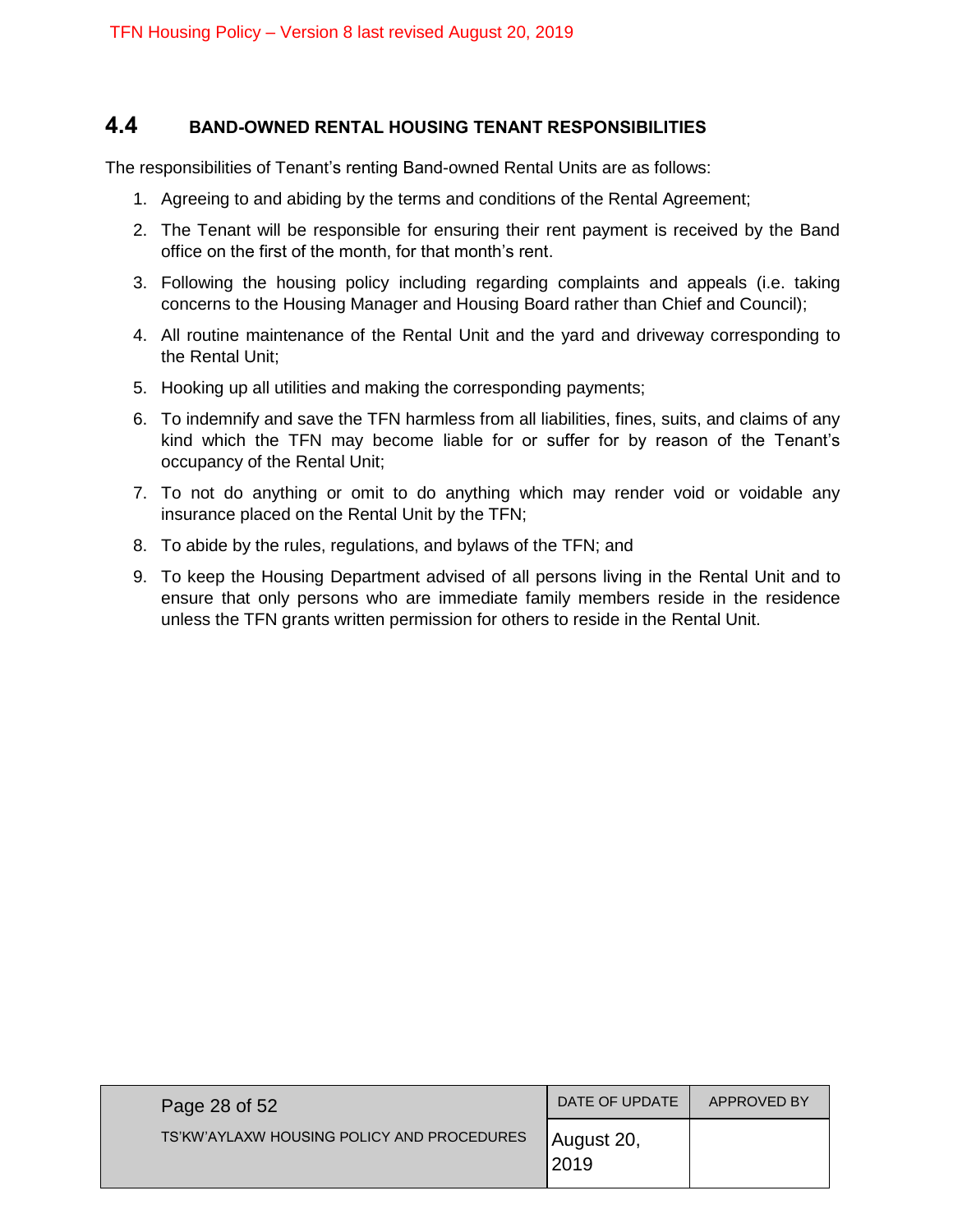## 4.4 BAND-OWNED RENTAL HOUSING TENANT RESPONSIBILITIES

The responsibilities of Tenant's renting Band-owned Rental Units are as follows:

1. Agreeing to and abiding by the terms and conditions of the Rental Agreement;
2. The Tenant will be responsible for ensuring their rent payment is received by the Band office on the first of the month, for that month's rent.
3. Following the housing policy including regarding complaints and appeals (i.e. taking concerns to the Housing Manager and Housing Board rather than Chief and Council);
4. All routine maintenance of the Rental Unit and the yard and driveway corresponding to the Rental Unit;
5. Hooking up all utilities and making the corresponding payments;
6. To indemnify and save the TFN harmless from all liabilities, fines, suits, and claims of any kind which the TFN may become liable for or suffer for by reason of the Tenant's occupancy of the Rental Unit;
7. To not do anything or omit to do anything which may render void or voidable any insurance placed on the Rental Unit by the TFN;
8. To abide by the rules, regulations, and bylaws of the TFN; and
9. To keep the Housing Department advised of all persons living in the Rental Unit and to ensure that only persons who are immediate family members reside in the residence unless the TFN grants written permission for others to reside in the Rental Unit.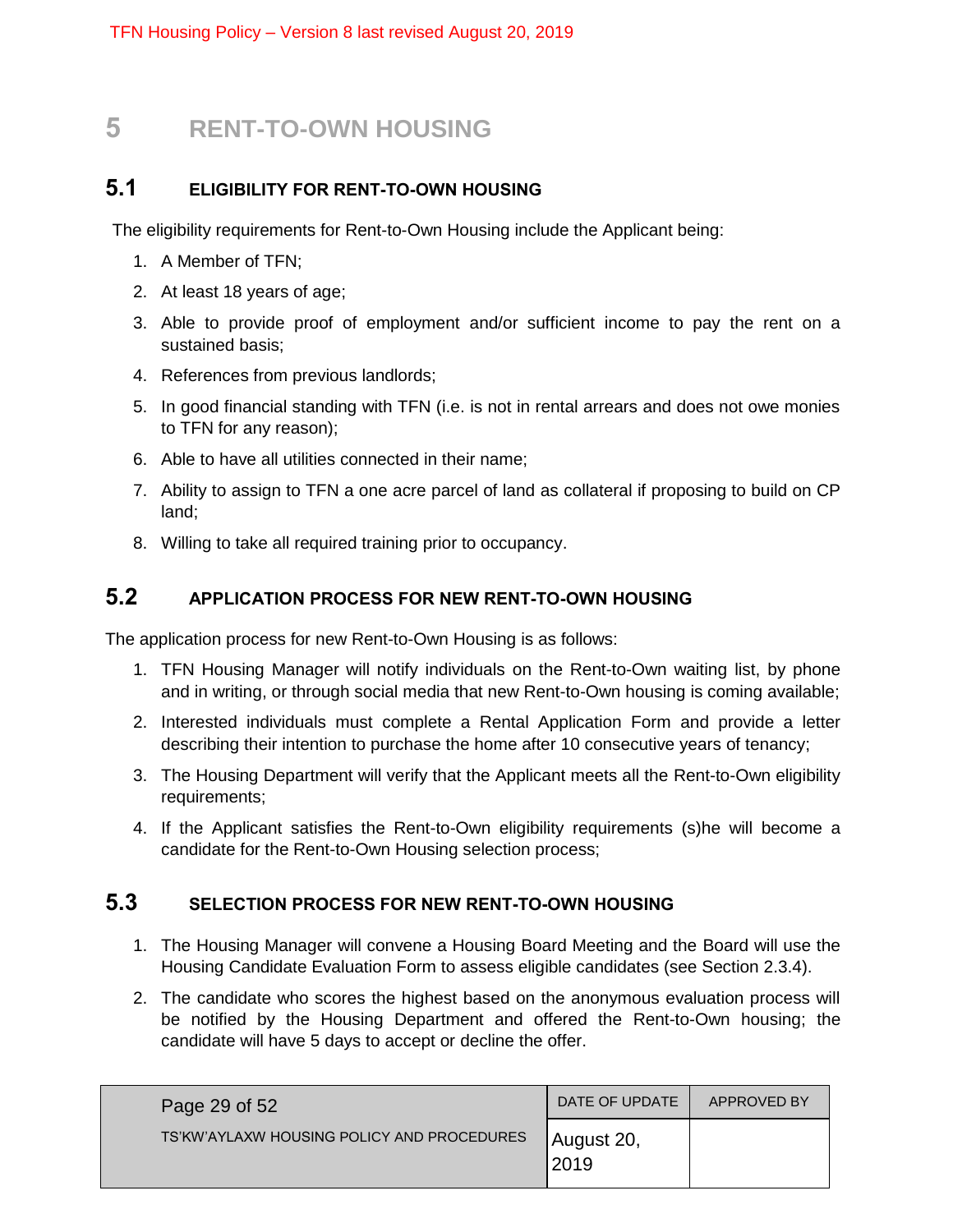# 5 RENT-TO-OWN HOUSING

## 5.1 ELIGIBILITY FOR RENT-TO-OWN HOUSING

The eligibility requirements for Rent-to-Own Housing include the Applicant being:

1. A Member of TFN;
2. At least 18 years of age;
3. Able to provide proof of employment and/or sufficient income to pay the rent on a sustained basis;
4. References from previous landlords;
5. In good financial standing with TFN (i.e. is not in rental arrears and does not owe monies to TFN for any reason);
6. Able to have all utilities connected in their name;
7. Ability to assign to TFN a one acre parcel of land as collateral if proposing to build on CP land;
8. Willing to take all required training prior to occupancy.

## 5.2 APPLICATION PROCESS FOR NEW RENT-TO-OWN HOUSING

The application process for new Rent-to-Own Housing is as follows:

1. TFN Housing Manager will notify individuals on the Rent-to-Own waiting list, by phone and in writing, or through social media that new Rent-to-Own housing is coming available;
2. Interested individuals must complete a Rental Application Form and provide a letter describing their intention to purchase the home after 10 consecutive years of tenancy;
3. The Housing Department will verify that the Applicant meets all the Rent-to-Own eligibility requirements;
4. If the Applicant satisfies the Rent-to-Own eligibility requirements (s)he will become a candidate for the Rent-to-Own Housing selection process;

## 5.3 SELECTION PROCESS FOR NEW RENT-TO-OWN HOUSING

1. The Housing Manager will convene a Housing Board Meeting and the Board will use the Housing Candidate Evaluation Form to assess eligible candidates (see Section 2.3.4).
2. The candidate who scores the highest based on the anonymous evaluation process will be notified by the Housing Department and offered the Rent-to-Own housing; the candidate will have 5 days to accept or decline the offer.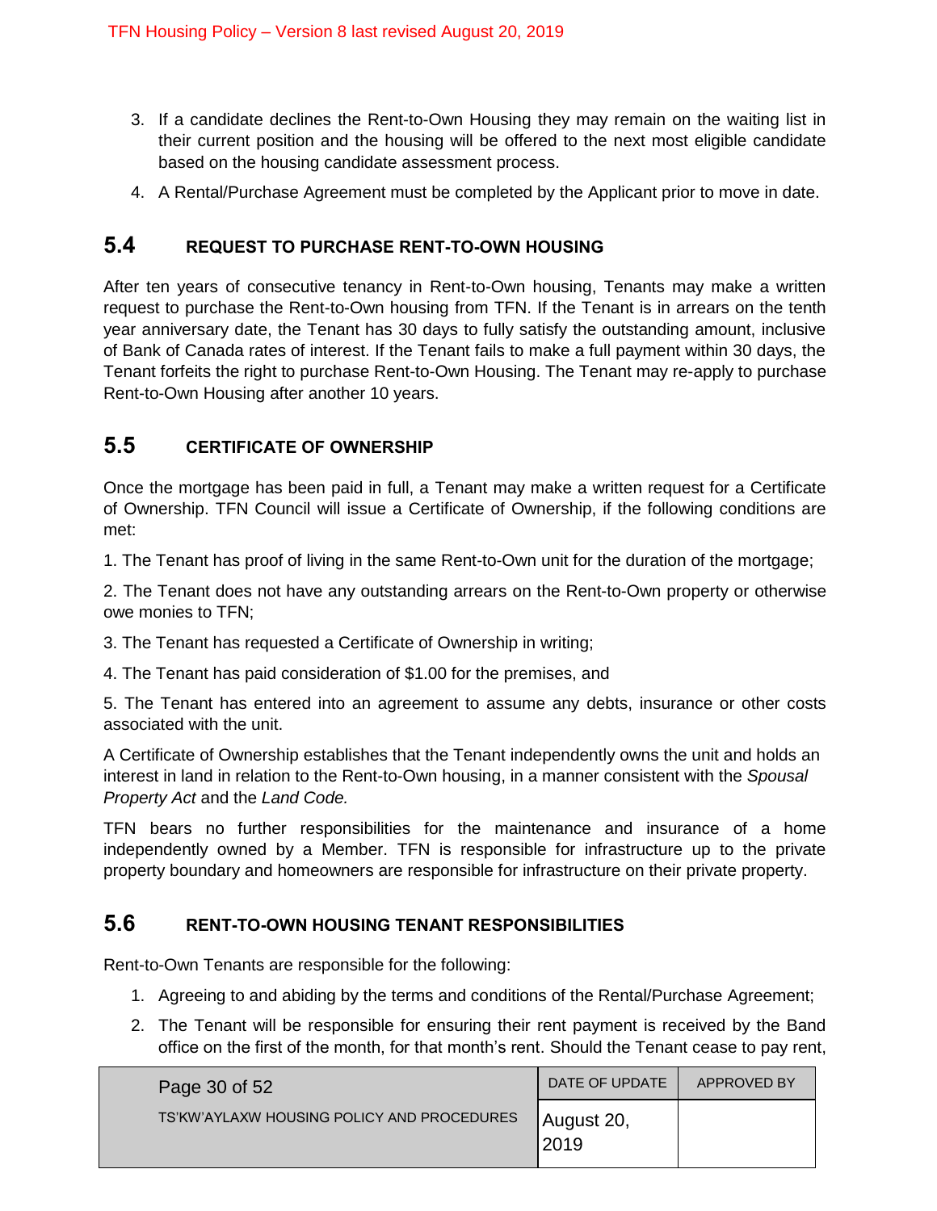3. If a candidate declines the Rent-to-Own Housing they may remain on the waiting list in their current position and the housing will be offered to the next most eligible candidate based on the housing candidate assessment process.
4. A Rental/Purchase Agreement must be completed by the Applicant prior to move in date.

## 5.4 REQUEST TO PURCHASE RENT-TO-OWN HOUSING

After ten years of consecutive tenancy in Rent-to-Own housing, Tenants may make a written request to purchase the Rent-to-Own housing from TFN. If the Tenant is in arrears on the tenth year anniversary date, the Tenant has 30 days to fully satisfy the outstanding amount, inclusive of Bank of Canada rates of interest. If the Tenant fails to make a full payment within 30 days, the Tenant forfeits the right to purchase Rent-to-Own Housing. The Tenant may re-apply to purchase Rent-to-Own Housing after another 10 years.

## 5.5 CERTIFICATE OF OWNERSHIP

Once the mortgage has been paid in full, a Tenant may make a written request for a Certificate of Ownership. TFN Council will issue a Certificate of Ownership, if the following conditions are met:

1. The Tenant has proof of living in the same Rent-to-Own unit for the duration of the mortgage;
2. The Tenant does not have any outstanding arrears on the Rent-to-Own property or otherwise owe monies to TFN;
3. The Tenant has requested a Certificate of Ownership in writing;
4. The Tenant has paid consideration of $1.00 for the premises, and
5. The Tenant has entered into an agreement to assume any debts, insurance or other costs associated with the unit.

A Certificate of Ownership establishes that the Tenant independently owns the unit and holds an interest in land in relation to the Rent-to-Own housing, in a manner consistent with the *Spousal Property Act* and the *Land Code.*

TFN bears no further responsibilities for the maintenance and insurance of a home independently owned by a Member. TFN is responsible for infrastructure up to the private property boundary and homeowners are responsible for infrastructure on their private property.

## 5.6 RENT-TO-OWN HOUSING TENANT RESPONSIBILITIES

Rent-to-Own Tenants are responsible for the following:

1. Agreeing to and abiding by the terms and conditions of the Rental/Purchase Agreement;
2. The Tenant will be responsible for ensuring their rent payment is received by the Band office on the first of the month, for that month's rent. Should the Tenant cease to pay rent,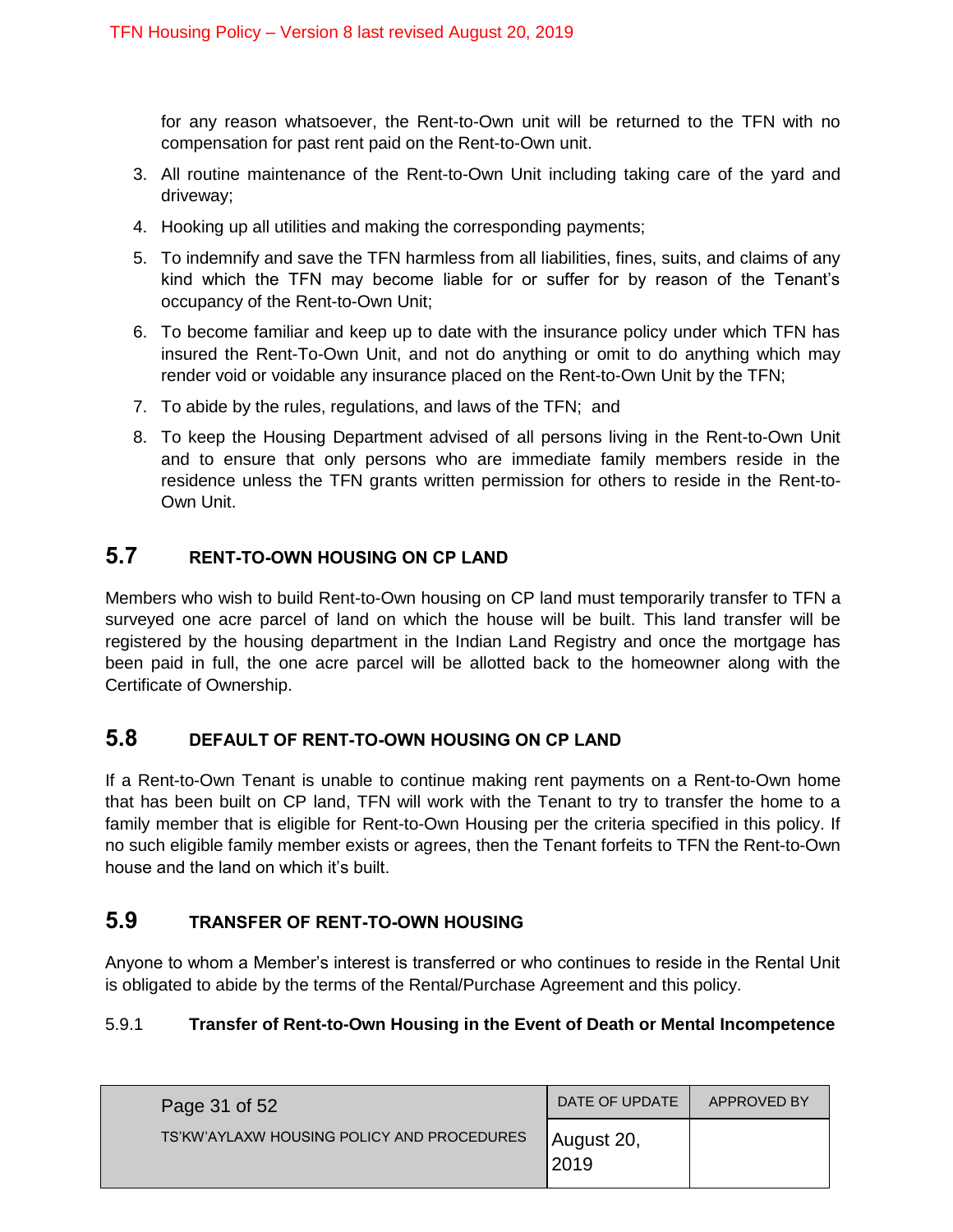for any reason whatsoever, the Rent-to-Own unit will be returned to the TFN with no compensation for past rent paid on the Rent-to-Own unit.

3. All routine maintenance of the Rent-to-Own Unit including taking care of the yard and driveway;
4. Hooking up all utilities and making the corresponding payments;
5. To indemnify and save the TFN harmless from all liabilities, fines, suits, and claims of any kind which the TFN may become liable for or suffer for by reason of the Tenant's occupancy of the Rent-to-Own Unit;
6. To become familiar and keep up to date with the insurance policy under which TFN has insured the Rent-To-Own Unit, and not do anything or omit to do anything which may render void or voidable any insurance placed on the Rent-to-Own Unit by the TFN;
7. To abide by the rules, regulations, and laws of the TFN; and
8. To keep the Housing Department advised of all persons living in the Rent-to-Own Unit and to ensure that only persons who are immediate family members reside in the residence unless the TFN grants written permission for others to reside in the Rent-to-Own Unit.

## 5.7 RENT-TO-OWN HOUSING ON CP LAND

Members who wish to build Rent-to-Own housing on CP land must temporarily transfer to TFN a surveyed one acre parcel of land on which the house will be built. This land transfer will be registered by the housing department in the Indian Land Registry and once the mortgage has been paid in full, the one acre parcel will be allotted back to the homeowner along with the Certificate of Ownership.

## 5.8 DEFAULT OF RENT-TO-OWN HOUSING ON CP LAND

If a Rent-to-Own Tenant is unable to continue making rent payments on a Rent-to-Own home that has been built on CP land, TFN will work with the Tenant to try to transfer the home to a family member that is eligible for Rent-to-Own Housing per the criteria specified in this policy. If no such eligible family member exists or agrees, then the Tenant forfeits to TFN the Rent-to-Own house and the land on which it's built.

## 5.9 TRANSFER OF RENT-TO-OWN HOUSING

Anyone to whom a Member's interest is transferred or who continues to reside in the Rental Unit is obligated to abide by the terms of the Rental/Purchase Agreement and this policy.

### 5.9.1 Transfer of Rent-to-Own Housing in the Event of Death or Mental Incompetence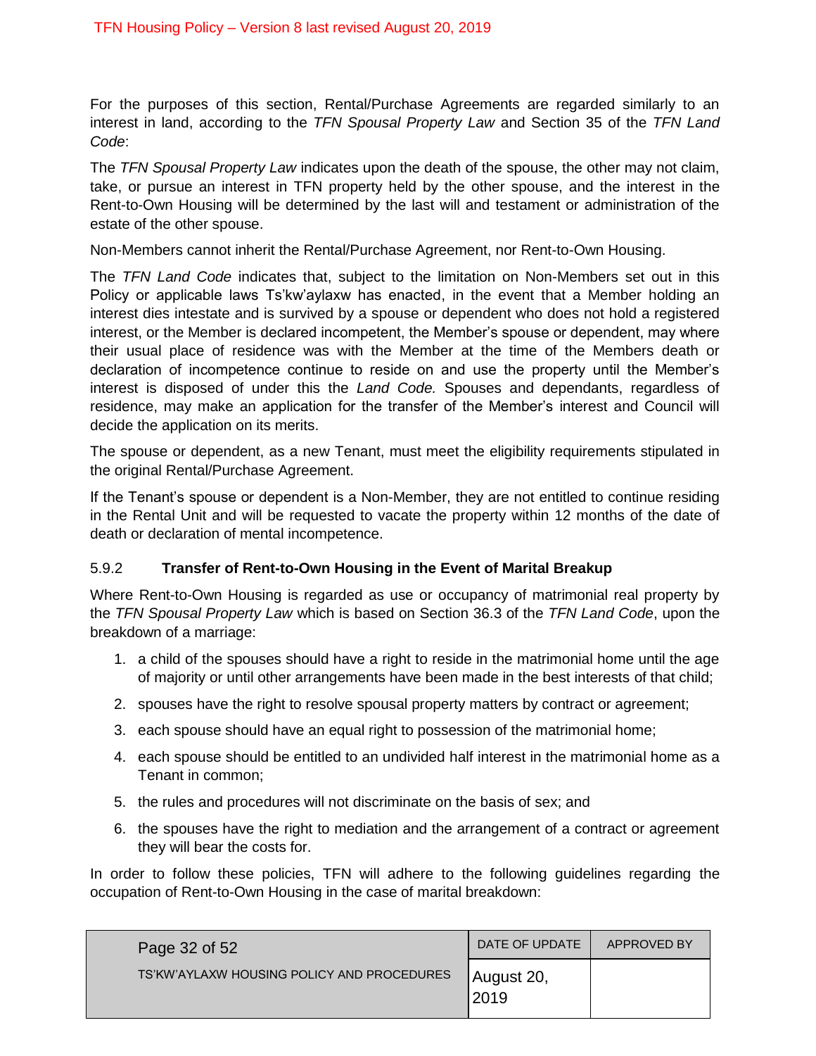For the purposes of this section, Rental/Purchase Agreements are regarded similarly to an interest in land, according to the *TFN Spousal Property Law* and Section 35 of the *TFN Land Code*:

The *TFN Spousal Property Law* indicates upon the death of the spouse, the other may not claim, take, or pursue an interest in TFN property held by the other spouse, and the interest in the Rent-to-Own Housing will be determined by the last will and testament or administration of the estate of the other spouse.

Non-Members cannot inherit the Rental/Purchase Agreement, nor Rent-to-Own Housing.

The *TFN Land Code* indicates that, subject to the limitation on Non-Members set out in this Policy or applicable laws Ts'kw'aylaxw has enacted, in the event that a Member holding an interest dies intestate and is survived by a spouse or dependent who does not hold a registered interest, or the Member is declared incompetent, the Member's spouse or dependent, may where their usual place of residence was with the Member at the time of the Members death or declaration of incompetence continue to reside on and use the property until the Member's interest is disposed of under this the *Land Code.* Spouses and dependants, regardless of residence, may make an application for the transfer of the Member's interest and Council will decide the application on its merits.

The spouse or dependent, as a new Tenant, must meet the eligibility requirements stipulated in the original Rental/Purchase Agreement.

If the Tenant's spouse or dependent is a Non-Member, they are not entitled to continue residing in the Rental Unit and will be requested to vacate the property within 12 months of the date of death or declaration of mental incompetence.

### 5.9.2 Transfer of Rent-to-Own Housing in the Event of Marital Breakup

Where Rent-to-Own Housing is regarded as use or occupancy of matrimonial real property by the *TFN Spousal Property Law* which is based on Section 36.3 of the *TFN Land Code*, upon the breakdown of a marriage:

1. a child of the spouses should have a right to reside in the matrimonial home until the age of majority or until other arrangements have been made in the best interests of that child;
2. spouses have the right to resolve spousal property matters by contract or agreement;
3. each spouse should have an equal right to possession of the matrimonial home;
4. each spouse should be entitled to an undivided half interest in the matrimonial home as a Tenant in common;
5. the rules and procedures will not discriminate on the basis of sex; and
6. the spouses have the right to mediation and the arrangement of a contract or agreement they will bear the costs for.

In order to follow these policies, TFN will adhere to the following guidelines regarding the occupation of Rent-to-Own Housing in the case of marital breakdown: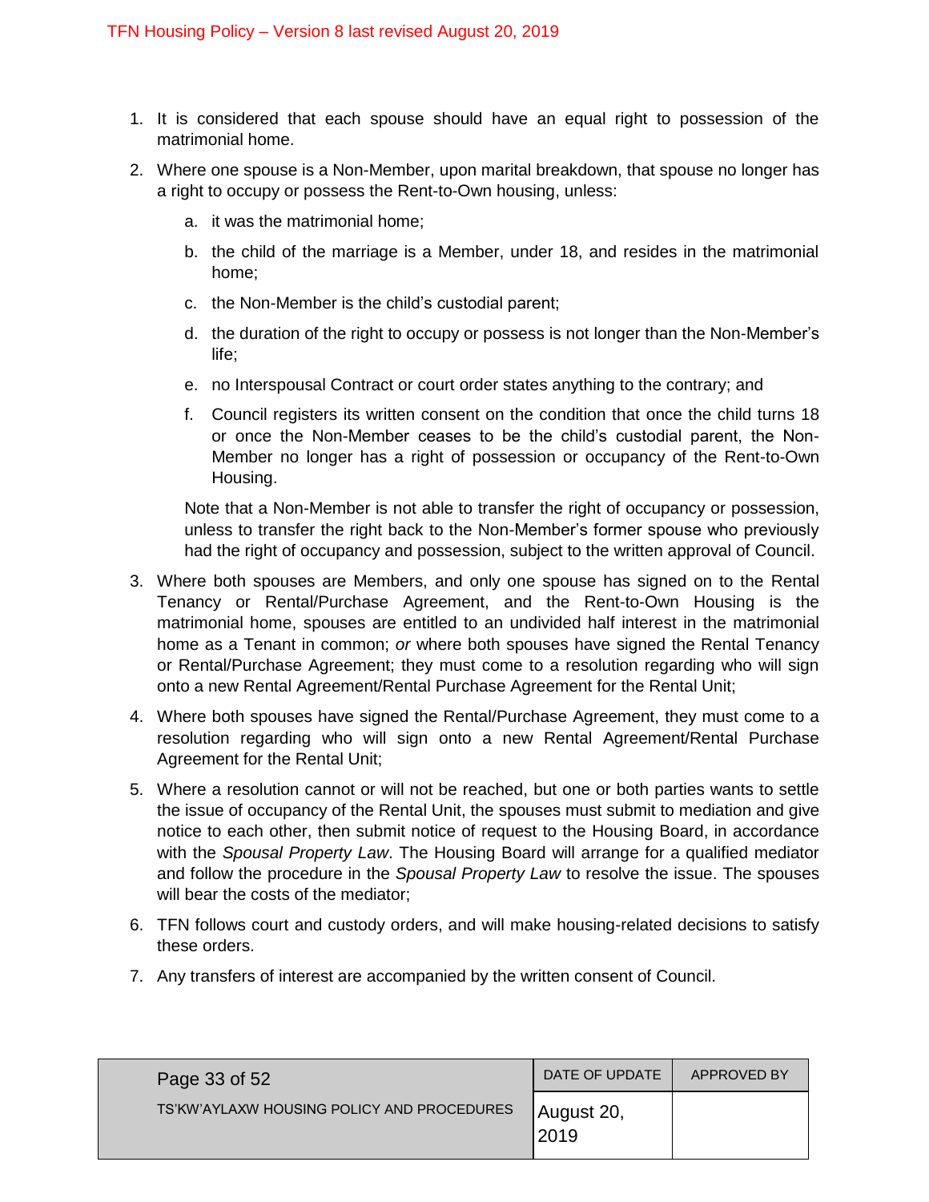1. It is considered that each spouse should have an equal right to possession of the matrimonial home.
2. Where one spouse is a Non-Member, upon marital breakdown, that spouse no longer has a right to occupy or possess the Rent-to-Own housing, unless:
   a. it was the matrimonial home;
   b. the child of the marriage is a Member, under 18, and resides in the matrimonial home;
   c. the Non-Member is the child's custodial parent;
   d. the duration of the right to occupy or possess is not longer than the Non-Member's life;
   e. no Interspousal Contract or court order states anything to the contrary; and
   f. Council registers its written consent on the condition that once the child turns 18 or once the Non-Member ceases to be the child's custodial parent, the Non-Member no longer has a right of possession or occupancy of the Rent-to-Own Housing.

   Note that a Non-Member is not able to transfer the right of occupancy or possession, unless to transfer the right back to the Non-Member's former spouse who previously had the right of occupancy and possession, subject to the written approval of Council.
3. Where both spouses are Members, and only one spouse has signed on to the Rental Tenancy or Rental/Purchase Agreement, and the Rent-to-Own Housing is the matrimonial home, spouses are entitled to an undivided half interest in the matrimonial home as a Tenant in common; *or* where both spouses have signed the Rental Tenancy or Rental/Purchase Agreement; they must come to a resolution regarding who will sign onto a new Rental Agreement/Rental Purchase Agreement for the Rental Unit;
4. Where both spouses have signed the Rental/Purchase Agreement, they must come to a resolution regarding who will sign onto a new Rental Agreement/Rental Purchase Agreement for the Rental Unit;
5. Where a resolution cannot or will not be reached, but one or both parties wants to settle the issue of occupancy of the Rental Unit, the spouses must submit to mediation and give notice to each other, then submit notice of request to the Housing Board, in accordance with the *Spousal Property Law*. The Housing Board will arrange for a qualified mediator and follow the procedure in the *Spousal Property Law* to resolve the issue. The spouses will bear the costs of the mediator;
6. TFN follows court and custody orders, and will make housing-related decisions to satisfy these orders.
7. Any transfers of interest are accompanied by the written consent of Council.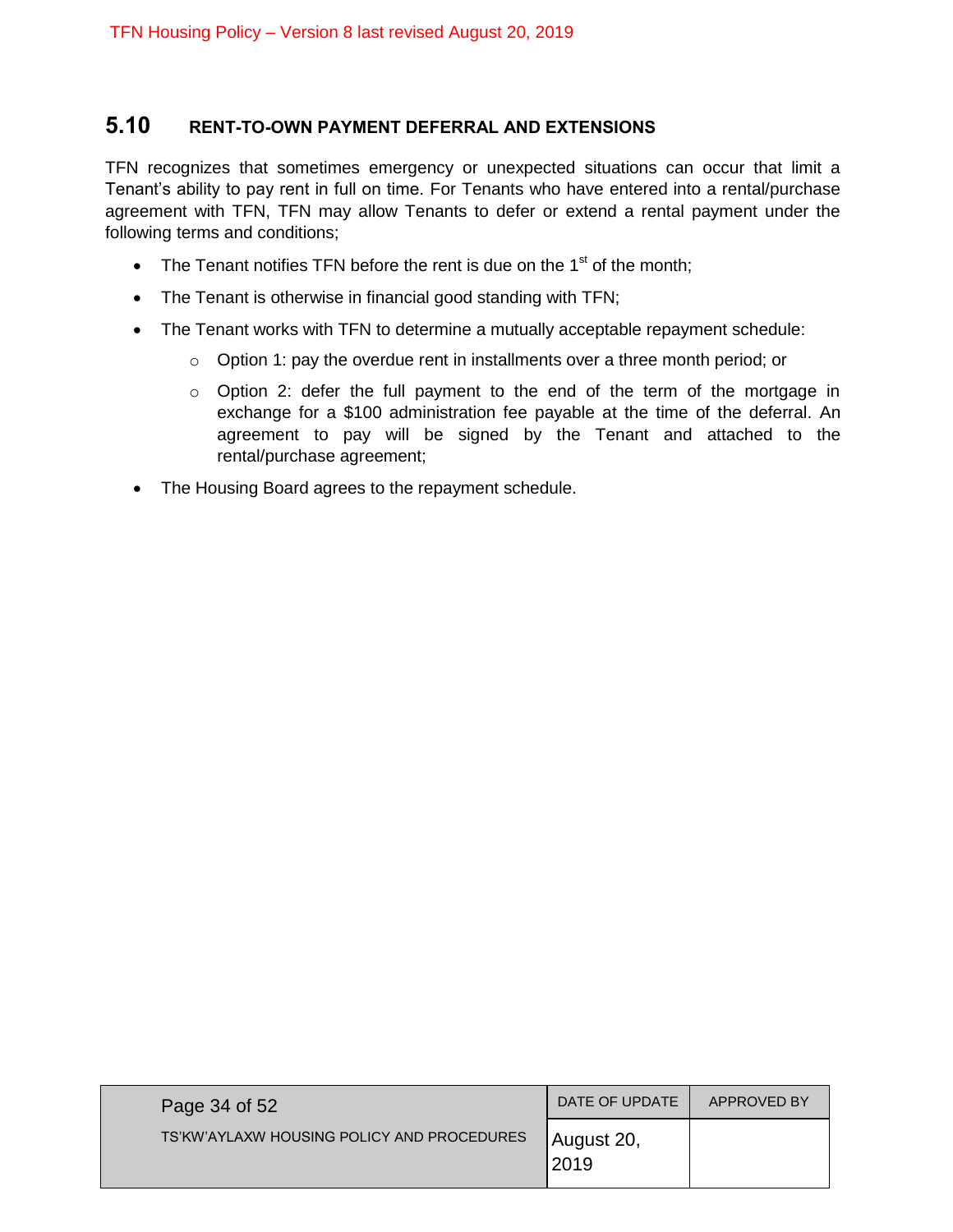## 5.10 RENT-TO-OWN PAYMENT DEFERRAL AND EXTENSIONS

TFN recognizes that sometimes emergency or unexpected situations can occur that limit a Tenant's ability to pay rent in full on time. For Tenants who have entered into a rental/purchase agreement with TFN, TFN may allow Tenants to defer or extend a rental payment under the following terms and conditions;

- The Tenant notifies TFN before the rent is due on the 1st of the month;
- The Tenant is otherwise in financial good standing with TFN;
- The Tenant works with TFN to determine a mutually acceptable repayment schedule:
  - Option 1: pay the overdue rent in installments over a three month period; or
  - Option 2: defer the full payment to the end of the term of the mortgage in exchange for a $100 administration fee payable at the time of the deferral. An agreement to pay will be signed by the Tenant and attached to the rental/purchase agreement;
- The Housing Board agrees to the repayment schedule.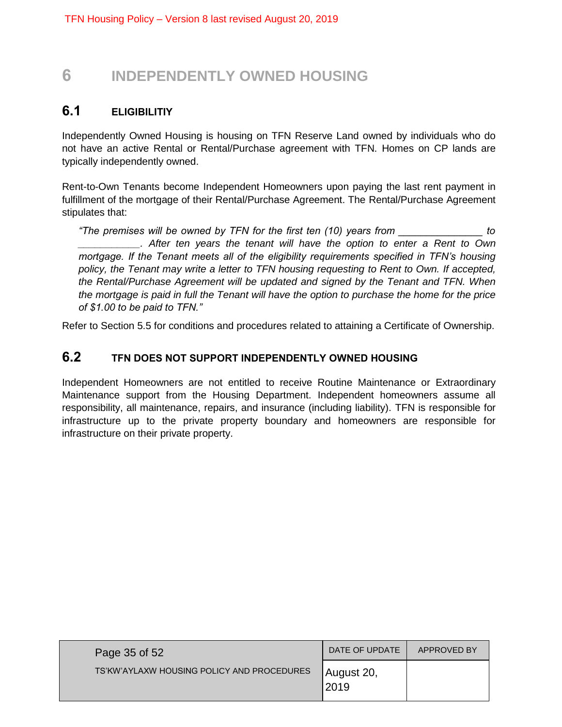# 6 INDEPENDENTLY OWNED HOUSING

## 6.1 ELIGIBILITIY

Independently Owned Housing is housing on TFN Reserve Land owned by individuals who do not have an active Rental or Rental/Purchase agreement with TFN. Homes on CP lands are typically independently owned.

Rent-to-Own Tenants become Independent Homeowners upon paying the last rent payment in fulfillment of the mortgage of their Rental/Purchase Agreement. The Rental/Purchase Agreement stipulates that:

> *"The premises will be owned by TFN for the first ten (10) years from _______________ to ___________. After ten years the tenant will have the option to enter a Rent to Own mortgage. If the Tenant meets all of the eligibility requirements specified in TFN's housing policy, the Tenant may write a letter to TFN housing requesting to Rent to Own. If accepted, the Rental/Purchase Agreement will be updated and signed by the Tenant and TFN. When the mortgage is paid in full the Tenant will have the option to purchase the home for the price of $1.00 to be paid to TFN."*

Refer to Section 5.5 for conditions and procedures related to attaining a Certificate of Ownership.

## 6.2 TFN DOES NOT SUPPORT INDEPENDENTLY OWNED HOUSING

Independent Homeowners are not entitled to receive Routine Maintenance or Extraordinary Maintenance support from the Housing Department. Independent homeowners assume all responsibility, all maintenance, repairs, and insurance (including liability). TFN is responsible for infrastructure up to the private property boundary and homeowners are responsible for infrastructure on their private property.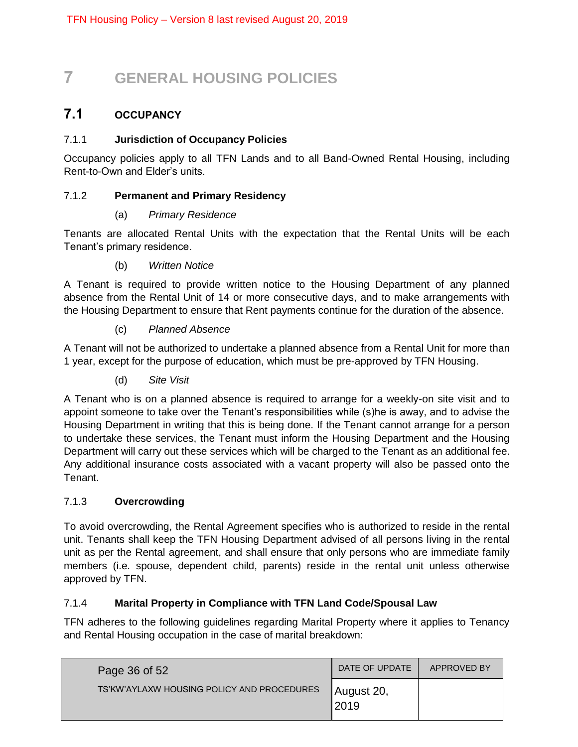# 7 GENERAL HOUSING POLICIES

## 7.1 OCCUPANCY

### 7.1.1 Jurisdiction of Occupancy Policies

Occupancy policies apply to all TFN Lands and to all Band-Owned Rental Housing, including Rent-to-Own and Elder's units.

### 7.1.2 Permanent and Primary Residency

(a) *Primary Residence*

Tenants are allocated Rental Units with the expectation that the Rental Units will be each Tenant's primary residence.

(b) *Written Notice*

A Tenant is required to provide written notice to the Housing Department of any planned absence from the Rental Unit of 14 or more consecutive days, and to make arrangements with the Housing Department to ensure that Rent payments continue for the duration of the absence.

(c) *Planned Absence*

A Tenant will not be authorized to undertake a planned absence from a Rental Unit for more than 1 year, except for the purpose of education, which must be pre-approved by TFN Housing.

(d) *Site Visit*

A Tenant who is on a planned absence is required to arrange for a weekly-on site visit and to appoint someone to take over the Tenant's responsibilities while (s)he is away, and to advise the Housing Department in writing that this is being done. If the Tenant cannot arrange for a person to undertake these services, the Tenant must inform the Housing Department and the Housing Department will carry out these services which will be charged to the Tenant as an additional fee. Any additional insurance costs associated with a vacant property will also be passed onto the Tenant.

### 7.1.3 Overcrowding

To avoid overcrowding, the Rental Agreement specifies who is authorized to reside in the rental unit. Tenants shall keep the TFN Housing Department advised of all persons living in the rental unit as per the Rental agreement, and shall ensure that only persons who are immediate family members (i.e. spouse, dependent child, parents) reside in the rental unit unless otherwise approved by TFN.

### 7.1.4 Marital Property in Compliance with TFN Land Code/Spousal Law

TFN adheres to the following guidelines regarding Marital Property where it applies to Tenancy and Rental Housing occupation in the case of marital breakdown: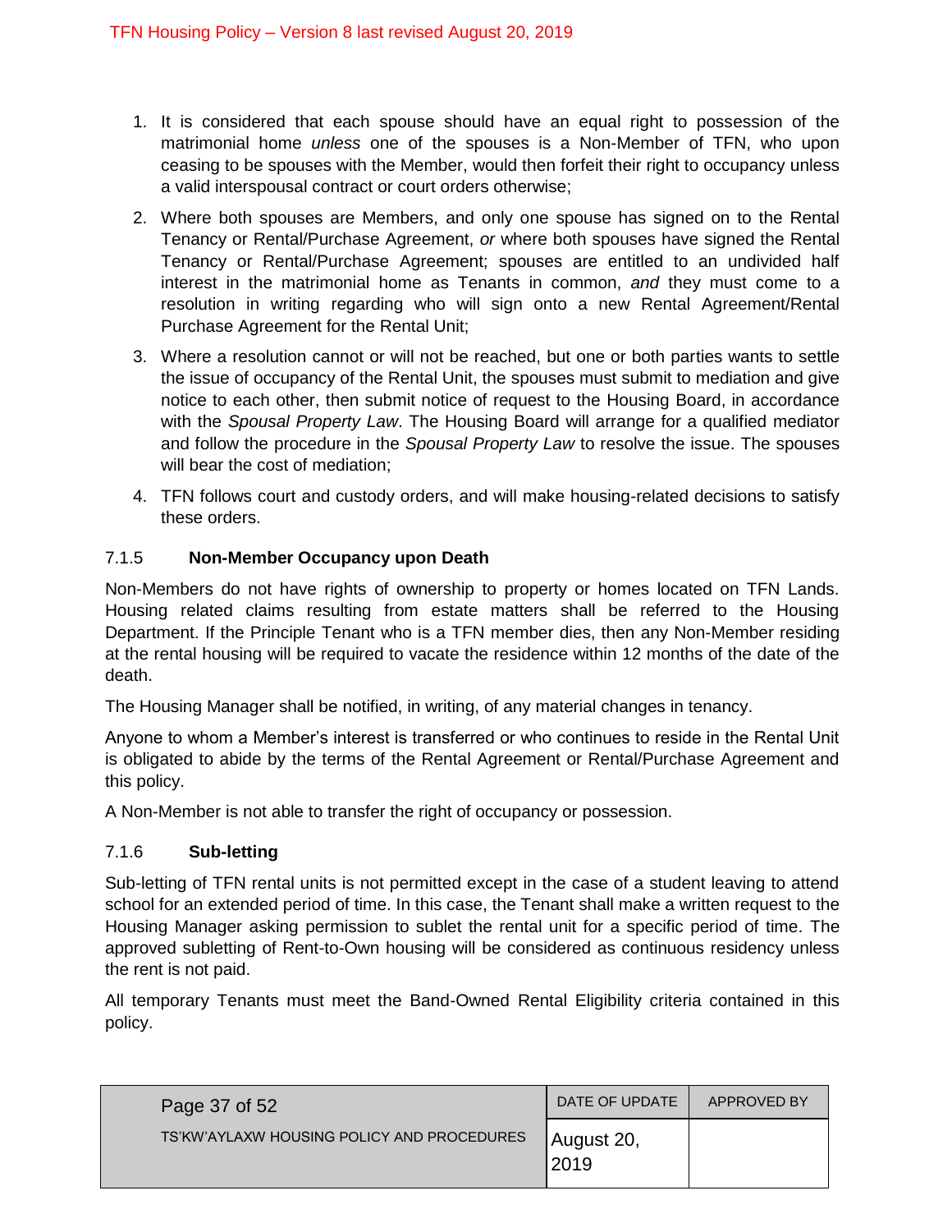1. It is considered that each spouse should have an equal right to possession of the matrimonial home *unless* one of the spouses is a Non-Member of TFN, who upon ceasing to be spouses with the Member, would then forfeit their right to occupancy unless a valid interspousal contract or court orders otherwise;
2. Where both spouses are Members, and only one spouse has signed on to the Rental Tenancy or Rental/Purchase Agreement, *or* where both spouses have signed the Rental Tenancy or Rental/Purchase Agreement; spouses are entitled to an undivided half interest in the matrimonial home as Tenants in common, *and* they must come to a resolution in writing regarding who will sign onto a new Rental Agreement/Rental Purchase Agreement for the Rental Unit;
3. Where a resolution cannot or will not be reached, but one or both parties wants to settle the issue of occupancy of the Rental Unit, the spouses must submit to mediation and give notice to each other, then submit notice of request to the Housing Board, in accordance with the *Spousal Property Law*. The Housing Board will arrange for a qualified mediator and follow the procedure in the *Spousal Property Law* to resolve the issue. The spouses will bear the cost of mediation;
4. TFN follows court and custody orders, and will make housing-related decisions to satisfy these orders.

### 7.1.5 **Non-Member Occupancy upon Death**

Non-Members do not have rights of ownership to property or homes located on TFN Lands. Housing related claims resulting from estate matters shall be referred to the Housing Department. If the Principle Tenant who is a TFN member dies, then any Non-Member residing at the rental housing will be required to vacate the residence within 12 months of the date of the death.

The Housing Manager shall be notified, in writing, of any material changes in tenancy.

Anyone to whom a Member's interest is transferred or who continues to reside in the Rental Unit is obligated to abide by the terms of the Rental Agreement or Rental/Purchase Agreement and this policy.

A Non-Member is not able to transfer the right of occupancy or possession.

### 7.1.6 **Sub-letting**

Sub-letting of TFN rental units is not permitted except in the case of a student leaving to attend school for an extended period of time. In this case, the Tenant shall make a written request to the Housing Manager asking permission to sublet the rental unit for a specific period of time. The approved subletting of Rent-to-Own housing will be considered as continuous residency unless the rent is not paid.

All temporary Tenants must meet the Band-Owned Rental Eligibility criteria contained in this policy.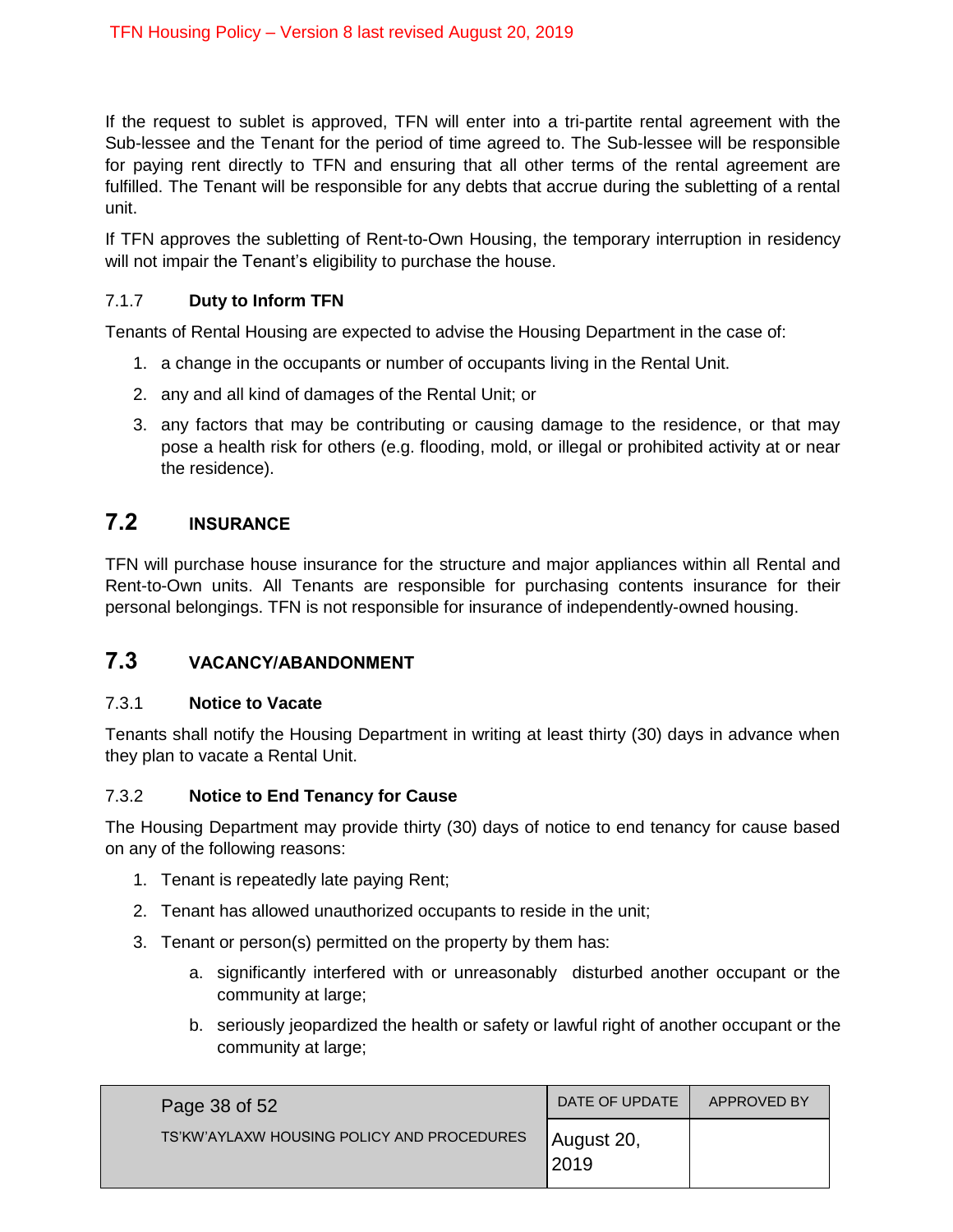If the request to sublet is approved, TFN will enter into a tri-partite rental agreement with the Sub-lessee and the Tenant for the period of time agreed to. The Sub-lessee will be responsible for paying rent directly to TFN and ensuring that all other terms of the rental agreement are fulfilled. The Tenant will be responsible for any debts that accrue during the subletting of a rental unit.

If TFN approves the subletting of Rent-to-Own Housing, the temporary interruption in residency will not impair the Tenant's eligibility to purchase the house.

### 7.1.7 Duty to Inform TFN

Tenants of Rental Housing are expected to advise the Housing Department in the case of:

1. a change in the occupants or number of occupants living in the Rental Unit.
2. any and all kind of damages of the Rental Unit; or
3. any factors that may be contributing or causing damage to the residence, or that may pose a health risk for others (e.g. flooding, mold, or illegal or prohibited activity at or near the residence).

## 7.2 INSURANCE

TFN will purchase house insurance for the structure and major appliances within all Rental and Rent-to-Own units. All Tenants are responsible for purchasing contents insurance for their personal belongings. TFN is not responsible for insurance of independently-owned housing.

## 7.3 VACANCY/ABANDONMENT

### 7.3.1 Notice to Vacate

Tenants shall notify the Housing Department in writing at least thirty (30) days in advance when they plan to vacate a Rental Unit.

### 7.3.2 Notice to End Tenancy for Cause

The Housing Department may provide thirty (30) days of notice to end tenancy for cause based on any of the following reasons:

1. Tenant is repeatedly late paying Rent;
2. Tenant has allowed unauthorized occupants to reside in the unit;
3. Tenant or person(s) permitted on the property by them has:
   a. significantly interfered with or unreasonably disturbed another occupant or the community at large;
   b. seriously jeopardized the health or safety or lawful right of another occupant or the community at large;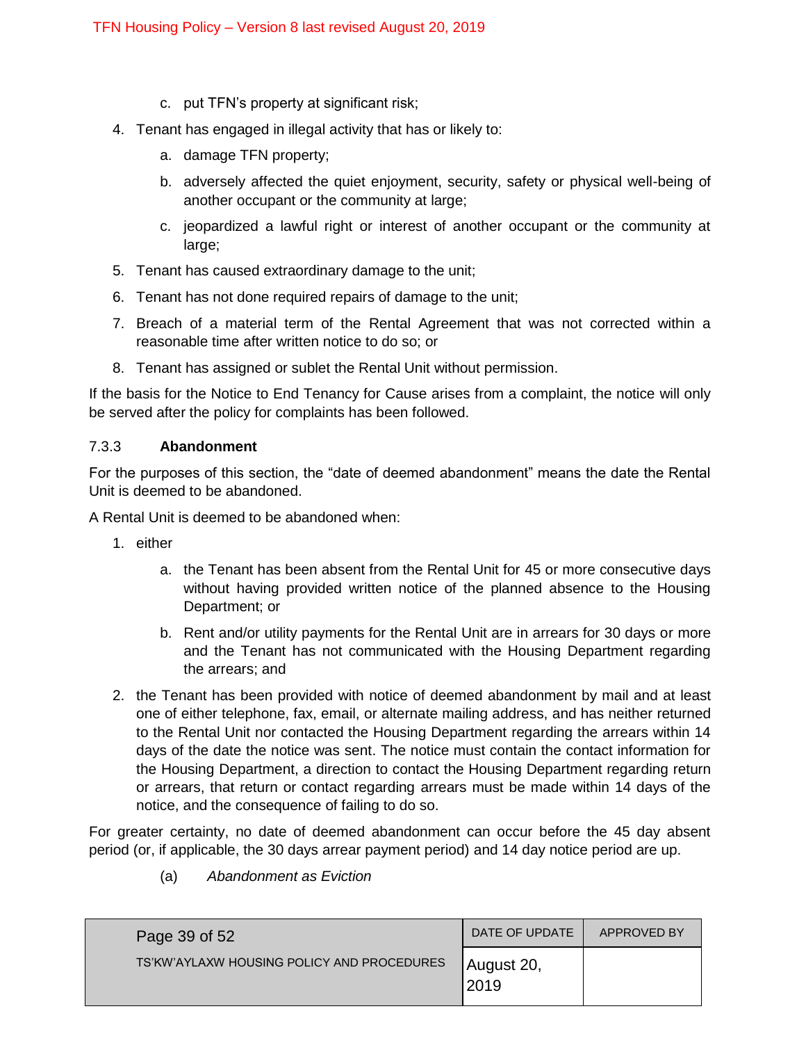c. put TFN's property at significant risk;

4. Tenant has engaged in illegal activity that has or likely to:

   a. damage TFN property;

   b. adversely affected the quiet enjoyment, security, safety or physical well-being of another occupant or the community at large;

   c. jeopardized a lawful right or interest of another occupant or the community at large;

5. Tenant has caused extraordinary damage to the unit;

6. Tenant has not done required repairs of damage to the unit;

7. Breach of a material term of the Rental Agreement that was not corrected within a reasonable time after written notice to do so; or

8. Tenant has assigned or sublet the Rental Unit without permission.

If the basis for the Notice to End Tenancy for Cause arises from a complaint, the notice will only be served after the policy for complaints has been followed.

### 7.3.3 Abandonment

For the purposes of this section, the "date of deemed abandonment" means the date the Rental Unit is deemed to be abandoned.

A Rental Unit is deemed to be abandoned when:

1. either

   a. the Tenant has been absent from the Rental Unit for 45 or more consecutive days without having provided written notice of the planned absence to the Housing Department; or

   b. Rent and/or utility payments for the Rental Unit are in arrears for 30 days or more and the Tenant has not communicated with the Housing Department regarding the arrears; and

2. the Tenant has been provided with notice of deemed abandonment by mail and at least one of either telephone, fax, email, or alternate mailing address, and has neither returned to the Rental Unit nor contacted the Housing Department regarding the arrears within 14 days of the date the notice was sent. The notice must contain the contact information for the Housing Department, a direction to contact the Housing Department regarding return or arrears, that return or contact regarding arrears must be made within 14 days of the notice, and the consequence of failing to do so.

For greater certainty, no date of deemed abandonment can occur before the 45 day absent period (or, if applicable, the 30 days arrear payment period) and 14 day notice period are up.

(a) *Abandonment as Eviction*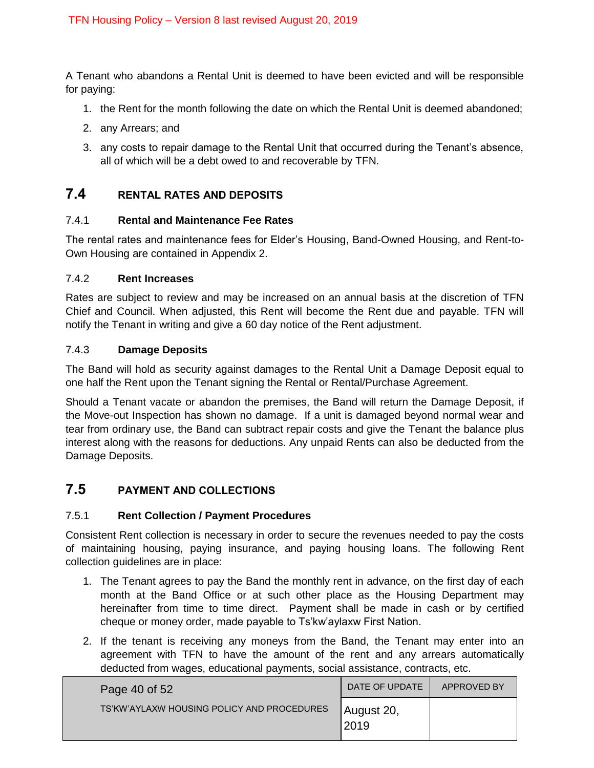A Tenant who abandons a Rental Unit is deemed to have been evicted and will be responsible for paying:

1. the Rent for the month following the date on which the Rental Unit is deemed abandoned;
2. any Arrears; and
3. any costs to repair damage to the Rental Unit that occurred during the Tenant's absence, all of which will be a debt owed to and recoverable by TFN.

## 7.4 RENTAL RATES AND DEPOSITS

### 7.4.1 Rental and Maintenance Fee Rates

The rental rates and maintenance fees for Elder's Housing, Band-Owned Housing, and Rent-to-Own Housing are contained in Appendix 2.

### 7.4.2 Rent Increases

Rates are subject to review and may be increased on an annual basis at the discretion of TFN Chief and Council. When adjusted, this Rent will become the Rent due and payable. TFN will notify the Tenant in writing and give a 60 day notice of the Rent adjustment.

### 7.4.3 Damage Deposits

The Band will hold as security against damages to the Rental Unit a Damage Deposit equal to one half the Rent upon the Tenant signing the Rental or Rental/Purchase Agreement.

Should a Tenant vacate or abandon the premises, the Band will return the Damage Deposit, if the Move-out Inspection has shown no damage. If a unit is damaged beyond normal wear and tear from ordinary use, the Band can subtract repair costs and give the Tenant the balance plus interest along with the reasons for deductions. Any unpaid Rents can also be deducted from the Damage Deposits.

## 7.5 PAYMENT AND COLLECTIONS

### 7.5.1 Rent Collection / Payment Procedures

Consistent Rent collection is necessary in order to secure the revenues needed to pay the costs of maintaining housing, paying insurance, and paying housing loans. The following Rent collection guidelines are in place:

1. The Tenant agrees to pay the Band the monthly rent in advance, on the first day of each month at the Band Office or at such other place as the Housing Department may hereinafter from time to time direct. Payment shall be made in cash or by certified cheque or money order, made payable to Ts'kw'aylaxw First Nation.
2. If the tenant is receiving any moneys from the Band, the Tenant may enter into an agreement with TFN to have the amount of the rent and any arrears automatically deducted from wages, educational payments, social assistance, contracts, etc.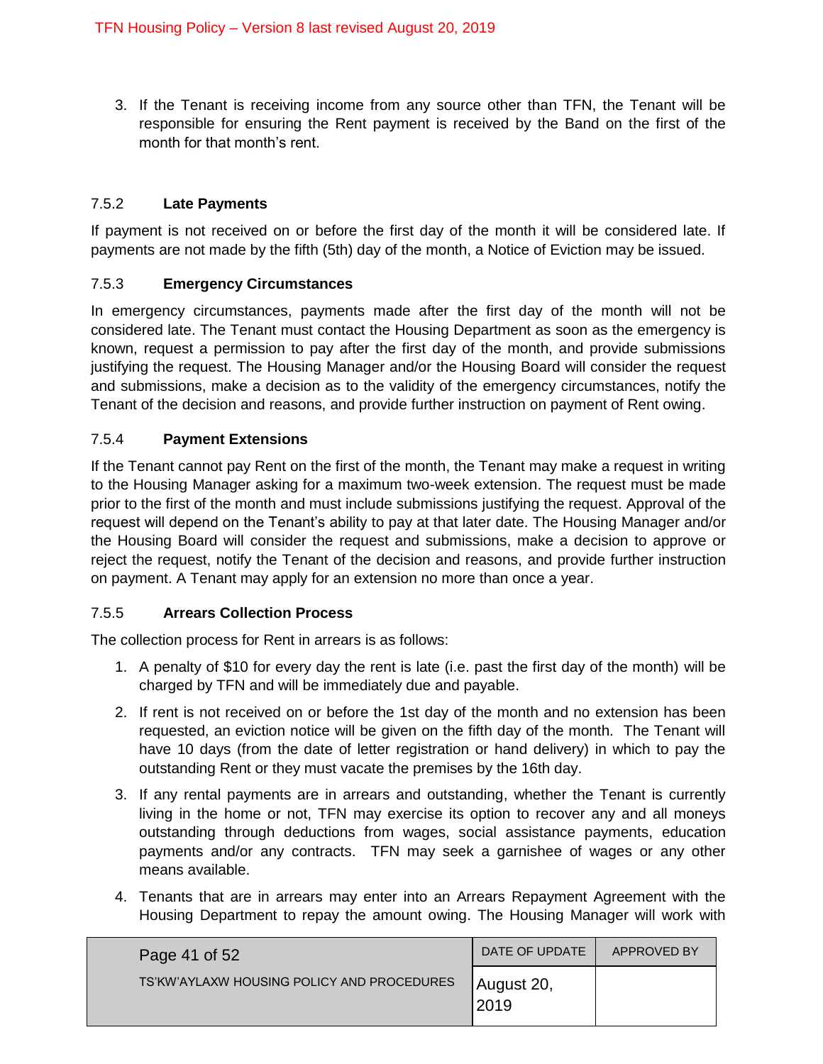3. If the Tenant is receiving income from any source other than TFN, the Tenant will be responsible for ensuring the Rent payment is received by the Band on the first of the month for that month's rent.

#### 7.5.2 **Late Payments**

If payment is not received on or before the first day of the month it will be considered late. If payments are not made by the fifth (5th) day of the month, a Notice of Eviction may be issued.

#### 7.5.3 **Emergency Circumstances**

In emergency circumstances, payments made after the first day of the month will not be considered late. The Tenant must contact the Housing Department as soon as the emergency is known, request a permission to pay after the first day of the month, and provide submissions justifying the request. The Housing Manager and/or the Housing Board will consider the request and submissions, make a decision as to the validity of the emergency circumstances, notify the Tenant of the decision and reasons, and provide further instruction on payment of Rent owing.

#### 7.5.4 **Payment Extensions**

If the Tenant cannot pay Rent on the first of the month, the Tenant may make a request in writing to the Housing Manager asking for a maximum two-week extension. The request must be made prior to the first of the month and must include submissions justifying the request. Approval of the request will depend on the Tenant's ability to pay at that later date. The Housing Manager and/or the Housing Board will consider the request and submissions, make a decision to approve or reject the request, notify the Tenant of the decision and reasons, and provide further instruction on payment. A Tenant may apply for an extension no more than once a year.

#### 7.5.5 **Arrears Collection Process**

The collection process for Rent in arrears is as follows:

1. A penalty of $10 for every day the rent is late (i.e. past the first day of the month) will be charged by TFN and will be immediately due and payable.
2. If rent is not received on or before the 1st day of the month and no extension has been requested, an eviction notice will be given on the fifth day of the month. The Tenant will have 10 days (from the date of letter registration or hand delivery) in which to pay the outstanding Rent or they must vacate the premises by the 16th day.
3. If any rental payments are in arrears and outstanding, whether the Tenant is currently living in the home or not, TFN may exercise its option to recover any and all moneys outstanding through deductions from wages, social assistance payments, education payments and/or any contracts. TFN may seek a garnishee of wages or any other means available.
4. Tenants that are in arrears may enter into an Arrears Repayment Agreement with the Housing Department to repay the amount owing. The Housing Manager will work with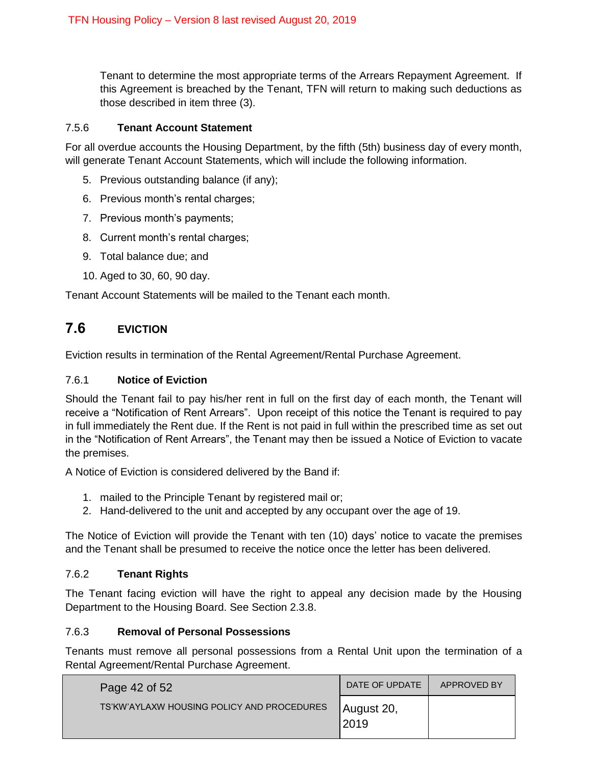Tenant to determine the most appropriate terms of the Arrears Repayment Agreement. If this Agreement is breached by the Tenant, TFN will return to making such deductions as those described in item three (3).

#### 7.5.6 **Tenant Account Statement**

For all overdue accounts the Housing Department, by the fifth (5th) business day of every month, will generate Tenant Account Statements, which will include the following information.

5. Previous outstanding balance (if any);
6. Previous month's rental charges;
7. Previous month's payments;
8. Current month's rental charges;
9. Total balance due; and
10. Aged to 30, 60, 90 day.

Tenant Account Statements will be mailed to the Tenant each month.

## 7.6 EVICTION

Eviction results in termination of the Rental Agreement/Rental Purchase Agreement.

#### 7.6.1 **Notice of Eviction**

Should the Tenant fail to pay his/her rent in full on the first day of each month, the Tenant will receive a "Notification of Rent Arrears". Upon receipt of this notice the Tenant is required to pay in full immediately the Rent due. If the Rent is not paid in full within the prescribed time as set out in the "Notification of Rent Arrears", the Tenant may then be issued a Notice of Eviction to vacate the premises.

A Notice of Eviction is considered delivered by the Band if:

1. mailed to the Principle Tenant by registered mail or;
2. Hand-delivered to the unit and accepted by any occupant over the age of 19.

The Notice of Eviction will provide the Tenant with ten (10) days' notice to vacate the premises and the Tenant shall be presumed to receive the notice once the letter has been delivered.

#### 7.6.2 **Tenant Rights**

The Tenant facing eviction will have the right to appeal any decision made by the Housing Department to the Housing Board. See Section 2.3.8.

#### 7.6.3 **Removal of Personal Possessions**

Tenants must remove all personal possessions from a Rental Unit upon the termination of a Rental Agreement/Rental Purchase Agreement.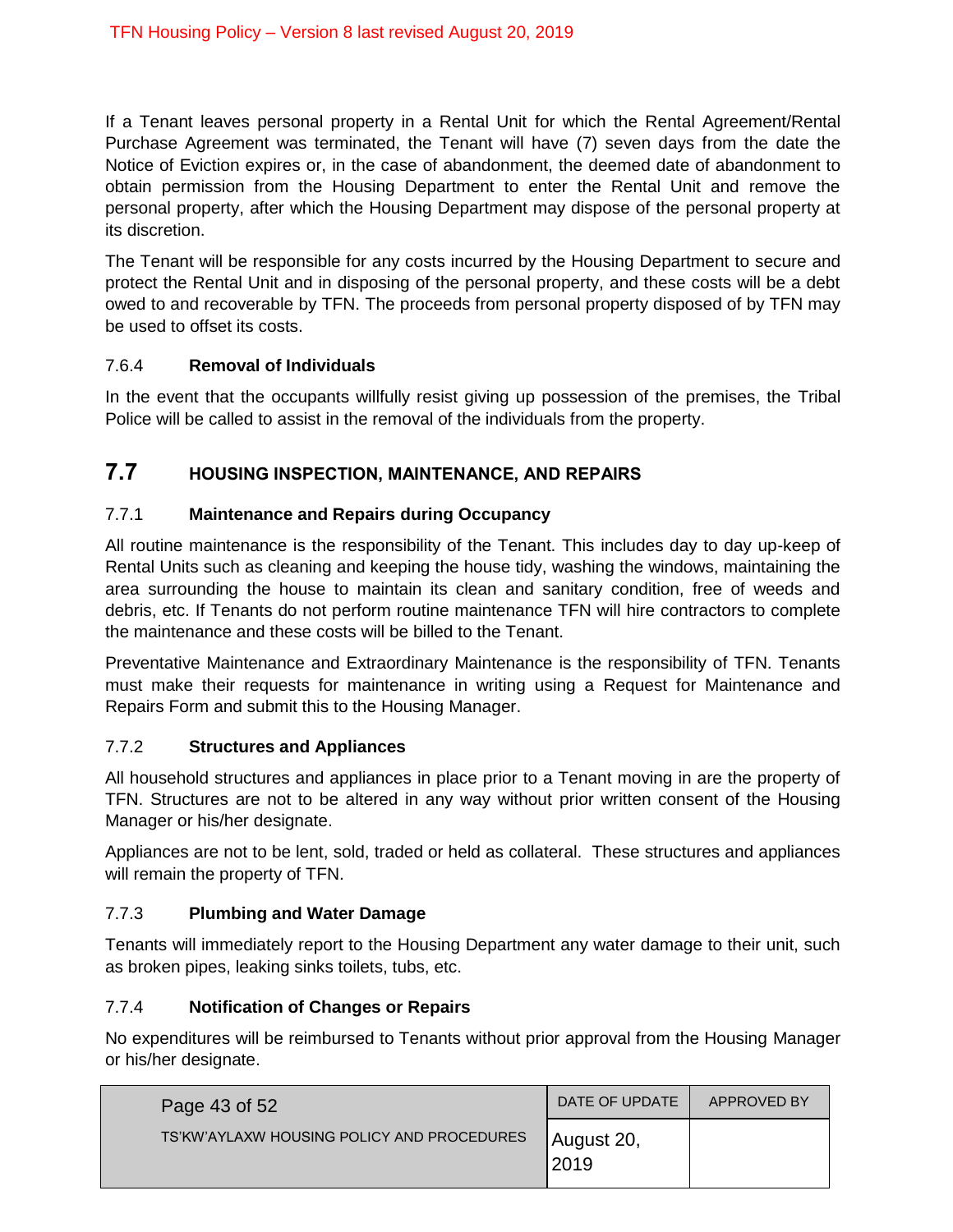If a Tenant leaves personal property in a Rental Unit for which the Rental Agreement/Rental Purchase Agreement was terminated, the Tenant will have (7) seven days from the date the Notice of Eviction expires or, in the case of abandonment, the deemed date of abandonment to obtain permission from the Housing Department to enter the Rental Unit and remove the personal property, after which the Housing Department may dispose of the personal property at its discretion.

The Tenant will be responsible for any costs incurred by the Housing Department to secure and protect the Rental Unit and in disposing of the personal property, and these costs will be a debt owed to and recoverable by TFN. The proceeds from personal property disposed of by TFN may be used to offset its costs.

### 7.6.4 Removal of Individuals

In the event that the occupants willfully resist giving up possession of the premises, the Tribal Police will be called to assist in the removal of the individuals from the property.

## 7.7 HOUSING INSPECTION, MAINTENANCE, AND REPAIRS

### 7.7.1 Maintenance and Repairs during Occupancy

All routine maintenance is the responsibility of the Tenant. This includes day to day up-keep of Rental Units such as cleaning and keeping the house tidy, washing the windows, maintaining the area surrounding the house to maintain its clean and sanitary condition, free of weeds and debris, etc. If Tenants do not perform routine maintenance TFN will hire contractors to complete the maintenance and these costs will be billed to the Tenant.

Preventative Maintenance and Extraordinary Maintenance is the responsibility of TFN. Tenants must make their requests for maintenance in writing using a Request for Maintenance and Repairs Form and submit this to the Housing Manager.

### 7.7.2 Structures and Appliances

All household structures and appliances in place prior to a Tenant moving in are the property of TFN. Structures are not to be altered in any way without prior written consent of the Housing Manager or his/her designate.

Appliances are not to be lent, sold, traded or held as collateral. These structures and appliances will remain the property of TFN.

### 7.7.3 Plumbing and Water Damage

Tenants will immediately report to the Housing Department any water damage to their unit, such as broken pipes, leaking sinks toilets, tubs, etc.

### 7.7.4 Notification of Changes or Repairs

No expenditures will be reimbursed to Tenants without prior approval from the Housing Manager or his/her designate.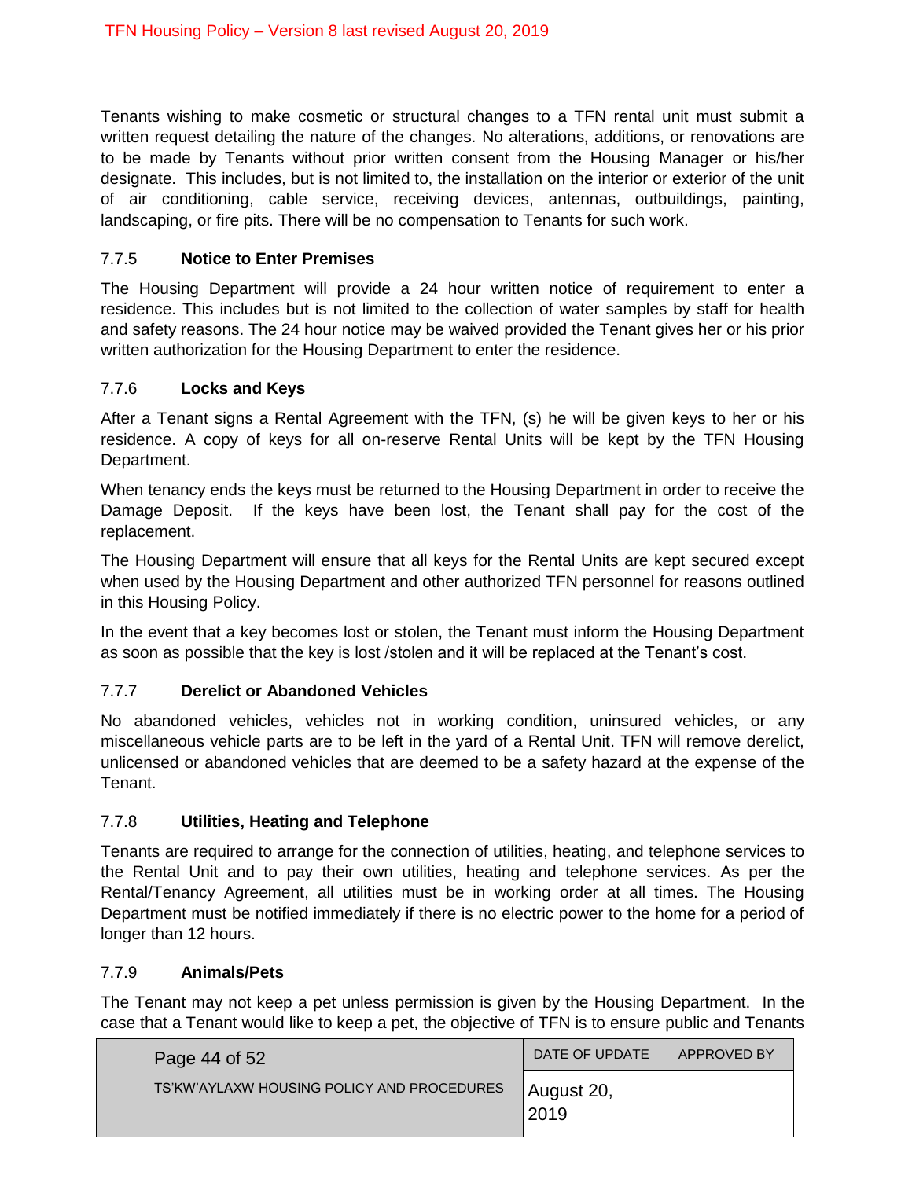Tenants wishing to make cosmetic or structural changes to a TFN rental unit must submit a written request detailing the nature of the changes. No alterations, additions, or renovations are to be made by Tenants without prior written consent from the Housing Manager or his/her designate. This includes, but is not limited to, the installation on the interior or exterior of the unit of air conditioning, cable service, receiving devices, antennas, outbuildings, painting, landscaping, or fire pits. There will be no compensation to Tenants for such work.

#### 7.7.5 **Notice to Enter Premises**

The Housing Department will provide a 24 hour written notice of requirement to enter a residence. This includes but is not limited to the collection of water samples by staff for health and safety reasons. The 24 hour notice may be waived provided the Tenant gives her or his prior written authorization for the Housing Department to enter the residence.

#### 7.7.6 **Locks and Keys**

After a Tenant signs a Rental Agreement with the TFN, (s) he will be given keys to her or his residence. A copy of keys for all on-reserve Rental Units will be kept by the TFN Housing Department.

When tenancy ends the keys must be returned to the Housing Department in order to receive the Damage Deposit. If the keys have been lost, the Tenant shall pay for the cost of the replacement.

The Housing Department will ensure that all keys for the Rental Units are kept secured except when used by the Housing Department and other authorized TFN personnel for reasons outlined in this Housing Policy.

In the event that a key becomes lost or stolen, the Tenant must inform the Housing Department as soon as possible that the key is lost /stolen and it will be replaced at the Tenant's cost.

#### 7.7.7 **Derelict or Abandoned Vehicles**

No abandoned vehicles, vehicles not in working condition, uninsured vehicles, or any miscellaneous vehicle parts are to be left in the yard of a Rental Unit. TFN will remove derelict, unlicensed or abandoned vehicles that are deemed to be a safety hazard at the expense of the Tenant.

#### 7.7.8 **Utilities, Heating and Telephone**

Tenants are required to arrange for the connection of utilities, heating, and telephone services to the Rental Unit and to pay their own utilities, heating and telephone services. As per the Rental/Tenancy Agreement, all utilities must be in working order at all times. The Housing Department must be notified immediately if there is no electric power to the home for a period of longer than 12 hours.

#### 7.7.9 **Animals/Pets**

The Tenant may not keep a pet unless permission is given by the Housing Department. In the case that a Tenant would like to keep a pet, the objective of TFN is to ensure public and Tenants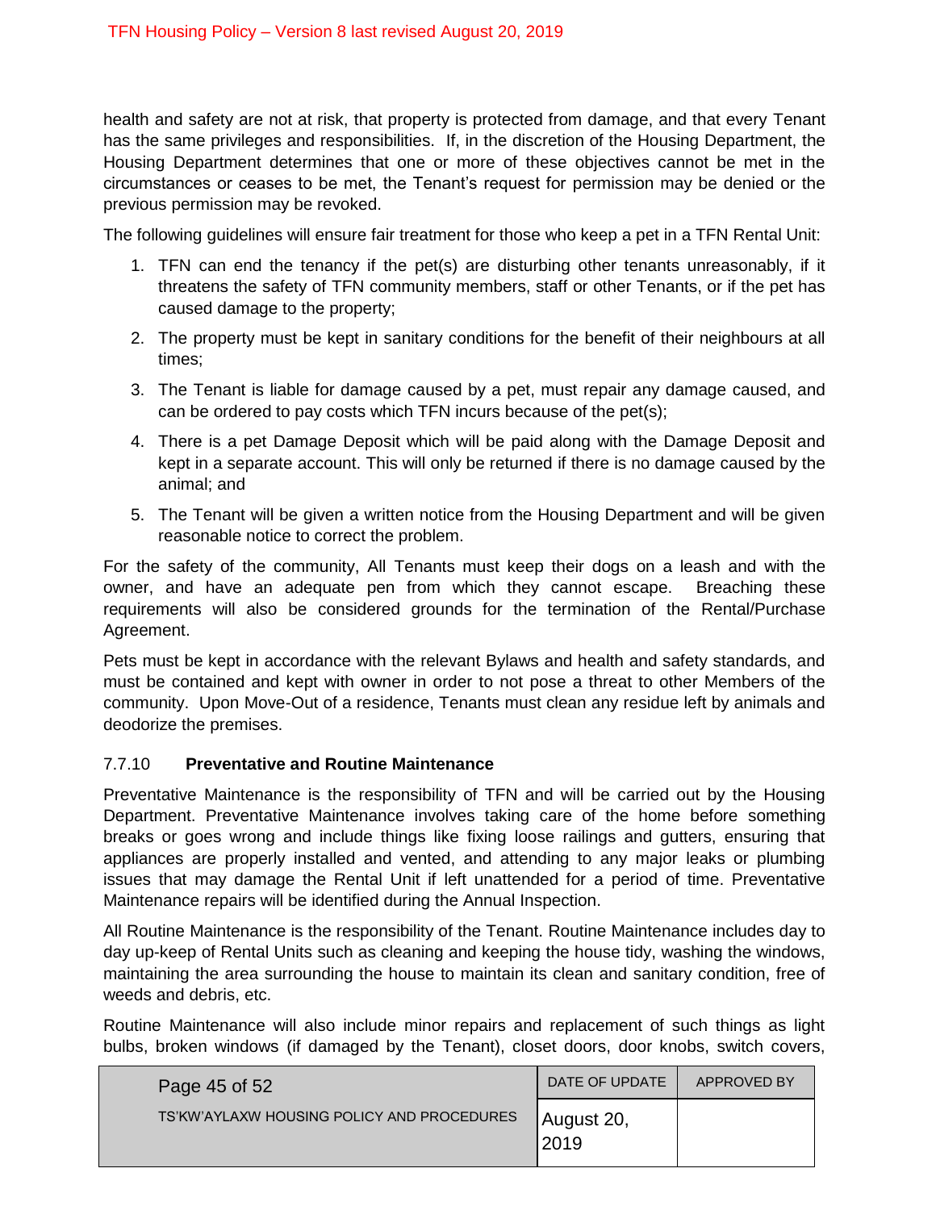health and safety are not at risk, that property is protected from damage, and that every Tenant has the same privileges and responsibilities. If, in the discretion of the Housing Department, the Housing Department determines that one or more of these objectives cannot be met in the circumstances or ceases to be met, the Tenant's request for permission may be denied or the previous permission may be revoked.

The following guidelines will ensure fair treatment for those who keep a pet in a TFN Rental Unit:

1. TFN can end the tenancy if the pet(s) are disturbing other tenants unreasonably, if it threatens the safety of TFN community members, staff or other Tenants, or if the pet has caused damage to the property;
2. The property must be kept in sanitary conditions for the benefit of their neighbours at all times;
3. The Tenant is liable for damage caused by a pet, must repair any damage caused, and can be ordered to pay costs which TFN incurs because of the pet(s);
4. There is a pet Damage Deposit which will be paid along with the Damage Deposit and kept in a separate account. This will only be returned if there is no damage caused by the animal; and
5. The Tenant will be given a written notice from the Housing Department and will be given reasonable notice to correct the problem.

For the safety of the community, All Tenants must keep their dogs on a leash and with the owner, and have an adequate pen from which they cannot escape. Breaching these requirements will also be considered grounds for the termination of the Rental/Purchase Agreement.

Pets must be kept in accordance with the relevant Bylaws and health and safety standards, and must be contained and kept with owner in order to not pose a threat to other Members of the community. Upon Move-Out of a residence, Tenants must clean any residue left by animals and deodorize the premises.

### 7.7.10 Preventative and Routine Maintenance

Preventative Maintenance is the responsibility of TFN and will be carried out by the Housing Department. Preventative Maintenance involves taking care of the home before something breaks or goes wrong and include things like fixing loose railings and gutters, ensuring that appliances are properly installed and vented, and attending to any major leaks or plumbing issues that may damage the Rental Unit if left unattended for a period of time. Preventative Maintenance repairs will be identified during the Annual Inspection.

All Routine Maintenance is the responsibility of the Tenant. Routine Maintenance includes day to day up-keep of Rental Units such as cleaning and keeping the house tidy, washing the windows, maintaining the area surrounding the house to maintain its clean and sanitary condition, free of weeds and debris, etc.

Routine Maintenance will also include minor repairs and replacement of such things as light bulbs, broken windows (if damaged by the Tenant), closet doors, door knobs, switch covers,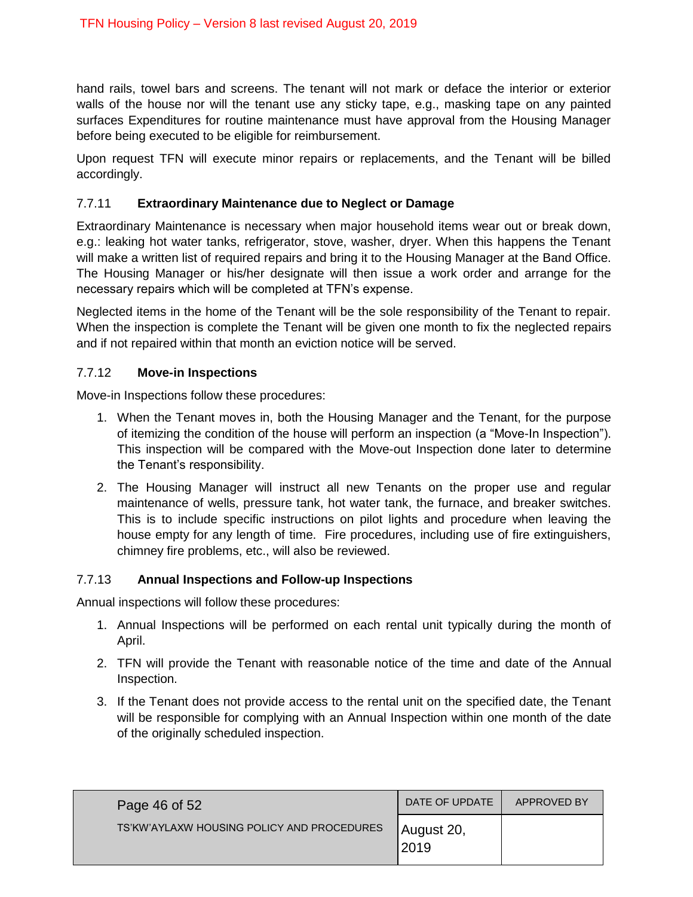hand rails, towel bars and screens. The tenant will not mark or deface the interior or exterior walls of the house nor will the tenant use any sticky tape, e.g., masking tape on any painted surfaces Expenditures for routine maintenance must have approval from the Housing Manager before being executed to be eligible for reimbursement.

Upon request TFN will execute minor repairs or replacements, and the Tenant will be billed accordingly.

### 7.7.11 **Extraordinary Maintenance due to Neglect or Damage**

Extraordinary Maintenance is necessary when major household items wear out or break down, e.g.: leaking hot water tanks, refrigerator, stove, washer, dryer. When this happens the Tenant will make a written list of required repairs and bring it to the Housing Manager at the Band Office. The Housing Manager or his/her designate will then issue a work order and arrange for the necessary repairs which will be completed at TFN's expense.

Neglected items in the home of the Tenant will be the sole responsibility of the Tenant to repair. When the inspection is complete the Tenant will be given one month to fix the neglected repairs and if not repaired within that month an eviction notice will be served.

### 7.7.12 **Move-in Inspections**

Move-in Inspections follow these procedures:

1. When the Tenant moves in, both the Housing Manager and the Tenant, for the purpose of itemizing the condition of the house will perform an inspection (a "Move-In Inspection"). This inspection will be compared with the Move-out Inspection done later to determine the Tenant's responsibility.
2. The Housing Manager will instruct all new Tenants on the proper use and regular maintenance of wells, pressure tank, hot water tank, the furnace, and breaker switches. This is to include specific instructions on pilot lights and procedure when leaving the house empty for any length of time. Fire procedures, including use of fire extinguishers, chimney fire problems, etc., will also be reviewed.

### 7.7.13 **Annual Inspections and Follow-up Inspections**

Annual inspections will follow these procedures:

1. Annual Inspections will be performed on each rental unit typically during the month of April.
2. TFN will provide the Tenant with reasonable notice of the time and date of the Annual Inspection.
3. If the Tenant does not provide access to the rental unit on the specified date, the Tenant will be responsible for complying with an Annual Inspection within one month of the date of the originally scheduled inspection.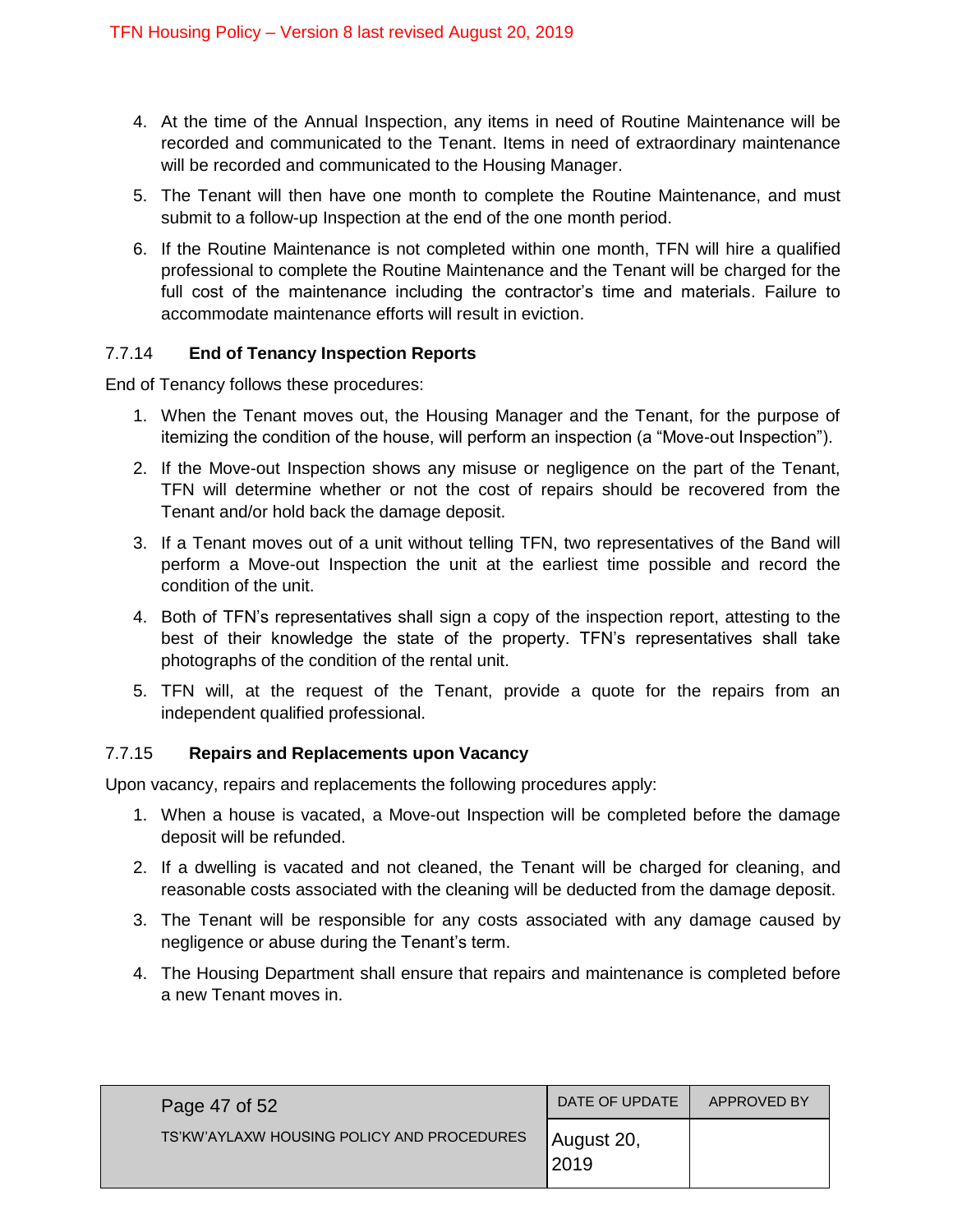4. At the time of the Annual Inspection, any items in need of Routine Maintenance will be recorded and communicated to the Tenant. Items in need of extraordinary maintenance will be recorded and communicated to the Housing Manager.
5. The Tenant will then have one month to complete the Routine Maintenance, and must submit to a follow-up Inspection at the end of the one month period.
6. If the Routine Maintenance is not completed within one month, TFN will hire a qualified professional to complete the Routine Maintenance and the Tenant will be charged for the full cost of the maintenance including the contractor's time and materials. Failure to accommodate maintenance efforts will result in eviction.

### 7.7.14 **End of Tenancy Inspection Reports**

End of Tenancy follows these procedures:

1. When the Tenant moves out, the Housing Manager and the Tenant, for the purpose of itemizing the condition of the house, will perform an inspection (a "Move-out Inspection").
2. If the Move-out Inspection shows any misuse or negligence on the part of the Tenant, TFN will determine whether or not the cost of repairs should be recovered from the Tenant and/or hold back the damage deposit.
3. If a Tenant moves out of a unit without telling TFN, two representatives of the Band will perform a Move-out Inspection the unit at the earliest time possible and record the condition of the unit.
4. Both of TFN's representatives shall sign a copy of the inspection report, attesting to the best of their knowledge the state of the property. TFN's representatives shall take photographs of the condition of the rental unit.
5. TFN will, at the request of the Tenant, provide a quote for the repairs from an independent qualified professional.

### 7.7.15 **Repairs and Replacements upon Vacancy**

Upon vacancy, repairs and replacements the following procedures apply:

1. When a house is vacated, a Move-out Inspection will be completed before the damage deposit will be refunded.
2. If a dwelling is vacated and not cleaned, the Tenant will be charged for cleaning, and reasonable costs associated with the cleaning will be deducted from the damage deposit.
3. The Tenant will be responsible for any costs associated with any damage caused by negligence or abuse during the Tenant's term.
4. The Housing Department shall ensure that repairs and maintenance is completed before a new Tenant moves in.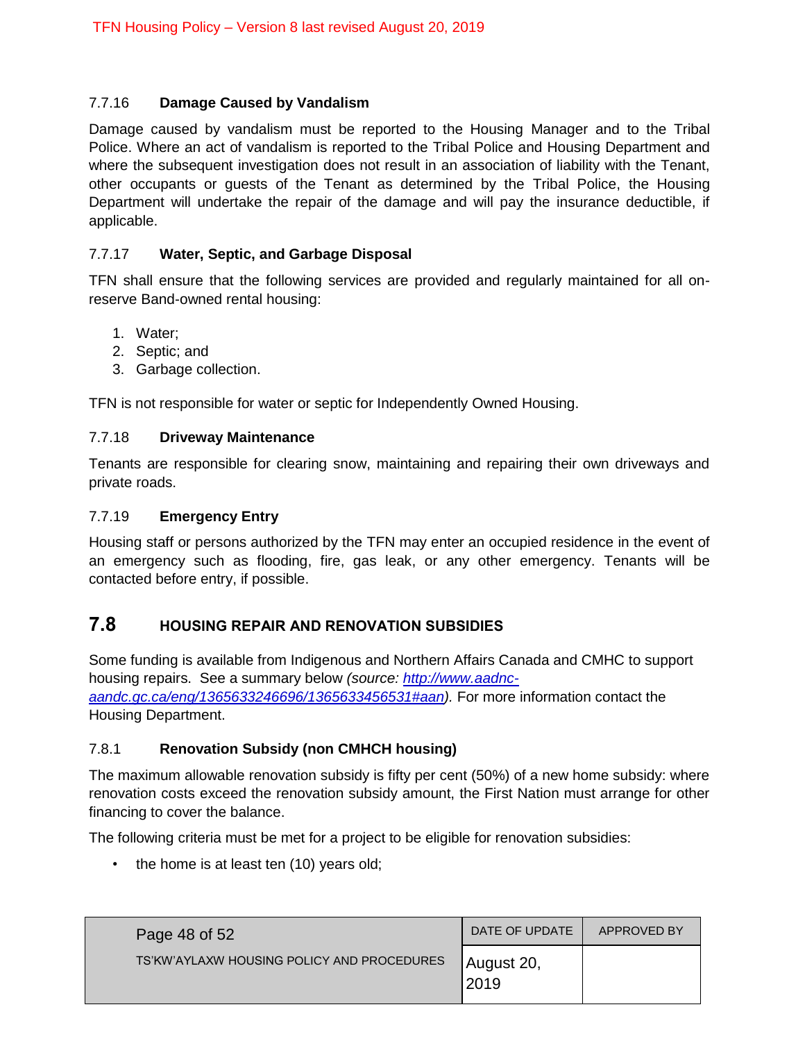#### 7.7.16 **Damage Caused by Vandalism**

Damage caused by vandalism must be reported to the Housing Manager and to the Tribal Police. Where an act of vandalism is reported to the Tribal Police and Housing Department and where the subsequent investigation does not result in an association of liability with the Tenant, other occupants or guests of the Tenant as determined by the Tribal Police, the Housing Department will undertake the repair of the damage and will pay the insurance deductible, if applicable.

#### 7.7.17 **Water, Septic, and Garbage Disposal**

TFN shall ensure that the following services are provided and regularly maintained for all on-reserve Band-owned rental housing:

1. Water;
2. Septic; and
3. Garbage collection.

TFN is not responsible for water or septic for Independently Owned Housing.

#### 7.7.18 **Driveway Maintenance**

Tenants are responsible for clearing snow, maintaining and repairing their own driveways and private roads.

#### 7.7.19 **Emergency Entry**

Housing staff or persons authorized by the TFN may enter an occupied residence in the event of an emergency such as flooding, fire, gas leak, or any other emergency. Tenants will be contacted before entry, if possible.

## 7.8 HOUSING REPAIR AND RENOVATION SUBSIDIES

Some funding is available from Indigenous and Northern Affairs Canada and CMHC to support housing repairs. See a summary below *(source: [http://www.aadnc-aandc.gc.ca/eng/1365633246696/1365633456531#aan](http://www.aadnc-aandc.gc.ca/eng/1365633246696/1365633456531#aan))*. For more information contact the Housing Department.

#### 7.8.1 **Renovation Subsidy (non CMHCH housing)**

The maximum allowable renovation subsidy is fifty per cent (50%) of a new home subsidy: where renovation costs exceed the renovation subsidy amount, the First Nation must arrange for other financing to cover the balance.

The following criteria must be met for a project to be eligible for renovation subsidies:

- the home is at least ten (10) years old;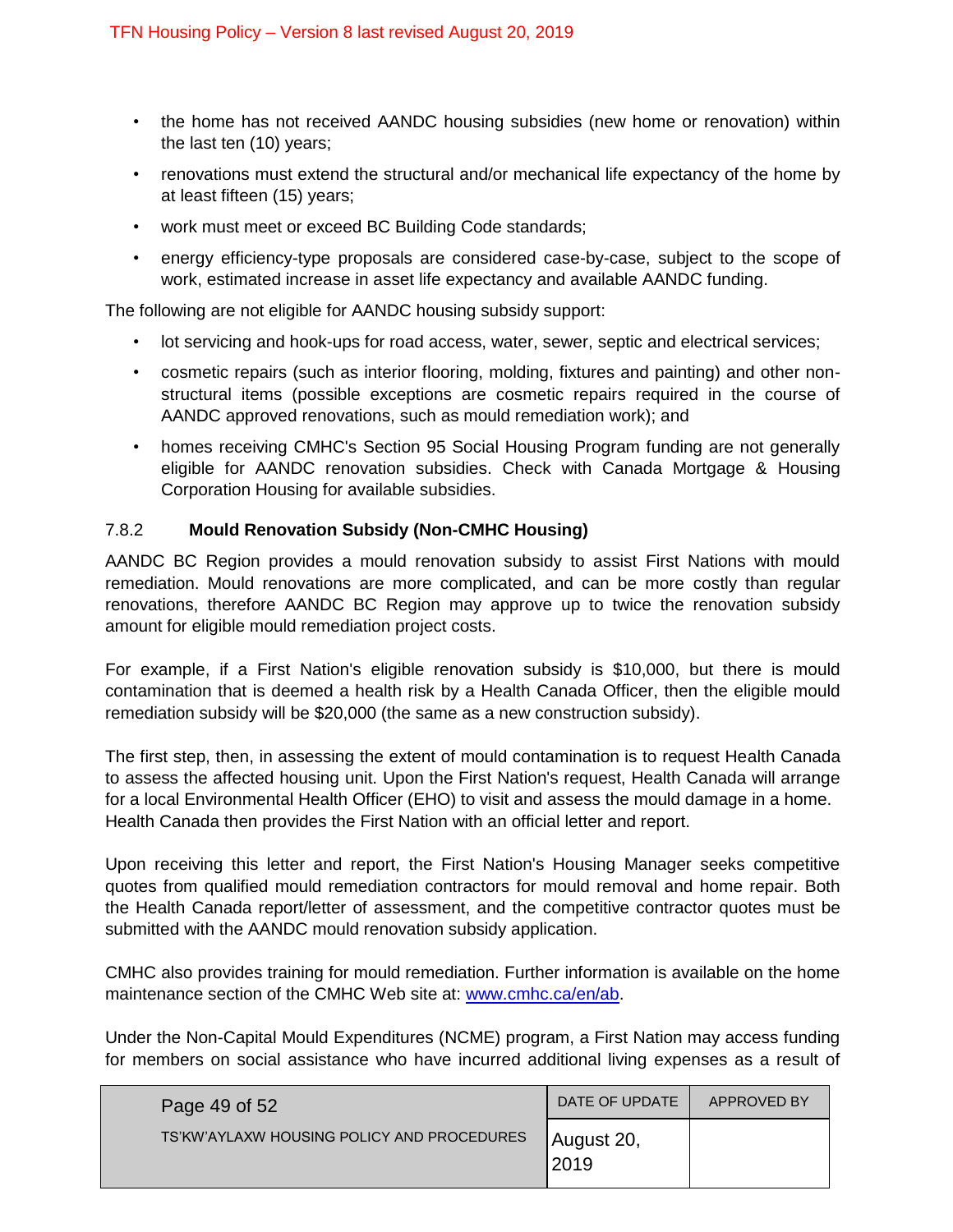- the home has not received AANDC housing subsidies (new home or renovation) within the last ten (10) years;
- renovations must extend the structural and/or mechanical life expectancy of the home by at least fifteen (15) years;
- work must meet or exceed BC Building Code standards;
- energy efficiency-type proposals are considered case-by-case, subject to the scope of work, estimated increase in asset life expectancy and available AANDC funding.

The following are not eligible for AANDC housing subsidy support:

- lot servicing and hook-ups for road access, water, sewer, septic and electrical services;
- cosmetic repairs (such as interior flooring, molding, fixtures and painting) and other non-structural items (possible exceptions are cosmetic repairs required in the course of AANDC approved renovations, such as mould remediation work); and
- homes receiving CMHC's Section 95 Social Housing Program funding are not generally eligible for AANDC renovation subsidies. Check with Canada Mortgage & Housing Corporation Housing for available subsidies.

### 7.8.2 Mould Renovation Subsidy (Non-CMHC Housing)

AANDC BC Region provides a mould renovation subsidy to assist First Nations with mould remediation. Mould renovations are more complicated, and can be more costly than regular renovations, therefore AANDC BC Region may approve up to twice the renovation subsidy amount for eligible mould remediation project costs.

For example, if a First Nation's eligible renovation subsidy is $10,000, but there is mould contamination that is deemed a health risk by a Health Canada Officer, then the eligible mould remediation subsidy will be $20,000 (the same as a new construction subsidy).

The first step, then, in assessing the extent of mould contamination is to request Health Canada to assess the affected housing unit. Upon the First Nation's request, Health Canada will arrange for a local Environmental Health Officer (EHO) to visit and assess the mould damage in a home. Health Canada then provides the First Nation with an official letter and report.

Upon receiving this letter and report, the First Nation's Housing Manager seeks competitive quotes from qualified mould remediation contractors for mould removal and home repair. Both the Health Canada report/letter of assessment, and the competitive contractor quotes must be submitted with the AANDC mould renovation subsidy application.

CMHC also provides training for mould remediation. Further information is available on the home maintenance section of the CMHC Web site at: www.cmhc.ca/en/ab.

Under the Non-Capital Mould Expenditures (NCME) program, a First Nation may access funding for members on social assistance who have incurred additional living expenses as a result of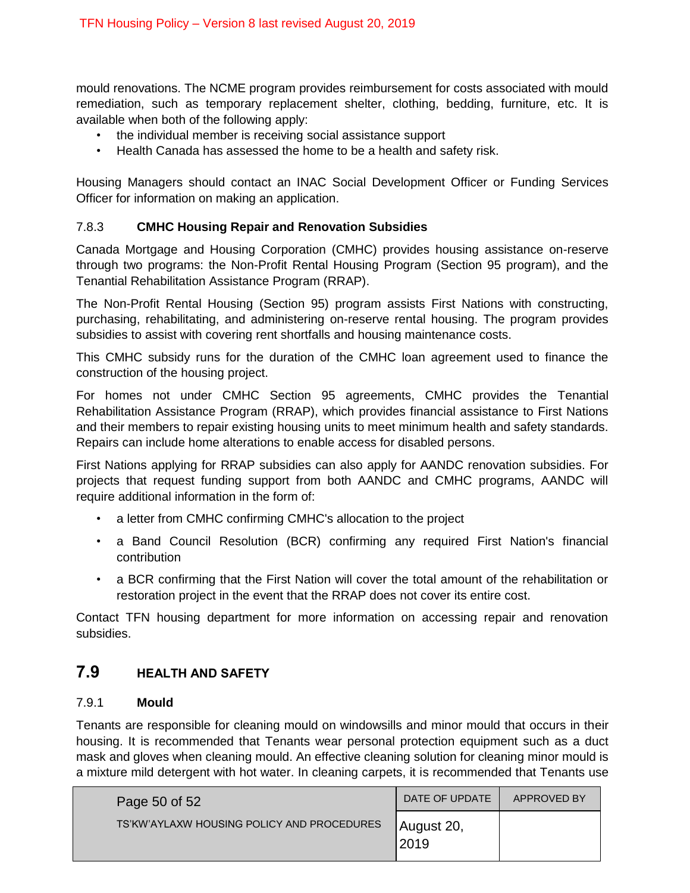mould renovations. The NCME program provides reimbursement for costs associated with mould remediation, such as temporary replacement shelter, clothing, bedding, furniture, etc. It is available when both of the following apply:

- the individual member is receiving social assistance support
- Health Canada has assessed the home to be a health and safety risk.

Housing Managers should contact an INAC Social Development Officer or Funding Services Officer for information on making an application.

#### 7.8.3 CMHC Housing Repair and Renovation Subsidies

Canada Mortgage and Housing Corporation (CMHC) provides housing assistance on-reserve through two programs: the Non-Profit Rental Housing Program (Section 95 program), and the Tenantial Rehabilitation Assistance Program (RRAP).

The Non-Profit Rental Housing (Section 95) program assists First Nations with constructing, purchasing, rehabilitating, and administering on-reserve rental housing. The program provides subsidies to assist with covering rent shortfalls and housing maintenance costs.

This CMHC subsidy runs for the duration of the CMHC loan agreement used to finance the construction of the housing project.

For homes not under CMHC Section 95 agreements, CMHC provides the Tenantial Rehabilitation Assistance Program (RRAP), which provides financial assistance to First Nations and their members to repair existing housing units to meet minimum health and safety standards. Repairs can include home alterations to enable access for disabled persons.

First Nations applying for RRAP subsidies can also apply for AANDC renovation subsidies. For projects that request funding support from both AANDC and CMHC programs, AANDC will require additional information in the form of:

- a letter from CMHC confirming CMHC's allocation to the project
- a Band Council Resolution (BCR) confirming any required First Nation's financial contribution
- a BCR confirming that the First Nation will cover the total amount of the rehabilitation or restoration project in the event that the RRAP does not cover its entire cost.

Contact TFN housing department for more information on accessing repair and renovation subsidies.

## 7.9 HEALTH AND SAFETY

#### 7.9.1 Mould

Tenants are responsible for cleaning mould on windowsills and minor mould that occurs in their housing. It is recommended that Tenants wear personal protection equipment such as a duct mask and gloves when cleaning mould. An effective cleaning solution for cleaning minor mould is a mixture mild detergent with hot water. In cleaning carpets, it is recommended that Tenants use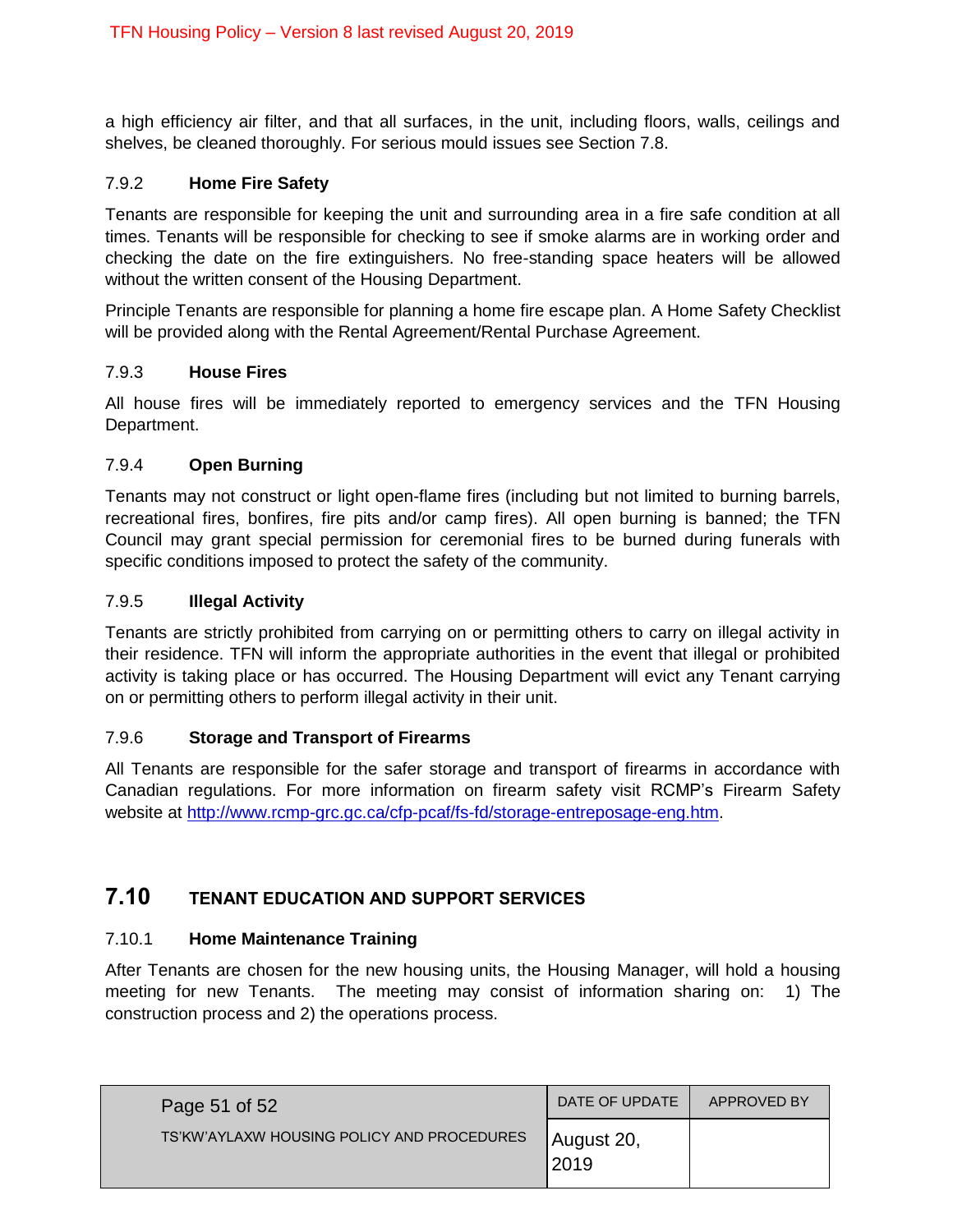a high efficiency air filter, and that all surfaces, in the unit, including floors, walls, ceilings and shelves, be cleaned thoroughly. For serious mould issues see Section 7.8.

### 7.9.2 Home Fire Safety

Tenants are responsible for keeping the unit and surrounding area in a fire safe condition at all times. Tenants will be responsible for checking to see if smoke alarms are in working order and checking the date on the fire extinguishers. No free-standing space heaters will be allowed without the written consent of the Housing Department.

Principle Tenants are responsible for planning a home fire escape plan. A Home Safety Checklist will be provided along with the Rental Agreement/Rental Purchase Agreement.

### 7.9.3 House Fires

All house fires will be immediately reported to emergency services and the TFN Housing Department.

### 7.9.4 Open Burning

Tenants may not construct or light open-flame fires (including but not limited to burning barrels, recreational fires, bonfires, fire pits and/or camp fires). All open burning is banned; the TFN Council may grant special permission for ceremonial fires to be burned during funerals with specific conditions imposed to protect the safety of the community.

### 7.9.5 Illegal Activity

Tenants are strictly prohibited from carrying on or permitting others to carry on illegal activity in their residence. TFN will inform the appropriate authorities in the event that illegal or prohibited activity is taking place or has occurred. The Housing Department will evict any Tenant carrying on or permitting others to perform illegal activity in their unit.

### 7.9.6 Storage and Transport of Firearms

All Tenants are responsible for the safer storage and transport of firearms in accordance with Canadian regulations. For more information on firearm safety visit RCMP's Firearm Safety website at http://www.rcmp-grc.gc.ca/cfp-pcaf/fs-fd/storage-entreposage-eng.htm.

## 7.10 TENANT EDUCATION AND SUPPORT SERVICES

### 7.10.1 Home Maintenance Training

After Tenants are chosen for the new housing units, the Housing Manager, will hold a housing meeting for new Tenants. The meeting may consist of information sharing on: 1) The construction process and 2) the operations process.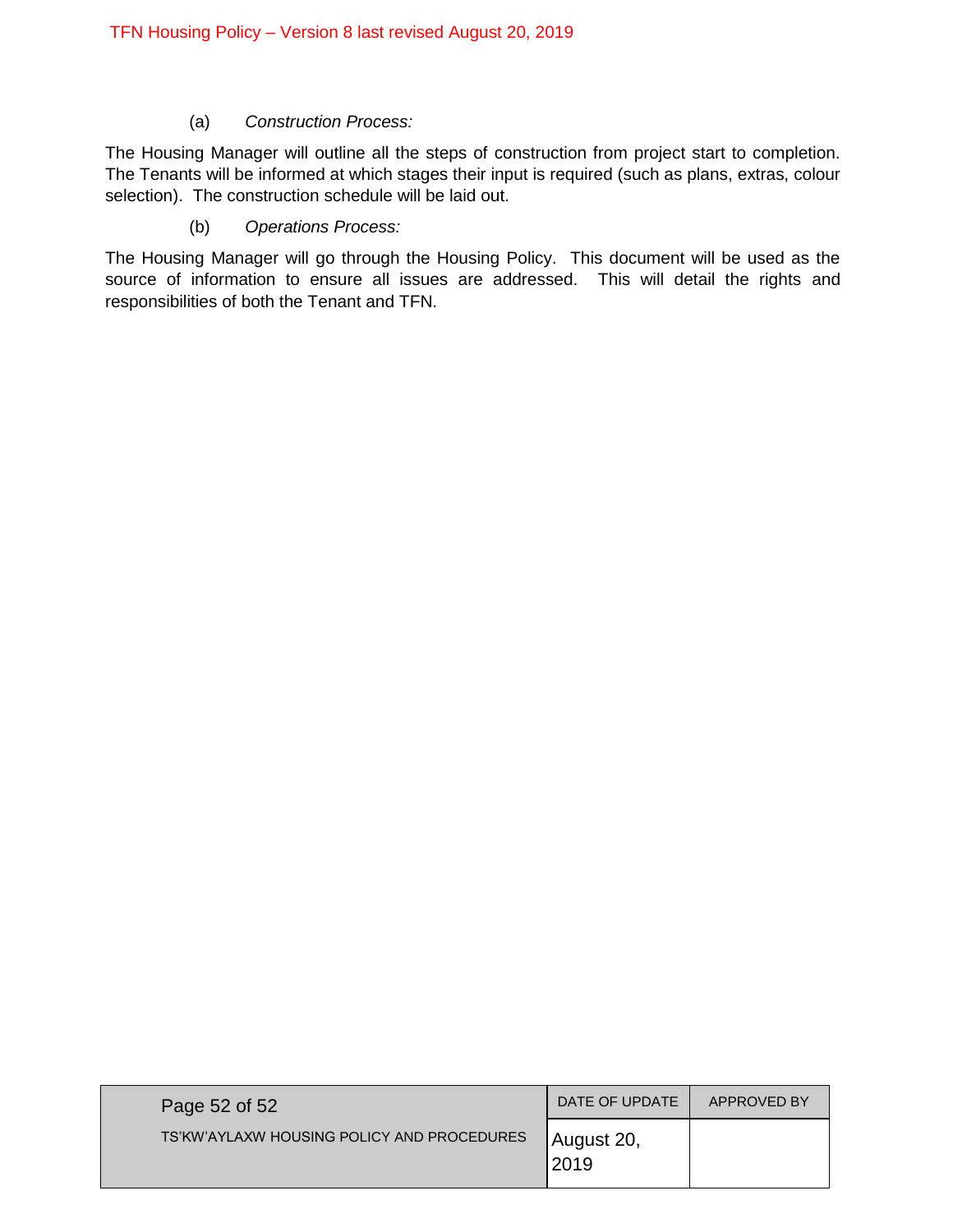(a) *Construction Process:*

The Housing Manager will outline all the steps of construction from project start to completion. The Tenants will be informed at which stages their input is required (such as plans, extras, colour selection). The construction schedule will be laid out.

(b) *Operations Process:*

The Housing Manager will go through the Housing Policy. This document will be used as the source of information to ensure all issues are addressed. This will detail the rights and responsibilities of both the Tenant and TFN.